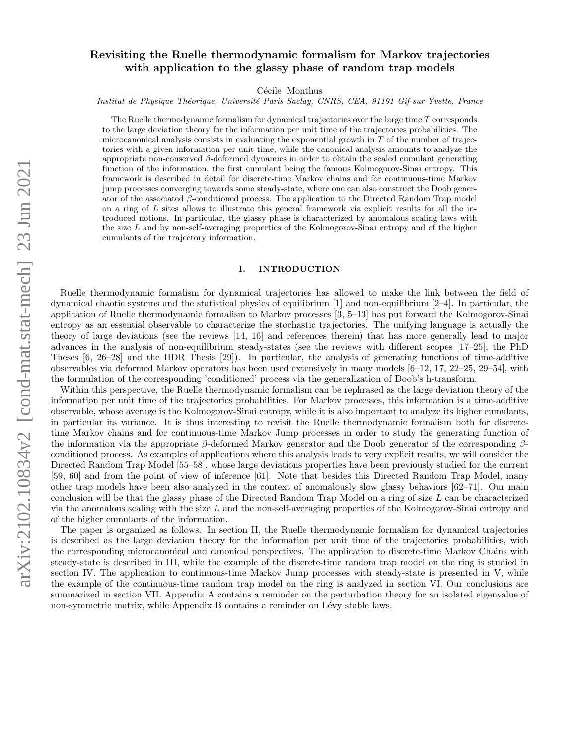# Revisiting the Ruelle thermodynamic formalism for Markov trajectories with application to the glassy phase of random trap models

Cécile Monthus

*Institut de Physique Théorique, Université Paris Saclay, CNRS, CEA, 91191 Gif-sur-Yvette, France*

The Ruelle thermodynamic formalism for dynamical trajectories over the large time $T$ corresponds to the large deviation theory for the information per unit time of the trajectories probabilities. The microcanonical analysis consists in evaluating the exponential growth in $T$ of the number of trajectories with a given information per unit time, while the canonical analysis amounts to analyze the appropriate non-conserved $\beta$-deformed dynamics in order to obtain the scaled cumulant generating function of the information, the first cumulant being the famous Kolmogorov-Sinai entropy. This framework is described in detail for discrete-time Markov chains and for continuous-time Markov jump processes converging towards some steady-state, where one can also construct the Doob generator of the associated $\beta$-conditioned process. The application to the Directed Random Trap model on a ring of $L$ sites allows to illustrate this general framework via explicit results for all the introduced notions. In particular, the glassy phase is characterized by anomalous scaling laws with the size $L$ and by non-self-averaging properties of the Kolmogorov-Sinai entropy and of the higher cumulants of the trajectory information.

## I. INTRODUCTION

Ruelle thermodynamic formalism for dynamical trajectories has allowed to make the link between the field of dynamical chaotic systems and the statistical physics of equilibrium [1] and non-equilibrium [2–4]. In particular, the application of Ruelle thermodynamic formalism to Markov processes [3, 5–13] has put forward the Kolmogorov-Sinai entropy as an essential observable to characterize the stochastic trajectories. The unifying language is actually the theory of large deviations (see the reviews [14, 16] and references therein) that has more generally lead to major advances in the analysis of non-equilibrium steady-states (see the reviews with different scopes [17–25], the PhD Theses [6, 26–28] and the HDR Thesis [29]). In particular, the analysis of generating functions of time-additive observables via deformed Markov operators has been used extensively in many models [6–12, 17, 22–25, 29–54], with the formulation of the corresponding 'conditioned' process via the generalization of Doob's h-transform.

Within this perspective, the Ruelle thermodynamic formalism can be rephrased as the large deviation theory of the information per unit time of the trajectories probabilities. For Markov processes, this information is a time-additive observable, whose average is the Kolmogorov-Sinai entropy, while it is also important to analyze its higher cumulants, in particular its variance. It is thus interesting to revisit the Ruelle thermodynamic formalism both for discrete-time Markov chains and for continuous-time Markov Jump processes in order to study the generating function of the information via the appropriate $\beta$-deformed Markov generator and the Doob generator of the corresponding $\beta$-conditioned process. As examples of applications where this analysis leads to very explicit results, we will consider the Directed Random Trap Model [55–58], whose large deviations properties have been previously studied for the current [59, 60] and from the point of view of inference [61]. Note that besides this Directed Random Trap Model, many other trap models have been also analyzed in the context of anomalously slow glassy behaviors [62–71]. Our main conclusion will be that the glassy phase of the Directed Random Trap Model on a ring of size $L$ can be characterized via the anomalous scaling with the size $L$ and the non-self-averaging properties of the Kolmogorov-Sinai entropy and of the higher cumulants of the information.

The paper is organized as follows. In section II, the Ruelle thermodynamic formalism for dynamical trajectories is described as the large deviation theory for the information per unit time of the trajectories probabilities, with the corresponding microcanonical and canonical perspectives. The application to discrete-time Markov Chains with steady-state is described in III, while the example of the discrete-time random trap model on the ring is studied in section IV. The application to continuous-time Markov Jump processes with steady-state is presented in V, while the example of the continuous-time random trap model on the ring is analyzed in section VI. Our conclusions are summarized in section VII. Appendix A contains a reminder on the perturbation theory for an isolated eigenvalue of non-symmetric matrix, while Appendix B contains a reminder on Lévy stable laws.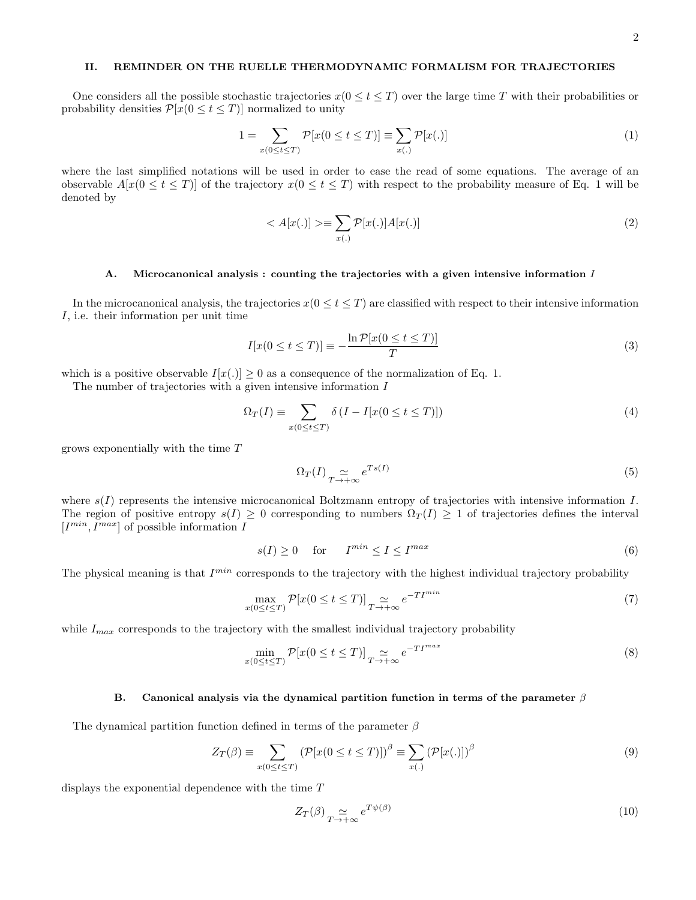## II. REMINDER ON THE RUELLE THERMODYNAMIC FORMALISM FOR TRAJECTORIES

One considers all the possible stochastic trajectories $x(0 \leq t \leq T)$ over the large time $T$ with their probabilities or probability densities $\mathcal{P}[x(0 \leq t \leq T)]$ normalized to unity

$$1 = \sum_{x(0 \leq t \leq T)} \mathcal{P}[x(0 \leq t \leq T)] \equiv \sum_{x(.)} \mathcal{P}[x(.)] \tag{1}$$

where the last simplified notations will be used in order to ease the read of some equations. The average of an observable $A[x(0 \leq t \leq T)]$ of the trajectory $x(0 \leq t \leq T)$ with respect to the probability measure of Eq. 1 will be denoted by

$$< A[x(.)] > \equiv \sum_{x(.)} \mathcal{P}[x(.)] A[x(.)] \tag{2}$$

### A. Microcanonical analysis : counting the trajectories with a given intensive information $I$

In the microcanonical analysis, the trajectories $x(0 \leq t \leq T)$ are classified with respect to their intensive information $I$, i.e. their information per unit time

$$I[x(0 \leq t \leq T)] \equiv -\frac{\ln \mathcal{P}[x(0 \leq t \leq T)]}{T} \tag{3}$$

which is a positive observable $I[x(.)] \geq 0$ as a consequence of the normalization of Eq. 1.

The number of trajectories with a given intensive information $I$

$$\Omega_T(I) \equiv \sum_{x(0 \leq t \leq T)} \delta\left(I - I[x(0 \leq t \leq T)]\right) \tag{4}$$

grows exponentially with the time $T$

$$\Omega_T(I) \underset{T \to +\infty}{\simeq} e^{T s(I)} \tag{5}$$

where $s(I)$ represents the intensive microcanonical Boltzmann entropy of trajectories with intensive information $I$. The region of positive entropy $s(I) \geq 0$ corresponding to numbers $\Omega_T(I) \geq 1$ of trajectories defines the interval $[I^{min}, I^{max}]$ of possible information $I$

$$s(I) \geq 0 \quad \text{for} \quad I^{min} \leq I \leq I^{max} \tag{6}$$

The physical meaning is that $I^{min}$ corresponds to the trajectory with the highest individual trajectory probability

$$\max_{x(0 \leq t \leq T)} \mathcal{P}[x(0 \leq t \leq T)] \underset{T \to +\infty}{\simeq} e^{-T I^{min}} \tag{7}$$

while $I_{max}$ corresponds to the trajectory with the smallest individual trajectory probability

$$\min_{x(0 \leq t \leq T)} \mathcal{P}[x(0 \leq t \leq T)] \underset{T \to +\infty}{\simeq} e^{-T I^{max}} \tag{8}$$

### B. Canonical analysis via the dynamical partition function in terms of the parameter $\beta$

The dynamical partition function defined in terms of the parameter $\beta$

$$Z_T(\beta) \equiv \sum_{x(0 \leq t \leq T)} \left(\mathcal{P}[x(0 \leq t \leq T)]\right)^\beta \equiv \sum_{x(.)} \left(\mathcal{P}[x(.)]\right)^\beta \tag{9}$$

displays the exponential dependence with the time $T$

$$Z_T(\beta) \underset{T \to +\infty}{\simeq} e^{T \psi(\beta)} \tag{10}$$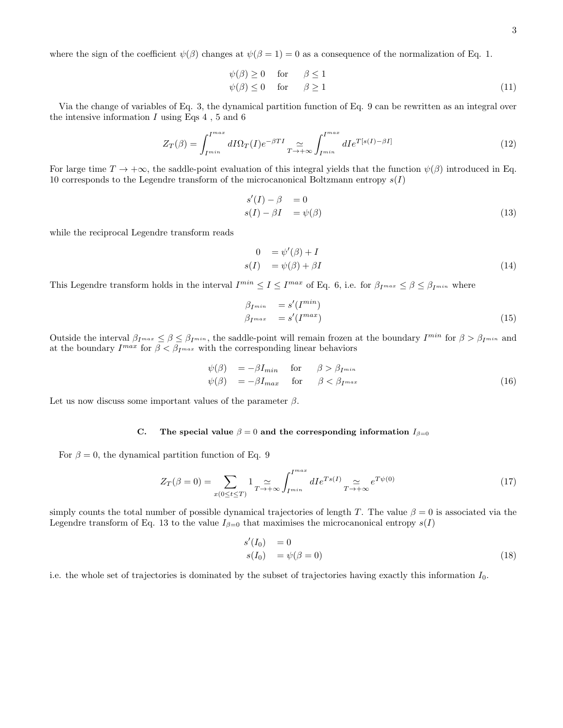where the sign of the coefficient $\psi(\beta)$ changes at $\psi(\beta = 1) = 0$ as a consequence of the normalization of Eq. 1.

$$
\begin{aligned}
\psi(\beta) \geq 0 \quad & \text{for} \quad \beta \leq 1 \\
\psi(\beta) \leq 0 \quad & \text{for} \quad \beta \geq 1
\end{aligned}
\tag{11}
$$

Via the change of variables of Eq. 3, the dynamical partition function of Eq. 9 can be rewritten as an integral over the intensive information $I$ using Eqs 4 , 5 and 6

$$
Z_T(\beta) = \int_{I^{min}}^{I^{max}} dI \Omega_T(I) e^{-\beta T I} \underset{T \to +\infty}{\simeq} \int_{I^{min}}^{I^{max}} dI e^{T[s(I) - \beta I]}
\tag{12}
$$

For large time $T \to +\infty$, the saddle-point evaluation of this integral yields that the function $\psi(\beta)$ introduced in Eq. 10 corresponds to the Legendre transform of the microcanonical Boltzmann entropy $s(I)$

$$
\begin{aligned}
s'(I) - \beta \quad & = 0 \\
s(I) - \beta I \quad & = \psi(\beta)
\end{aligned}
\tag{13}
$$

while the reciprocal Legendre transform reads

$$
\begin{aligned}
0 \quad & = \psi'(\beta) + I \\
s(I) \quad & = \psi(\beta) + \beta I
\end{aligned}
\tag{14}
$$

This Legendre transform holds in the interval $I^{min} \leq I \leq I^{max}$ of Eq. 6, i.e. for $\beta_{I^{max}} \leq \beta \leq \beta_{I^{min}}$ where

$$
\begin{aligned}
\beta_{I^{min}} \quad & = s'(I^{min}) \\
\beta_{I^{max}} \quad & = s'(I^{max})
\end{aligned}
\tag{15}
$$

Outside the interval $\beta_{I^{max}} \leq \beta \leq \beta_{I^{min}}$, the saddle-point will remain frozen at the boundary $I^{min}$ for $\beta > \beta_{I^{min}}$ and at the boundary $I^{max}$ for $\beta < \beta_{I^{max}}$ with the corresponding linear behaviors

$$
\begin{aligned}
\psi(\beta) \quad & = -\beta I_{min} \quad \text{for} \quad \beta > \beta_{I^{min}} \\
\psi(\beta) \quad & = -\beta I_{max} \quad \text{for} \quad \beta < \beta_{I^{max}}
\end{aligned}
\tag{16}
$$

Let us now discuss some important values of the parameter $\beta$.

### C. The special value $\beta = 0$ and the corresponding information $I_{\beta=0}$

For $\beta = 0$, the dynamical partition function of Eq. 9

$$
Z_T(\beta = 0) = \sum_{x(0 \leq t \leq T)} 1 \underset{T \to +\infty}{\simeq} \int_{I^{min}}^{I^{max}} dI e^{T s(I)} \underset{T \to +\infty}{\simeq} e^{T \psi(0)}
\tag{17}
$$

simply counts the total number of possible dynamical trajectories of length $T$. The value $\beta = 0$ is associated via the Legendre transform of Eq. 13 to the value $I_{\beta=0}$ that maximises the microcanonical entropy $s(I)$

$$
\begin{aligned}
s'(I_0) \quad & = 0 \\
s(I_0) \quad & = \psi(\beta = 0)
\end{aligned}
\tag{18}
$$

i.e. the whole set of trajectories is dominated by the subset of trajectories having exactly this information $I_0$.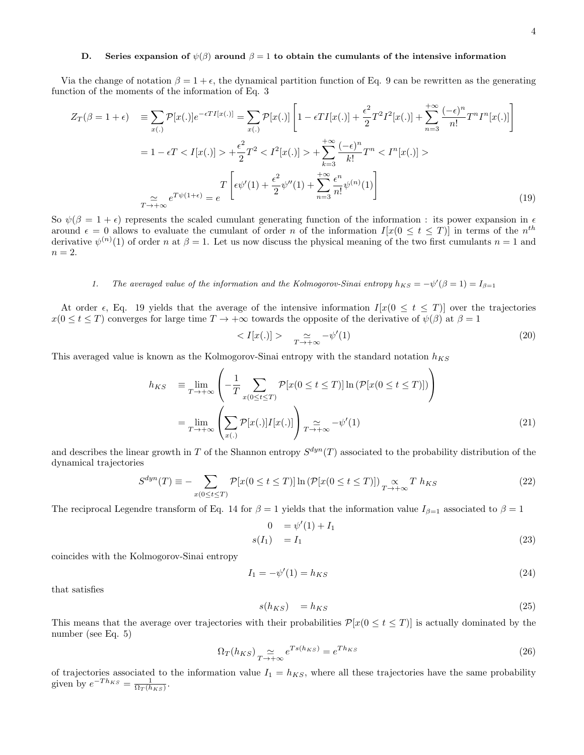### D. Series expansion of $\psi(\beta)$ around $\beta = 1$ to obtain the cumulants of the intensive information

Via the change of notation $\beta = 1 + \epsilon$, the dynamical partition function of Eq. 9 can be rewritten as the generating function of the moments of the information of Eq. 3

$$
\begin{aligned}
Z_T(\beta = 1+\epsilon) &\equiv \sum_{x(.)} \mathcal{P}[x(.)] e^{-\epsilon T I[x(.)]} = \sum_{x(.)} \mathcal{P}[x(.)] \left[ 1 - \epsilon T I[x(.)] + \frac{\epsilon^2}{2} T^2 I^2[x(.)] + \sum_{n=3}^{+\infty} \frac{(-\epsilon)^n}{n!} T^n I^n[x(.)] \right] \\
&= 1 - \epsilon T < I[x(.)] > + \frac{\epsilon^2}{2} T^2 < I^2[x(.)] > + \sum_{k=3}^{+\infty} \frac{(-\epsilon)^n}{k!} T^n < I^n[x(.)] > \\
&\underset{T \to +\infty}{\simeq} e^{T\psi(1+\epsilon)} = e^{T \left[ \epsilon \psi'(1) + \frac{\epsilon^2}{2} \psi''(1) + \sum_{n=3}^{+\infty} \frac{\epsilon^n}{n!} \psi^{(n)}(1) \right]}
\end{aligned} \tag{19}
$$

So $\psi(\beta = 1+\epsilon)$ represents the scaled cumulant generating function of the information : its power expansion in $\epsilon$ around $\epsilon = 0$ allows to evaluate the cumulant of order $n$ of the information $I[x(0 \leq t \leq T)]$ in terms of the $n^{th}$ derivative $\psi^{(n)}(1)$ of order $n$ at $\beta = 1$. Let us now discuss the physical meaning of the two first cumulants $n = 1$ and $n = 2$.

#### 1. The averaged value of the information and the Kolmogorov-Sinai entropy $h_{KS} = -\psi'(\beta = 1) = I_{\beta=1}$

At order $\epsilon$, Eq. 19 yields that the average of the intensive information $I[x(0 \leq t \leq T)]$ over the trajectories $x(0 \leq t \leq T)$ converges for large time $T \to +\infty$ towards the opposite of the derivative of $\psi(\beta)$ at $\beta = 1$

$$
< I[x(.)] > \underset{T \to +\infty}{\simeq} -\psi'(1) \tag{20}
$$

This averaged value is known as the Kolmogorov-Sinai entropy with the standard notation $h_{KS}$

$$
\begin{aligned}
h_{KS} &\equiv \lim_{T \to +\infty} \left( -\frac{1}{T} \sum_{x(0 \leq t \leq T)} \mathcal{P}[x(0 \leq t \leq T)] \ln \left( \mathcal{P}[x(0 \leq t \leq T)] \right) \right) \\
&= \lim_{T \to +\infty} \left( \sum_{x(.)} \mathcal{P}[x(.)] I[x(.)] \right) \underset{T \to +\infty}{\simeq} -\psi'(1)
\end{aligned} \tag{21}
$$

and describes the linear growth in $T$ of the Shannon entropy $S^{dyn}(T)$ associated to the probability distribution of the dynamical trajectories

$$
S^{dyn}(T) \equiv - \sum_{x(0 \leq t \leq T)} \mathcal{P}[x(0 \leq t \leq T)] \ln \left( \mathcal{P}[x(0 \leq t \leq T)] \right) \underset{T \to +\infty}{\propto} T \, h_{KS} \tag{22}
$$

The reciprocal Legendre transform of Eq. 14 for $\beta = 1$ yields that the information value $I_{\beta=1}$ associated to $\beta = 1$

$$
\begin{aligned}
0 &= \psi'(1) + I_1 \\
s(I_1) &= I_1
\end{aligned} \tag{23}
$$

coincides with the Kolmogorov-Sinai entropy

$$
I_1 = -\psi'(1) = h_{KS} \tag{24}
$$

that satisfies

$$
s(h_{KS}) = h_{KS} \tag{25}
$$

This means that the average over trajectories with their probabilities $\mathcal{P}[x(0 \leq t \leq T)]$ is actually dominated by the number (see Eq. 5)

$$
\Omega_T(h_{KS}) \underset{T \to +\infty}{\simeq} e^{T s(h_{KS})} = e^{T h_{KS}} \tag{26}
$$

of trajectories associated to the information value $I_1 = h_{KS}$, where all these trajectories have the same probability given by $e^{-T h_{KS}} = \frac{1}{\Omega_T(h_{KS})}$.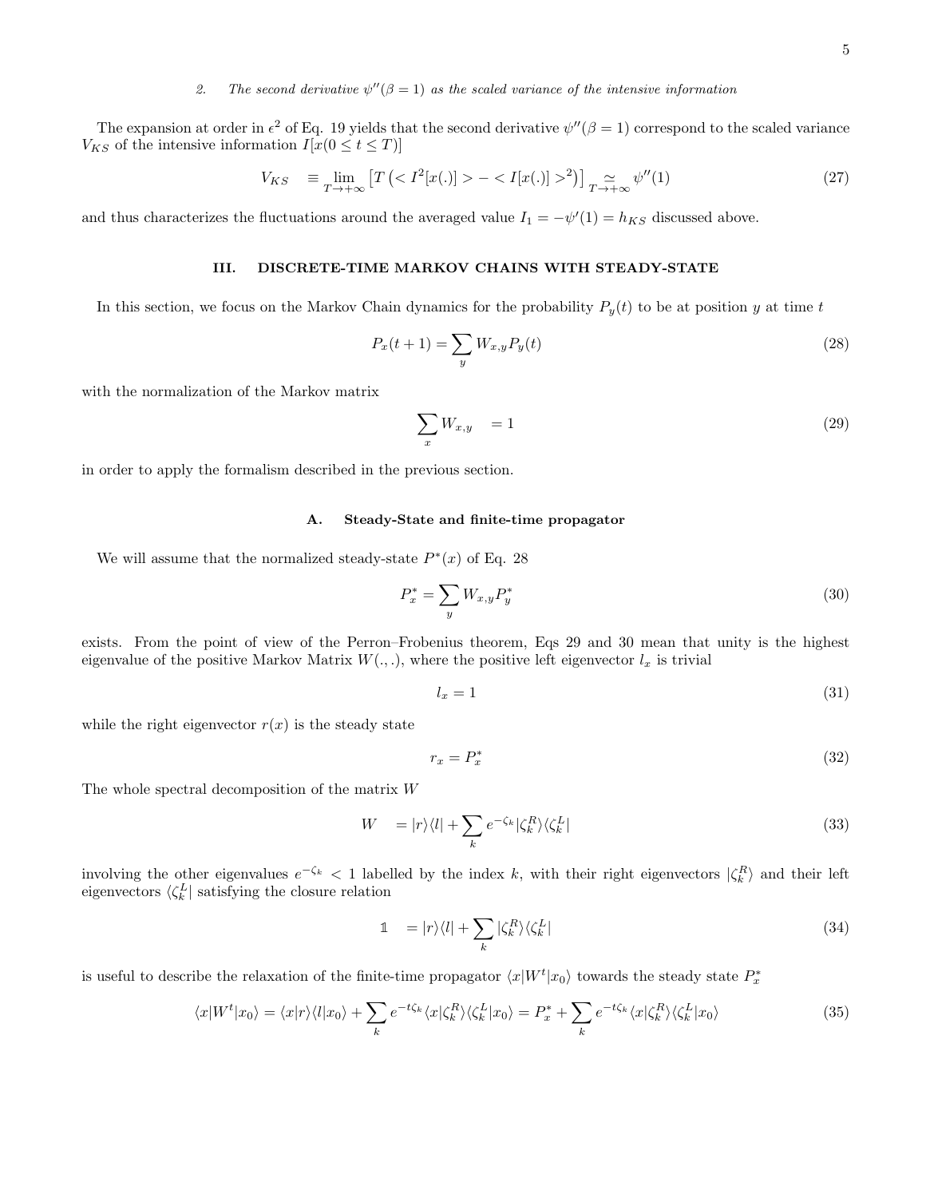#### 2. The second derivative $\psi''(\beta = 1)$ as the scaled variance of the intensive information

The expansion at order in $\epsilon^2$ of Eq. 19 yields that the second derivative $\psi''(\beta = 1)$ correspond to the scaled variance $V_{KS}$ of the intensive information $I[x(0 \leq t \leq T)]$

$$
V_{KS} \equiv \lim_{T \to +\infty} \left[ T \left( < I^2[x(.)] > - < I[x(.)] >^2 \right) \right] \underset{T \to +\infty}{\simeq} \psi''(1) \tag{27}
$$

and thus characterizes the fluctuations around the averaged value $I_1 = -\psi'(1) = h_{KS}$ discussed above.

## III. DISCRETE-TIME MARKOV CHAINS WITH STEADY-STATE

In this section, we focus on the Markov Chain dynamics for the probability $P_y(t)$ to be at position $y$ at time $t$

$$
P_x(t+1) = \sum_y W_{x,y} P_y(t) \tag{28}
$$

with the normalization of the Markov matrix

$$
\sum_x W_{x,y} = 1 \tag{29}
$$

in order to apply the formalism described in the previous section.

### A. Steady-State and finite-time propagator

We will assume that the normalized steady-state $P^*(x)$ of Eq. 28

$$
P^*_x = \sum_y W_{x,y} P^*_y \tag{30}
$$

exists. From the point of view of the Perron–Frobenius theorem, Eqs 29 and 30 mean that unity is the highest eigenvalue of the positive Markov Matrix $W(.,.)$, where the positive left eigenvector $l_x$ is trivial

$$
l_x = 1 \tag{31}
$$

while the right eigenvector $r(x)$ is the steady state

$$
r_x = P^*_x \tag{32}
$$

The whole spectral decomposition of the matrix $W$

$$
W = |r\rangle\langle l| + \sum_k e^{-\zeta_k} |\zeta^R_k\rangle\langle\zeta^L_k| \tag{33}
$$

involving the other eigenvalues $e^{-\zeta_k} < 1$ labelled by the index $k$, with their right eigenvectors $|\zeta^R_k\rangle$ and their left eigenvectors $\langle\zeta^L_k|$ satisfying the closure relation

$$
\mathbb{1} = |r\rangle\langle l| + \sum_k |\zeta^R_k\rangle\langle\zeta^L_k| \tag{34}
$$

is useful to describe the relaxation of the finite-time propagator $\langle x|W^t|x_0\rangle$ towards the steady state $P^*_x$

$$
\langle x|W^t|x_0\rangle = \langle x|r\rangle\langle l|x_0\rangle + \sum_k e^{-t\zeta_k} \langle x|\zeta^R_k\rangle\langle\zeta^L_k|x_0\rangle = P^*_x + \sum_k e^{-t\zeta_k} \langle x|\zeta^R_k\rangle\langle\zeta^L_k|x_0\rangle \tag{35}
$$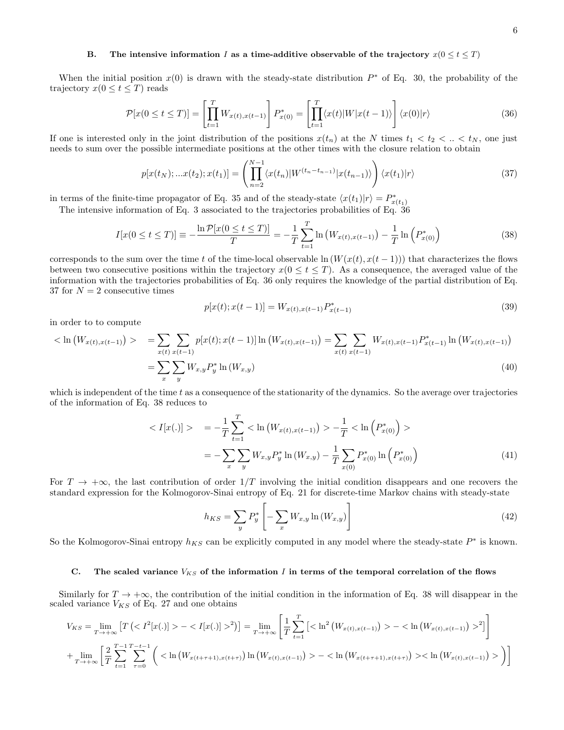### B. The intensive information $I$ as a time-additive observable of the trajectory $x(0 \leq t \leq T)$

When the initial position $x(0)$ is drawn with the steady-state distribution $P^*$ of Eq. 30, the probability of the trajectory $x(0 \leq t \leq T)$ reads

$$
\mathcal{P}[x(0 \leq t \leq T)] = \left[ \prod_{t=1}^{T} W_{x(t),x(t-1)} \right] P^*_{x(0)} = \left[ \prod_{t=1}^{T} \langle x(t)|W|x(t-1)\rangle \right] \langle x(0)|r\rangle \tag{36}
$$

If one is interested only in the joint distribution of the positions $x(t_n)$ at the $N$ times $t_1 < t_2 < .. < t_N$, one just needs to sum over the possible intermediate positions at the other times with the closure relation to obtain

$$
p[x(t_N);...x(t_2);x(t_1)] = \left( \prod_{n=2}^{N-1} \langle x(t_n)|W^{(t_n - t_{n-1})}|x(t_{n-1})\rangle \right) \langle x(t_1)|r\rangle \tag{37}
$$

in terms of the finite-time propagator of Eq. 35 and of the steady-state $\langle x(t_1)|r\rangle = P^*_{x(t_1)}$

The intensive information of Eq. 3 associated to the trajectories probabilities of Eq. 36

$$
I[x(0 \leq t \leq T)] \equiv -\frac{\ln \mathcal{P}[x(0 \leq t \leq T)]}{T} = -\frac{1}{T} \sum_{t=1}^{T} \ln \left( W_{x(t),x(t-1)} \right) - \frac{1}{T} \ln \left( P^*_{x(0)} \right) \tag{38}
$$

corresponds to the sum over the time $t$ of the time-local observable $\ln \left( W(x(t), x(t-1)) \right)$ that characterizes the flows between two consecutive positions within the trajectory $x(0 \leq t \leq T)$. As a consequence, the averaged value of the information with the trajectories probabilities of Eq. 36 only requires the knowledge of the partial distribution of Eq. 37 for $N = 2$ consecutive times

$$
p[x(t);x(t-1)] = W_{x(t),x(t-1)} P^*_{x(t-1)} \tag{39}
$$

in order to to compute

$$
\begin{aligned}
< \ln \left( W_{x(t),x(t-1)} \right) > &= \sum_{x(t)} \sum_{x(t-1)} p[x(t);x(t-1)] \ln \left( W_{x(t),x(t-1)} \right) = \sum_{x(t)} \sum_{x(t-1)} W_{x(t),x(t-1)} P^*_{x(t-1)} \ln \left( W_{x(t),x(t-1)} \right) \\
&= \sum_{x} \sum_{y} W_{x,y} P^*_y \ln \left( W_{x,y} \right)
\end{aligned} \tag{40}
$$

which is independent of the time $t$ as a consequence of the stationarity of the dynamics. So the average over trajectories of the information of Eq. 38 reduces to

$$
\begin{aligned}
< I[x(.)] > &= -\frac{1}{T} \sum_{t=1}^{T} < \ln \left( W_{x(t),x(t-1)} \right) > - \frac{1}{T} < \ln \left( P^*_{x(0)} \right) > \\
&= -\sum_{x} \sum_{y} W_{x,y} P^*_y \ln \left( W_{x,y} \right) - \frac{1}{T} \sum_{x(0)} P^*_{x(0)} \ln \left( P^*_{x(0)} \right)
\end{aligned} \tag{41}
$$

For $T \to +\infty$, the last contribution of order $1/T$ involving the initial condition disappears and one recovers the standard expression for the Kolmogorov-Sinai entropy of Eq. 21 for discrete-time Markov chains with steady-state

$$
h_{KS} = \sum_{y} P^*_y \left[ -\sum_{x} W_{x,y} \ln \left( W_{x,y} \right) \right] \tag{42}
$$

So the Kolmogorov-Sinai entropy $h_{KS}$ can be explicitly computed in any model where the steady-state $P^*$ is known.

### C. The scaled variance $V_{KS}$ of the information $I$ in terms of the temporal correlation of the flows

Similarly for $T \to +\infty$, the contribution of the initial condition in the information of Eq. 38 will disappear in the scaled variance $V_{KS}$ of Eq. 27 and one obtains

$$
\begin{aligned}
V_{KS} = &\lim_{T \to +\infty} \left[ T \left( < I^2[x(.)] > - < I[x(.)] >^2 \right) \right] = \lim_{T \to +\infty} \left[ \frac{1}{T} \sum_{t=1}^{T} \left[ < \ln^2 \left( W_{x(t),x(t-1)} \right) > - < \ln \left( W_{x(t),x(t-1)} \right) >^2 \right] \right] \\
&+ \lim_{T \to +\infty} \left[ \frac{2}{T} \sum_{t=1}^{T-1} \sum_{\tau=0}^{T-t-1} \left( < \ln \left( W_{x(t+\tau+1),x(t+\tau)} \right) \ln \left( W_{x(t),x(t-1)} \right) > - < \ln \left( W_{x(t+\tau+1),x(t+\tau)} \right) >< \ln \left( W_{x(t),x(t-1)} \right) > \right) \right]
\end{aligned}
$$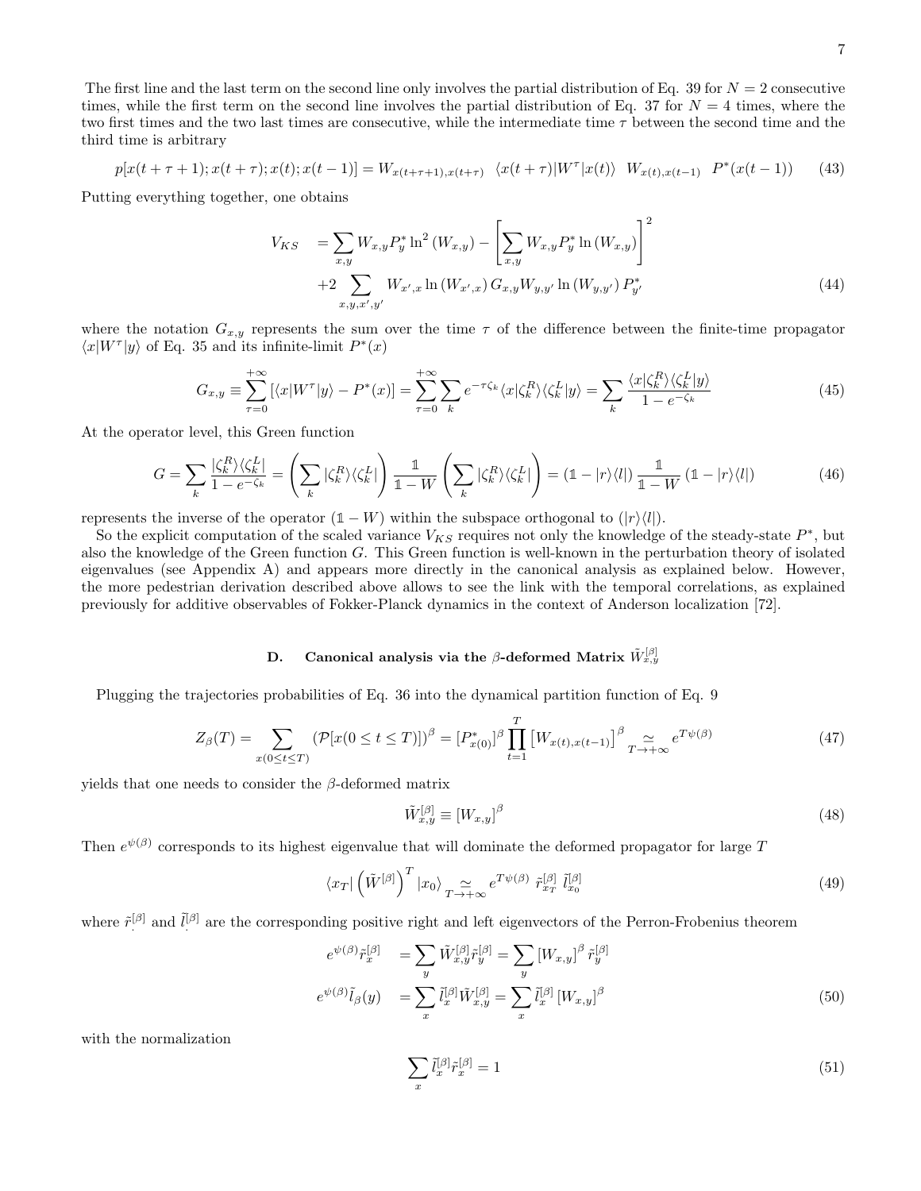The first line and the last term on the second line only involves the partial distribution of Eq. 39 for $N = 2$ consecutive times, while the first term on the second line involves the partial distribution of Eq. 37 for $N = 4$ times, where the two first times and the two last times are consecutive, while the intermediate time $\tau$ between the second time and the third time is arbitrary

$$p[x(t+\tau+1); x(t+\tau); x(t); x(t-1)] = W_{x(t+\tau+1),x(t+\tau)} \quad \langle x(t+\tau)|W^{\tau}|x(t)\rangle \quad W_{x(t),x(t-1)} \quad P^*(x(t-1)) \tag{43}$$

Putting everything together, one obtains

$$\begin{aligned} V_{KS} &= \sum_{x,y} W_{x,y} P^*_y \ln^2(W_{x,y}) - \left[ \sum_{x,y} W_{x,y} P^*_y \ln(W_{x,y}) \right]^2 \\ &+ 2 \sum_{x,y,x',y'} W_{x',x} \ln(W_{x',x})\, G_{x,y} W_{y,y'} \ln(W_{y,y'})\, P^*_{y'} \end{aligned} \tag{44}$$

where the notation $G_{x,y}$ represents the sum over the time $\tau$ of the difference between the finite-time propagator $\langle x|W^{\tau}|y\rangle$ of Eq. 35 and its infinite-limit $P^*(x)$

$$G_{x,y} \equiv \sum_{\tau=0}^{+\infty} [\langle x|W^{\tau}|y\rangle - P^*(x)] = \sum_{\tau=0}^{+\infty} \sum_k e^{-\tau\zeta_k} \langle x|\zeta_k^R\rangle\langle\zeta_k^L|y\rangle = \sum_k \frac{\langle x|\zeta_k^R\rangle\langle\zeta_k^L|y\rangle}{1-e^{-\zeta_k}} \tag{45}$$

At the operator level, this Green function

$$G = \sum_k \frac{|\zeta_k^R\rangle\langle\zeta_k^L|}{1-e^{-\zeta_k}} = \left(\sum_k |\zeta_k^R\rangle\langle\zeta_k^L|\right) \frac{\mathbb{1}}{\mathbb{1}-W} \left(\sum_k |\zeta_k^R\rangle\langle\zeta_k^L|\right) = (\mathbb{1} - |r\rangle\langle l|) \frac{\mathbb{1}}{\mathbb{1}-W} (\mathbb{1} - |r\rangle\langle l|) \tag{46}$$

represents the inverse of the operator $(\mathbb{1} - W)$ within the subspace orthogonal to $(|r\rangle\langle l|)$.

So the explicit computation of the scaled variance $V_{KS}$ requires not only the knowledge of the steady-state $P^*$, but also the knowledge of the Green function $G$. This Green function is well-known in the perturbation theory of isolated eigenvalues (see Appendix A) and appears more directly in the canonical analysis as explained below. However, the more pedestrian derivation described above allows to see the link with the temporal correlations, as explained previously for additive observables of Fokker-Planck dynamics in the context of Anderson localization [72].

### D. Canonical analysis via the $\beta$-deformed Matrix $\tilde{W}^{[\beta]}_{x,y}$

Plugging the trajectories probabilities of Eq. 36 into the dynamical partition function of Eq. 9

$$Z_\beta(T) = \sum_{x(0\leq t\leq T)} (\mathcal{P}[x(0 \leq t \leq T)])^\beta = [P^*_{x(0)}]^\beta \prod_{t=1}^{T} \left[W_{x(t),x(t-1)}\right]^\beta \underset{T\to+\infty}{\simeq} e^{T\psi(\beta)} \tag{47}$$

yields that one needs to consider the $\beta$-deformed matrix

$$\tilde{W}^{[\beta]}_{x,y} \equiv [W_{x,y}]^\beta \tag{48}$$

Then $e^{\psi(\beta)}$ corresponds to its highest eigenvalue that will dominate the deformed propagator for large $T$

$$\langle x_T| \left(\tilde{W}^{[\beta]}\right)^T |x_0\rangle \underset{T\to+\infty}{\simeq} e^{T\psi(\beta)}\ \tilde{r}^{[\beta]}_{x_T}\ \tilde{l}^{[\beta]}_{x_0} \tag{49}$$

where $\tilde{r}^{[\beta]}_{.}$ and $\tilde{l}^{[\beta]}_{.}$ are the corresponding positive right and left eigenvectors of the Perron-Frobenius theorem

$$\begin{aligned} e^{\psi(\beta)}\tilde{r}^{[\beta]}_x &= \sum_y \tilde{W}^{[\beta]}_{x,y}\tilde{r}^{[\beta]}_y = \sum_y [W_{x,y}]^\beta\, \tilde{r}^{[\beta]}_y \\ e^{\psi(\beta)}\tilde{l}_\beta(y) &= \sum_x \tilde{l}^{[\beta]}_x \tilde{W}^{[\beta]}_{x,y} = \sum_x \tilde{l}^{[\beta]}_x [W_{x,y}]^\beta \end{aligned} \tag{50}$$

with the normalization

$$\sum_x \tilde{l}^{[\beta]}_x \tilde{r}^{[\beta]}_x = 1 \tag{51}$$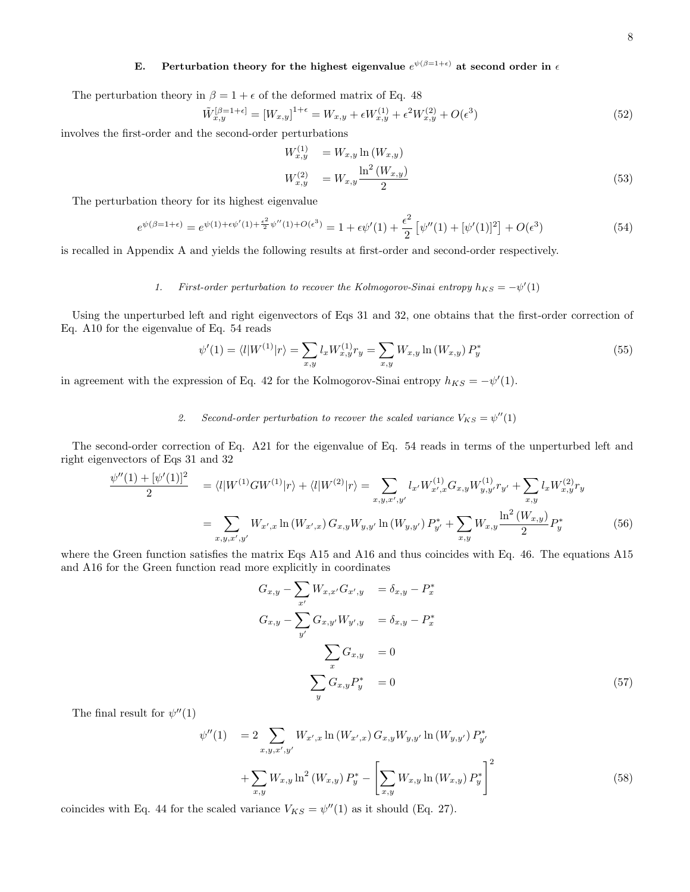### E. Perturbation theory for the highest eigenvalue $e^{\psi(\beta=1+\epsilon)}$ at second order in $\epsilon$

The perturbation theory in $\beta = 1+\epsilon$ of the deformed matrix of Eq. 48

$$\tilde{W}^{[\beta=1+\epsilon]}_{x,y} = [W_{x,y}]^{1+\epsilon} = W_{x,y} + \epsilon W^{(1)}_{x,y} + \epsilon^2 W^{(2)}_{x,y} + O(\epsilon^3) \tag{52}$$

involves the first-order and the second-order perturbations

$$\begin{aligned} W^{(1)}_{x,y} &= W_{x,y} \ln(W_{x,y}) \\ W^{(2)}_{x,y} &= W_{x,y} \frac{\ln^2(W_{x,y})}{2} \end{aligned} \tag{53}$$

The perturbation theory for its highest eigenvalue

$$e^{\psi(\beta=1+\epsilon)} = e^{\psi(1)+\epsilon\psi'(1)+\frac{\epsilon^2}{2}\psi''(1)+O(\epsilon^3)} = 1 + \epsilon\psi'(1) + \frac{\epsilon^2}{2}\left[\psi''(1) + [\psi'(1)]^2\right] + O(\epsilon^3) \tag{54}$$

is recalled in Appendix A and yields the following results at first-order and second-order respectively.

#### 1. First-order perturbation to recover the Kolmogorov-Sinai entropy $h_{KS} = -\psi'(1)$

Using the unperturbed left and right eigenvectors of Eqs 31 and 32, one obtains that the first-order correction of Eq. A10 for the eigenvalue of Eq. 54 reads

$$\psi'(1) = \langle l|W^{(1)}|r\rangle = \sum_{x,y} l_x W^{(1)}_{x,y} r_y = \sum_{x,y} W_{x,y} \ln(W_{x,y}) P^*_y \tag{55}$$

in agreement with the expression of Eq. 42 for the Kolmogorov-Sinai entropy $h_{KS} = -\psi'(1)$.

#### 2. Second-order perturbation to recover the scaled variance $V_{KS} = \psi''(1)$

The second-order correction of Eq. A21 for the eigenvalue of Eq. 54 reads in terms of the unperturbed left and right eigenvectors of Eqs 31 and 32

$$\begin{aligned} \frac{\psi''(1) + [\psi'(1)]^2}{2} &= \langle l|W^{(1)} G W^{(1)}|r\rangle + \langle l|W^{(2)}|r\rangle = \sum_{x,y,x',y'} l_{x'} W^{(1)}_{x',x} G_{x,y} W^{(1)}_{y,y'} r_{y'} + \sum_{x,y} l_x W^{(2)}_{x,y} r_y \\ &= \sum_{x,y,x',y'} W_{x',x} \ln(W_{x',x}) G_{x,y} W_{y,y'} \ln(W_{y,y'}) P^*_{y'} + \sum_{x,y} W_{x,y} \frac{\ln^2(W_{x,y})}{2} P^*_y \end{aligned} \tag{56}$$

where the Green function satisfies the matrix Eqs A15 and A16 and thus coincides with Eq. 46. The equations A15 and A16 for the Green function read more explicitly in coordinates

$$\begin{aligned} G_{x,y} - \sum_{x'} W_{x,x'} G_{x',y} &= \delta_{x,y} - P^*_x \\ G_{x,y} - \sum_{y'} G_{x,y'} W_{y',y} &= \delta_{x,y} - P^*_x \\ \sum_{x} G_{x,y} &= 0 \\ \sum_{y} G_{x,y} P^*_y &= 0 \end{aligned} \tag{57}$$

The final result for $\psi''(1)$

$$\begin{aligned} \psi''(1) &= 2 \sum_{x,y,x',y'} W_{x',x} \ln(W_{x',x}) G_{x,y} W_{y,y'} \ln(W_{y,y'}) P^*_{y'} \\ &+ \sum_{x,y} W_{x,y} \ln^2(W_{x,y}) P^*_y - \left[\sum_{x,y} W_{x,y} \ln(W_{x,y}) P^*_y\right]^2 \end{aligned} \tag{58}$$

coincides with Eq. 44 for the scaled variance $V_{KS} = \psi''(1)$ as it should (Eq. 27).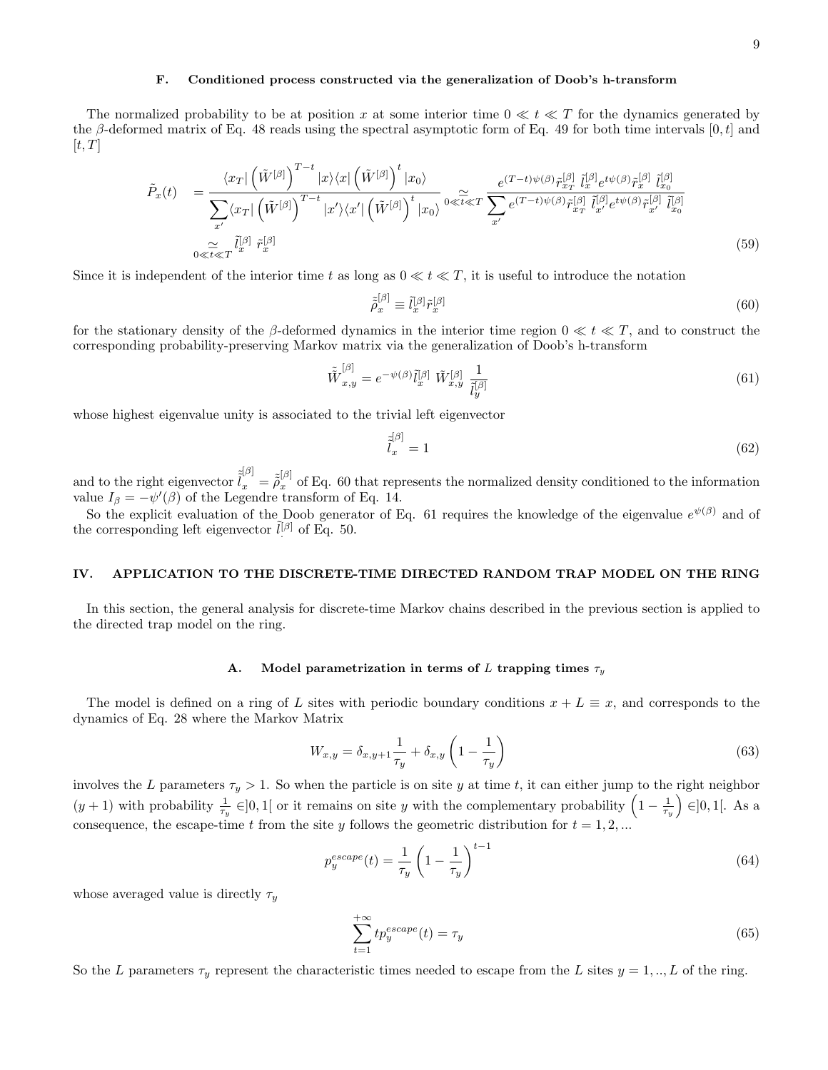### F. Conditioned process constructed via the generalization of Doob's h-transform

The normalized probability to be at position $x$ at some interior time $0 \ll t \ll T$ for the dynamics generated by the $\beta$-deformed matrix of Eq. 48 reads using the spectral asymptotic form of Eq. 49 for both time intervals $[0,t]$ and $[t,T]$

$$
\begin{aligned}
\tilde{P}_x(t) &= \frac{\langle x_T | \left(\tilde{W}^{[\beta]}\right)^{T-t} | x \rangle \langle x | \left(\tilde{W}^{[\beta]}\right)^{t} | x_0 \rangle}{\sum_{x'} \langle x_T | \left(\tilde{W}^{[\beta]}\right)^{T-t} | x' \rangle \langle x' | \left(\tilde{W}^{[\beta]}\right)^{t} | x_0 \rangle} \underset{0 \ll t \ll T}{\simeq} \frac{e^{(T-t)\psi(\beta)} \tilde{r}^{[\beta]}_{x_T} \tilde{l}^{[\beta]}_x e^{t\psi(\beta)} \tilde{r}^{[\beta]}_x \tilde{l}^{[\beta]}_{x_0}}{\sum_{x'} e^{(T-t)\psi(\beta)} \tilde{r}^{[\beta]}_{x_T} \tilde{l}^{[\beta]}_{x'} e^{t\psi(\beta)} \tilde{r}^{[\beta]}_{x'} \tilde{l}^{[\beta]}_{x_0}} \\
&\underset{0 \ll t \ll T}{\simeq} \tilde{l}^{[\beta]}_x \tilde{r}^{[\beta]}_x
\end{aligned} \tag{59}
$$

Since it is independent of the interior time $t$ as long as $0 \ll t \ll T$, it is useful to introduce the notation

$$
\tilde{\tilde{\rho}}^{[\beta]}_x \equiv \tilde{l}^{[\beta]}_x \tilde{r}^{[\beta]}_x \tag{60}
$$

for the stationary density of the $\beta$-deformed dynamics in the interior time region $0 \ll t \ll T$, and to construct the corresponding probability-preserving Markov matrix via the generalization of Doob's h-transform

$$
\tilde{\tilde{W}}^{[\beta]}_{x,y} = e^{-\psi(\beta)} \tilde{l}^{[\beta]}_x \; \tilde{W}^{[\beta]}_{x,y} \; \frac{1}{\tilde{l}^{[\beta]}_y} \tag{61}
$$

whose highest eigenvalue unity is associated to the trivial left eigenvector

$$
\tilde{\tilde{l}}^{[\beta]}_x = 1 \tag{62}
$$

and to the right eigenvector $\tilde{\tilde{l}}^{[\beta]}_x = \tilde{\tilde{\rho}}^{[\beta]}_x$ of Eq. 60 that represents the normalized density conditioned to the information value $I_\beta = -\psi'(\beta)$ of the Legendre transform of Eq. 14.

So the explicit evaluation of the Doob generator of Eq. 61 requires the knowledge of the eigenvalue $e^{\psi(\beta)}$ and of the corresponding left eigenvector $\tilde{l}^{[\beta]}_.$ of Eq. 50.

## IV. APPLICATION TO THE DISCRETE-TIME DIRECTED RANDOM TRAP MODEL ON THE RING

In this section, the general analysis for discrete-time Markov chains described in the previous section is applied to the directed trap model on the ring.

### A. Model parametrization in terms of $L$ trapping times $\tau_y$

The model is defined on a ring of $L$ sites with periodic boundary conditions $x + L \equiv x$, and corresponds to the dynamics of Eq. 28 where the Markov Matrix

$$
W_{x,y} = \delta_{x,y+1} \frac{1}{\tau_y} + \delta_{x,y} \left(1 - \frac{1}{\tau_y}\right) \tag{63}
$$

involves the $L$ parameters $\tau_y > 1$. So when the particle is on site $y$ at time $t$, it can either jump to the right neighbor $(y+1)$ with probability $\frac{1}{\tau_y} \in ]0,1[$ or it remains on site $y$ with the complementary probability $\left(1 - \frac{1}{\tau_y}\right) \in ]0,1[$. As a consequence, the escape-time $t$ from the site $y$ follows the geometric distribution for $t = 1, 2, ...$

$$
p^{escape}_y(t) = \frac{1}{\tau_y} \left(1 - \frac{1}{\tau_y}\right)^{t-1} \tag{64}
$$

whose averaged value is directly $\tau_y$

$$
\sum_{t=1}^{+\infty} t p^{escape}_y(t) = \tau_y \tag{65}
$$

So the $L$ parameters $\tau_y$ represent the characteristic times needed to escape from the $L$ sites $y = 1, .., L$ of the ring.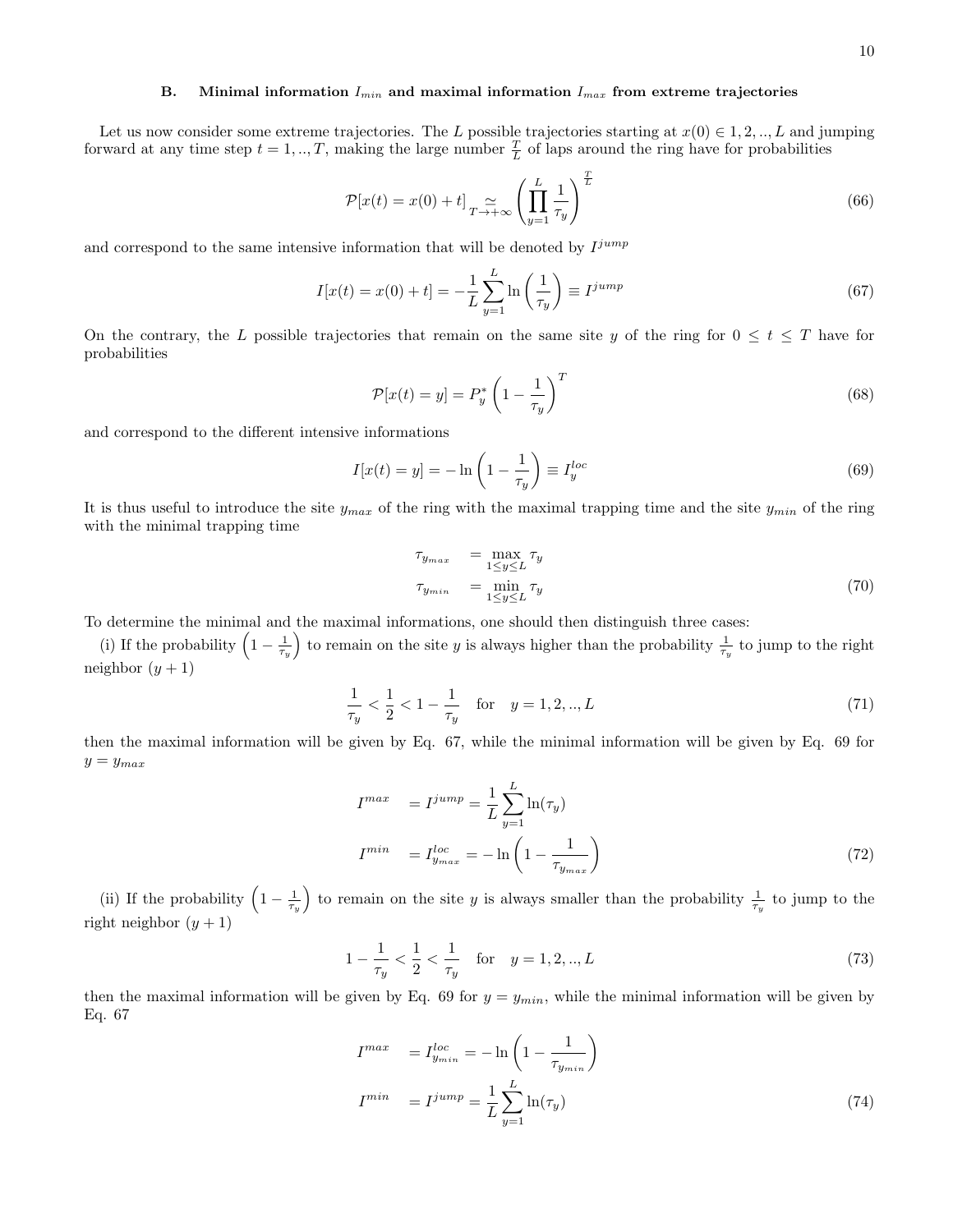### B. Minimal information $I_{min}$ and maximal information $I_{max}$ from extreme trajectories

Let us now consider some extreme trajectories. The $L$ possible trajectories starting at $x(0) \in 1, 2, .., L$ and jumping forward at any time step $t = 1, .., T$, making the large number $\frac{T}{L}$ of laps around the ring have for probabilities

$$\mathcal{P}[x(t) = x(0) + t] \underset{T \to +\infty}{\simeq} \left( \prod_{y=1}^{L} \frac{1}{\tau_y} \right)^{\frac{T}{L}} \tag{66}$$

and correspond to the same intensive information that will be denoted by $I^{jump}$

$$I[x(t) = x(0) + t] = -\frac{1}{L} \sum_{y=1}^{L} \ln \left( \frac{1}{\tau_y} \right) \equiv I^{jump} \tag{67}$$

On the contrary, the $L$ possible trajectories that remain on the same site $y$ of the ring for $0 \leq t \leq T$ have for probabilities

$$\mathcal{P}[x(t) = y] = P_y^* \left( 1 - \frac{1}{\tau_y} \right)^T \tag{68}$$

and correspond to the different intensive informations

$$I[x(t) = y] = -\ln \left( 1 - \frac{1}{\tau_y} \right) \equiv I_y^{loc} \tag{69}$$

It is thus useful to introduce the site $y_{max}$ of the ring with the maximal trapping time and the site $y_{min}$ of the ring with the minimal trapping time

$$\begin{aligned}
\tau_{y_{max}} &= \max_{1 \leq y \leq L} \tau_y \\
\tau_{y_{min}} &= \min_{1 \leq y \leq L} \tau_y
\end{aligned} \tag{70}$$

To determine the minimal and the maximal informations, one should then distinguish three cases:

(i) If the probability $\left(1 - \frac{1}{\tau_y}\right)$ to remain on the site $y$ is always higher than the probability $\frac{1}{\tau_y}$ to jump to the right neighbor $(y+1)$

$$\frac{1}{\tau_y} < \frac{1}{2} < 1 - \frac{1}{\tau_y} \quad \text{for} \quad y = 1, 2, .., L \tag{71}$$

then the maximal information will be given by Eq. 67, while the minimal information will be given by Eq. 69 for $y = y_{max}$

$$\begin{aligned}
I^{max} &= I^{jump} = \frac{1}{L} \sum_{y=1}^{L} \ln(\tau_y) \\
I^{min} &= I_{y_{max}}^{loc} = -\ln \left( 1 - \frac{1}{\tau_{y_{max}}} \right)
\end{aligned} \tag{72}$$

(ii) If the probability $\left(1 - \frac{1}{\tau_y}\right)$ to remain on the site $y$ is always smaller than the probability $\frac{1}{\tau_y}$ to jump to the right neighbor $(y+1)$

$$1 - \frac{1}{\tau_y} < \frac{1}{2} < \frac{1}{\tau_y} \quad \text{for} \quad y = 1, 2, .., L \tag{73}$$

then the maximal information will be given by Eq. 69 for $y = y_{min}$, while the minimal information will be given by Eq. 67

$$\begin{aligned}
I^{max} &= I_{y_{min}}^{loc} = -\ln \left( 1 - \frac{1}{\tau_{y_{min}}} \right) \\
I^{min} &= I^{jump} = \frac{1}{L} \sum_{y=1}^{L} \ln(\tau_y)
\end{aligned} \tag{74}$$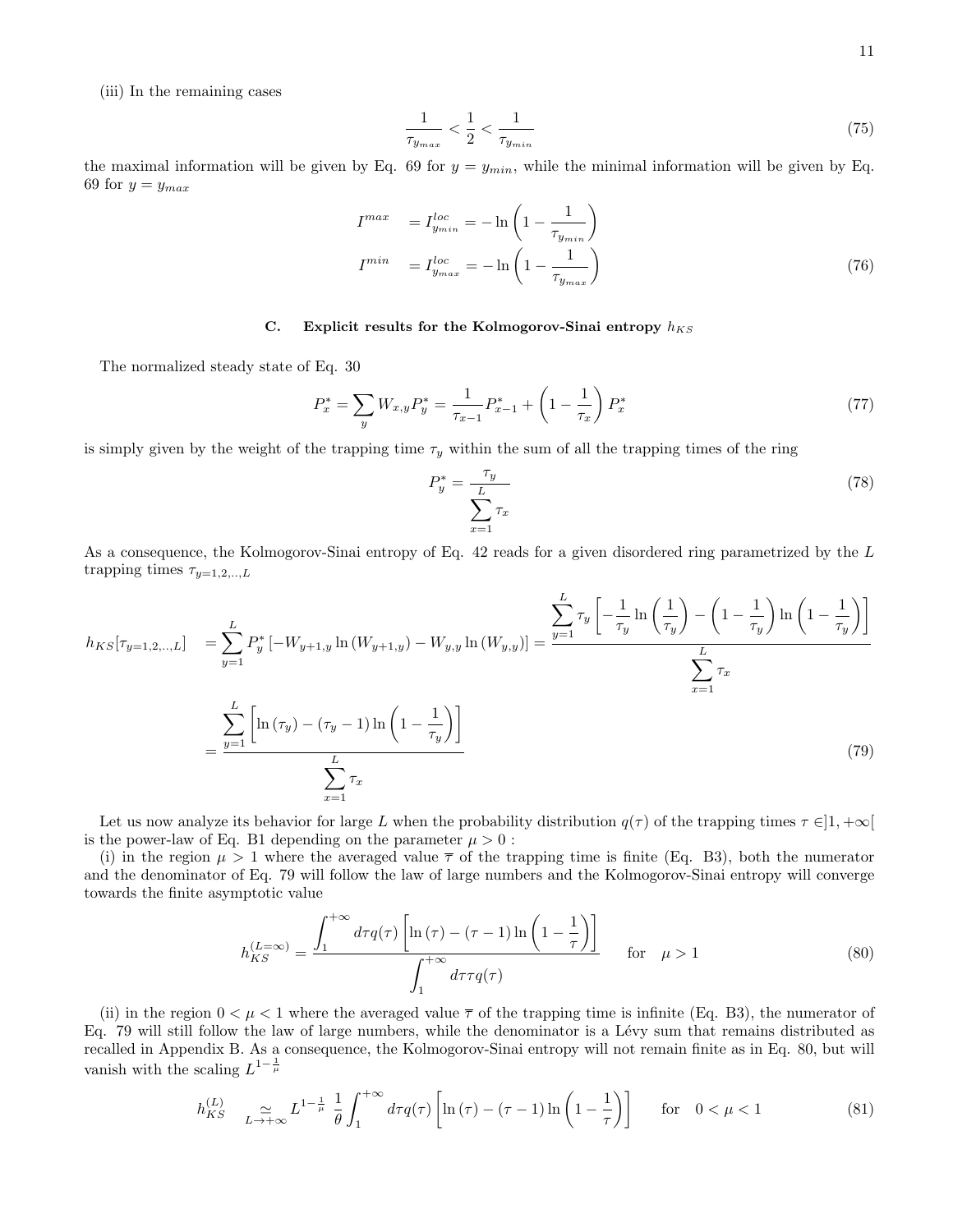(iii) In the remaining cases

$$\frac{1}{\tau_{y_{max}}} < \frac{1}{2} < \frac{1}{\tau_{y_{min}}} \tag{75}$$

the maximal information will be given by Eq. 69 for $y = y_{min}$, while the minimal information will be given by Eq. 69 for $y = y_{max}$

$$\begin{aligned} I^{max} &= I^{loc}_{y_{min}} = -\ln\left(1 - \frac{1}{\tau_{y_{min}}}\right) \\ I^{min} &= I^{loc}_{y_{max}} = -\ln\left(1 - \frac{1}{\tau_{y_{max}}}\right) \end{aligned} \tag{76}$$

### C. Explicit results for the Kolmogorov-Sinai entropy $h_{KS}$

The normalized steady state of Eq. 30

$$P^*_x = \sum_y W_{x,y} P^*_y = \frac{1}{\tau_{x-1}} P^*_{x-1} + \left(1 - \frac{1}{\tau_x}\right) P^*_x \tag{77}$$

is simply given by the weight of the trapping time $\tau_y$ within the sum of all the trapping times of the ring

$$P^*_y = \frac{\tau_y}{\sum\limits_{x=1}^{L} \tau_x} \tag{78}$$

As a consequence, the Kolmogorov-Sinai entropy of Eq. 42 reads for a given disordered ring parametrized by the $L$ trapping times $\tau_{y=1,2,..,L}$

$$\begin{aligned} h_{KS}[\tau_{y=1,2,..,L}] &= \sum_{y=1}^{L} P^*_y \left[-W_{y+1,y} \ln\left(W_{y+1,y}\right) - W_{y,y} \ln\left(W_{y,y}\right)\right] = \frac{\sum\limits_{y=1}^{L} \tau_y \left[-\frac{1}{\tau_y} \ln\left(\frac{1}{\tau_y}\right) - \left(1 - \frac{1}{\tau_y}\right) \ln\left(1 - \frac{1}{\tau_y}\right)\right]}{\sum\limits_{x=1}^{L} \tau_x} \\ &= \frac{\sum\limits_{y=1}^{L} \left[\ln\left(\tau_y\right) - \left(\tau_y - 1\right) \ln\left(1 - \frac{1}{\tau_y}\right)\right]}{\sum\limits_{x=1}^{L} \tau_x} \end{aligned} \tag{79}$$

Let us now analyze its behavior for large $L$ when the probability distribution $q(\tau)$ of the trapping times $\tau \in ]1, +\infty[$ is the power-law of Eq. B1 depending on the parameter $\mu > 0$ :

(i) in the region $\mu > 1$ where the averaged value $\overline{\tau}$ of the trapping time is finite (Eq. B3), both the numerator and the denominator of Eq. 79 will follow the law of large numbers and the Kolmogorov-Sinai entropy will converge towards the finite asymptotic value

$$h^{(L=\infty)}_{KS} = \frac{\int_1^{+\infty} d\tau q(\tau) \left[\ln\left(\tau\right) - \left(\tau - 1\right) \ln\left(1 - \frac{1}{\tau}\right)\right]}{\int_1^{+\infty} d\tau \tau q(\tau)} \quad \text{for} \quad \mu > 1 \tag{80}$$

(ii) in the region $0 < \mu < 1$ where the averaged value $\overline{\tau}$ of the trapping time is infinite (Eq. B3), the numerator of Eq. 79 will still follow the law of large numbers, while the denominator is a Lévy sum that remains distributed as recalled in Appendix B. As a consequence, the Kolmogorov-Sinai entropy will not remain finite as in Eq. 80, but will vanish with the scaling $L^{1-\frac{1}{\mu}}$

$$h^{(L)}_{KS} \underset{L \to +\infty}{\simeq} L^{1-\frac{1}{\mu}} \, \frac{1}{\theta} \int_1^{+\infty} d\tau q(\tau) \left[\ln\left(\tau\right) - \left(\tau - 1\right) \ln\left(1 - \frac{1}{\tau}\right)\right] \quad \text{for} \quad 0 < \mu < 1 \tag{81}$$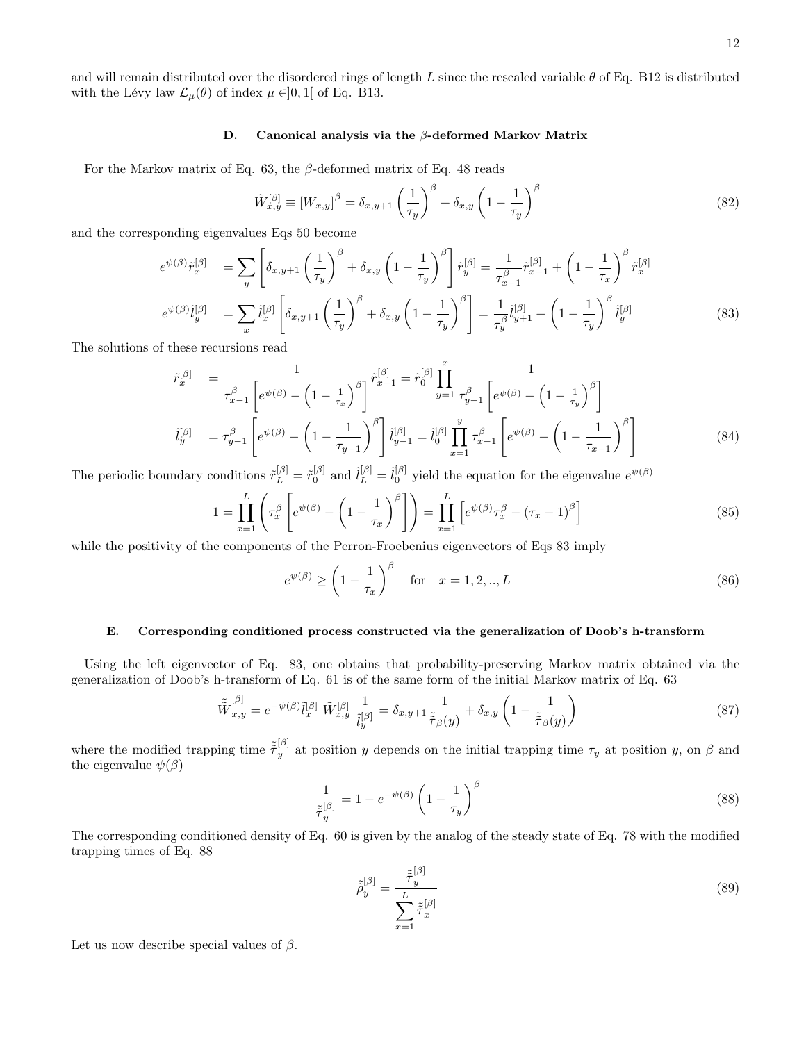and will remain distributed over the disordered rings of length $L$ since the rescaled variable $\theta$ of Eq. B12 is distributed with the Lévy law $\mathcal{L}_\mu(\theta)$ of index $\mu \in ]0,1[$ of Eq. B13.

### D. Canonical analysis via the $\beta$-deformed Markov Matrix

For the Markov matrix of Eq. 63, the $\beta$-deformed matrix of Eq. 48 reads

$$\tilde{W}^{[\beta]}_{x,y} \equiv [W_{x,y}]^\beta = \delta_{x,y+1} \left( \frac{1}{\tau_y} \right)^\beta + \delta_{x,y} \left( 1 - \frac{1}{\tau_y} \right)^\beta \tag{82}$$

and the corresponding eigenvalues Eqs 50 become

$$\begin{aligned}
e^{\psi(\beta)} \tilde{r}^{[\beta]}_x &= \sum_y \left[ \delta_{x,y+1} \left( \frac{1}{\tau_y} \right)^\beta + \delta_{x,y} \left( 1 - \frac{1}{\tau_y} \right)^\beta \right] \tilde{r}^{[\beta]}_y = \frac{1}{\tau^\beta_{x-1}} \tilde{r}^{[\beta]}_{x-1} + \left( 1 - \frac{1}{\tau_x} \right)^\beta \tilde{r}^{[\beta]}_x \\
e^{\psi(\beta)} \tilde{l}^{[\beta]}_y &= \sum_x \tilde{l}^{[\beta]}_x \left[ \delta_{x,y+1} \left( \frac{1}{\tau_y} \right)^\beta + \delta_{x,y} \left( 1 - \frac{1}{\tau_y} \right)^\beta \right] = \frac{1}{\tau^\beta_y} \tilde{l}^{[\beta]}_{y+1} + \left( 1 - \frac{1}{\tau_y} \right)^\beta \tilde{l}^{[\beta]}_y
\end{aligned} \tag{83}$$

The solutions of these recursions read

$$\begin{aligned}
\tilde{r}^{[\beta]}_x &= \frac{1}{\tau^\beta_{x-1} \left[ e^{\psi(\beta)} - \left( 1 - \frac{1}{\tau_x} \right)^\beta \right]} \tilde{r}^{[\beta]}_{x-1} = \tilde{r}^{[\beta]}_0 \prod_{y=1}^{x} \frac{1}{\tau^\beta_{y-1} \left[ e^{\psi(\beta)} - \left( 1 - \frac{1}{\tau_y} \right)^\beta \right]} \\
\tilde{l}^{[\beta]}_y &= \tau^\beta_{y-1} \left[ e^{\psi(\beta)} - \left( 1 - \frac{1}{\tau_{y-1}} \right)^\beta \right] \tilde{l}^{[\beta]}_{y-1} = \tilde{l}^{[\beta]}_0 \prod_{x=1}^{y} \tau^\beta_{x-1} \left[ e^{\psi(\beta)} - \left( 1 - \frac{1}{\tau_{x-1}} \right)^\beta \right]
\end{aligned} \tag{84}$$

The periodic boundary conditions $\tilde{r}^{[\beta]}_L = \tilde{r}^{[\beta]}_0$ and $\tilde{l}^{[\beta]}_L = \tilde{l}^{[\beta]}_0$ yield the equation for the eigenvalue $e^{\psi(\beta)}$

$$1 = \prod_{x=1}^{L} \left( \tau^\beta_x \left[ e^{\psi(\beta)} - \left( 1 - \frac{1}{\tau_x} \right)^\beta \right] \right) = \prod_{x=1}^{L} \left[ e^{\psi(\beta)} \tau^\beta_x - (\tau_x - 1)^\beta \right] \tag{85}$$

while the positivity of the components of the Perron-Froebenius eigenvectors of Eqs 83 imply

$$e^{\psi(\beta)} \geq \left( 1 - \frac{1}{\tau_x} \right)^\beta \quad \text{for} \quad x = 1, 2, .., L \tag{86}$$

### E. Corresponding conditioned process constructed via the generalization of Doob's h-transform

Using the left eigenvector of Eq. 83, one obtains that probability-preserving Markov matrix obtained via the generalization of Doob's h-transform of Eq. 61 is of the same form of the initial Markov matrix of Eq. 63

$$\tilde{\tilde{W}}^{[\beta]}_{x,y} = e^{-\psi(\beta)} \tilde{l}^{[\beta]}_x \, \tilde{W}^{[\beta]}_{x,y} \, \frac{1}{\tilde{l}^{[\beta]}_y} = \delta_{x,y+1} \frac{1}{\tilde{\tilde{\tau}}_\beta(y)} + \delta_{x,y} \left( 1 - \frac{1}{\tilde{\tilde{\tau}}_\beta(y)} \right) \tag{87}$$

where the modified trapping time $\tilde{\tilde{\tau}}^{[\beta]}_y$ at position $y$ depends on the initial trapping time $\tau_y$ at position $y$, on $\beta$ and the eigenvalue $\psi(\beta)$

$$\frac{1}{\tilde{\tilde{\tau}}^{[\beta]}_y} = 1 - e^{-\psi(\beta)} \left( 1 - \frac{1}{\tau_y} \right)^\beta \tag{88}$$

The corresponding conditioned density of Eq. 60 is given by the analog of the steady state of Eq. 78 with the modified trapping times of Eq. 88

$$\tilde{\tilde{\rho}}^{[\beta]}_y = \frac{\tilde{\tilde{\tau}}^{[\beta]}_y}{\sum_{x=1}^{L} \tilde{\tilde{\tau}}^{[\beta]}_x} \tag{89}$$

Let us now describe special values of $\beta$.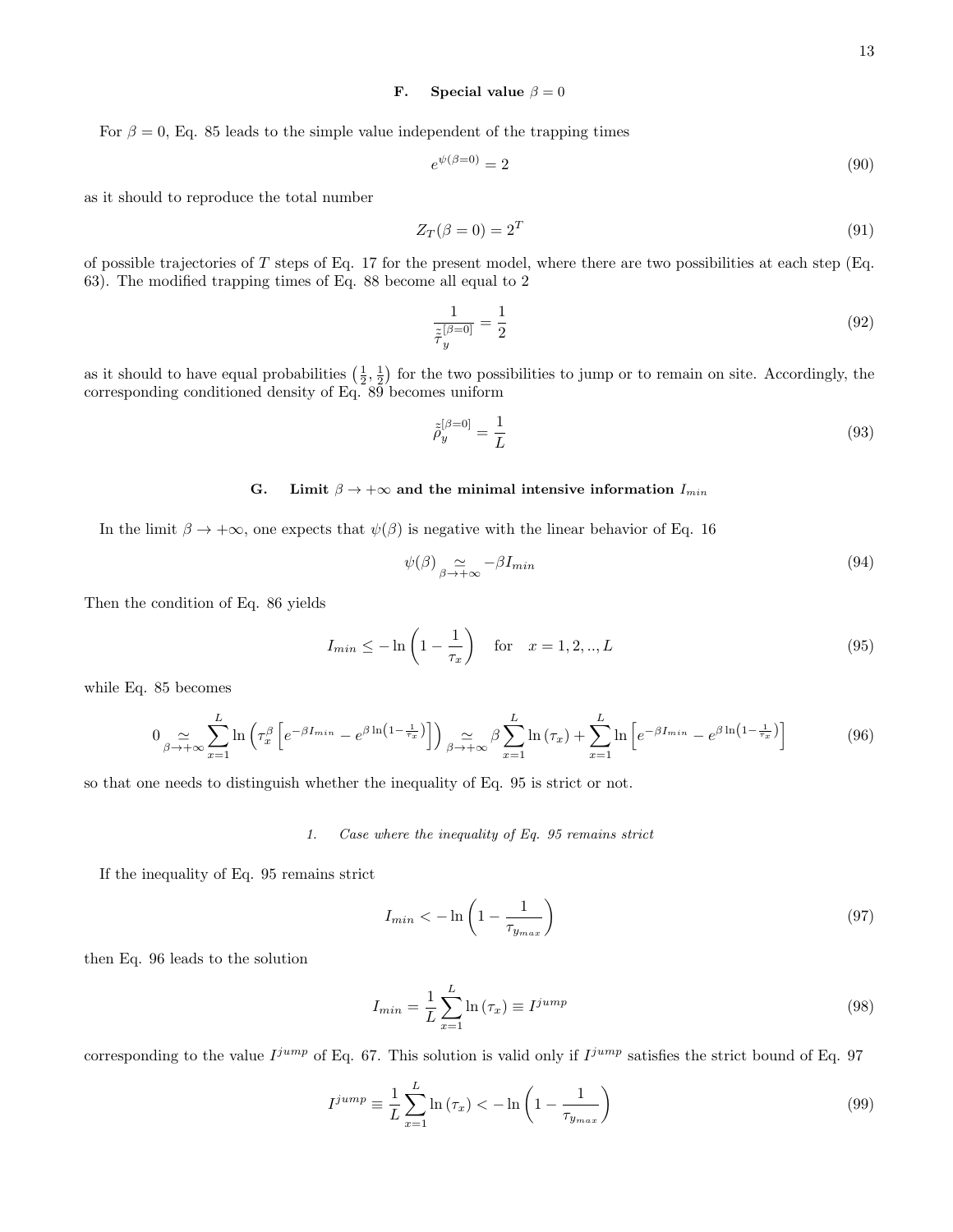### F. Special value $\beta = 0$

For $\beta = 0$, Eq. 85 leads to the simple value independent of the trapping times

$$e^{\psi(\beta=0)} = 2 \tag{90}$$

as it should to reproduce the total number

$$Z_T(\beta = 0) = 2^T \tag{91}$$

of possible trajectories of $T$ steps of Eq. 17 for the present model, where there are two possibilities at each step (Eq. 63). The modified trapping times of Eq. 88 become all equal to 2

$$\frac{1}{\tilde{\tilde{\tau}}_y^{[\beta=0]}} = \frac{1}{2} \tag{92}$$

as it should to have equal probabilities $\left(\frac{1}{2}, \frac{1}{2}\right)$ for the two possibilities to jump or to remain on site. Accordingly, the corresponding conditioned density of Eq. 89 becomes uniform

$$\tilde{\tilde{\rho}}_y^{[\beta=0]} = \frac{1}{L} \tag{93}$$

### G. Limit $\beta \to +\infty$ and the minimal intensive information $I_{min}$

In the limit $\beta \to +\infty$, one expects that $\psi(\beta)$ is negative with the linear behavior of Eq. 16

$$\psi(\beta) \underset{\beta \to +\infty}{\simeq} -\beta I_{min} \tag{94}$$

Then the condition of Eq. 86 yields

$$I_{min} \leq -\ln\left(1 - \frac{1}{\tau_x}\right) \quad \text{for} \quad x = 1, 2, .., L \tag{95}$$

while Eq. 85 becomes

$$0 \underset{\beta \to +\infty}{\simeq} \sum_{x=1}^{L} \ln\left(\tau_x^\beta \left[e^{-\beta I_{min}} - e^{\beta \ln\left(1 - \frac{1}{\tau_x}\right)}\right]\right) \underset{\beta \to +\infty}{\simeq} \beta \sum_{x=1}^{L} \ln(\tau_x) + \sum_{x=1}^{L} \ln\left[e^{-\beta I_{min}} - e^{\beta \ln\left(1 - \frac{1}{\tau_x}\right)}\right] \tag{96}$$

so that one needs to distinguish whether the inequality of Eq. 95 is strict or not.

#### 1. *Case where the inequality of Eq. 95 remains strict*

If the inequality of Eq. 95 remains strict

$$I_{min} < -\ln\left(1 - \frac{1}{\tau_{y_{max}}}\right) \tag{97}$$

then Eq. 96 leads to the solution

$$I_{min} = \frac{1}{L} \sum_{x=1}^{L} \ln(\tau_x) \equiv I^{jump} \tag{98}$$

corresponding to the value $I^{jump}$ of Eq. 67. This solution is valid only if $I^{jump}$ satisfies the strict bound of Eq. 97

$$I^{jump} \equiv \frac{1}{L} \sum_{x=1}^{L} \ln(\tau_x) < -\ln\left(1 - \frac{1}{\tau_{y_{max}}}\right) \tag{99}$$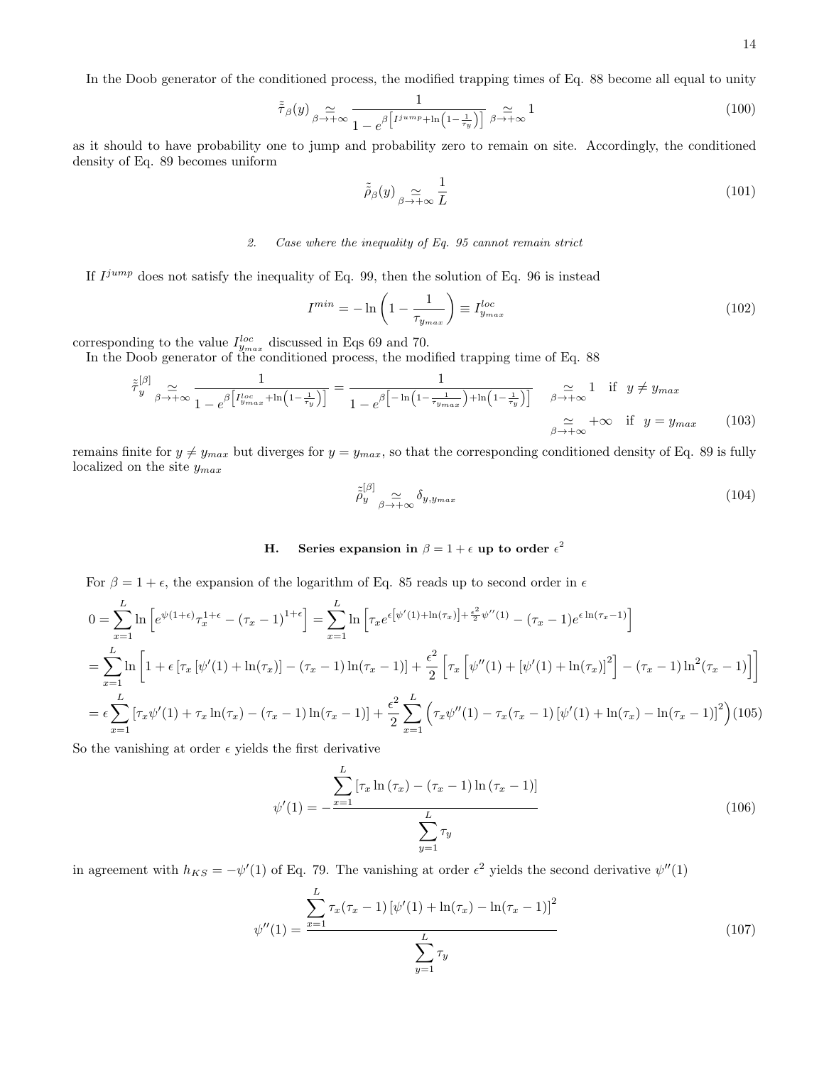In the Doob generator of the conditioned process, the modified trapping times of Eq. 88 become all equal to unity

$$\tilde{\tilde{\tau}}_\beta(y) \underset{\beta \to +\infty}{\simeq} \frac{1}{1 - e^{\beta\left[I^{jump} + \ln\left(1 - \frac{1}{\tau_y}\right)\right]}} \underset{\beta \to +\infty}{\simeq} 1 \tag{100}$$

as it should to have probability one to jump and probability zero to remain on site. Accordingly, the conditioned density of Eq. 89 becomes uniform

$$\tilde{\tilde{\rho}}_\beta(y) \underset{\beta \to +\infty}{\simeq} \frac{1}{L} \tag{101}$$

#### 2. Case where the inequality of Eq. 95 cannot remain strict

If $I^{jump}$ does not satisfy the inequality of Eq. 99, then the solution of Eq. 96 is instead

$$I^{min} = -\ln\left(1 - \frac{1}{\tau_{y_{max}}}\right) \equiv I^{loc}_{y_{max}} \tag{102}$$

corresponding to the value $I^{loc}_{y_{max}}$ discussed in Eqs 69 and 70.

In the Doob generator of the conditioned process, the modified trapping time of Eq. 88

$$\begin{aligned}
\tilde{\tilde{\tau}}_y^{[\beta]} \underset{\beta \to +\infty}{\simeq} \frac{1}{1 - e^{\beta\left[I^{loc}_{y_{max}} + \ln\left(1 - \frac{1}{\tau_y}\right)\right]}} = \frac{1}{1 - e^{\beta\left[-\ln\left(1 - \frac{1}{\tau_{y_{max}}}\right) + \ln\left(1 - \frac{1}{\tau_y}\right)\right]}} & \underset{\beta \to +\infty}{\simeq} 1 \quad \text{if} \quad y \neq y_{max} \\
& \underset{\beta \to +\infty}{\simeq} +\infty \quad \text{if} \quad y = y_{max}
\end{aligned} \tag{103}$$

remains finite for $y \neq y_{max}$ but diverges for $y = y_{max}$, so that the corresponding conditioned density of Eq. 89 is fully localized on the site $y_{max}$

$$\tilde{\tilde{\rho}}_y^{[\beta]} \underset{\beta \to +\infty}{\simeq} \delta_{y, y_{max}} \tag{104}$$

### H. Series expansion in $\beta = 1 + \epsilon$ up to order $\epsilon^2$

For $\beta = 1 + \epsilon$, the expansion of the logarithm of Eq. 85 reads up to second order in $\epsilon$

$$\begin{aligned}
0 &= \sum_{x=1}^{L} \ln\left[e^{\psi(1+\epsilon)} \tau_x^{1+\epsilon} - (\tau_x - 1)^{1+\epsilon}\right] = \sum_{x=1}^{L} \ln\left[\tau_x e^{\epsilon\left[\psi'(1) + \ln(\tau_x)\right] + \frac{\epsilon^2}{2}\psi''(1)} - (\tau_x - 1) e^{\epsilon \ln(\tau_x - 1)}\right] \\
&= \sum_{x=1}^{L} \ln\left[1 + \epsilon\left[\tau_x\left[\psi'(1) + \ln(\tau_x)\right] - (\tau_x - 1)\ln(\tau_x - 1)\right] + \frac{\epsilon^2}{2}\left[\tau_x\left[\psi''(1) + \left[\psi'(1) + \ln(\tau_x)\right]^2\right] - (\tau_x - 1)\ln^2(\tau_x - 1)\right]\right] \\
&= \epsilon \sum_{x=1}^{L}\left[\tau_x \psi'(1) + \tau_x \ln(\tau_x) - (\tau_x - 1)\ln(\tau_x - 1)\right] + \frac{\epsilon^2}{2}\sum_{x=1}^{L}\left(\tau_x \psi''(1) - \tau_x(\tau_x - 1)\left[\psi'(1) + \ln(\tau_x) - \ln(\tau_x - 1)\right]^2\right)
\end{aligned} \tag{105}$$

So the vanishing at order $\epsilon$ yields the first derivative

$$\psi'(1) = -\frac{\displaystyle\sum_{x=1}^{L}\left[\tau_x \ln(\tau_x) - (\tau_x - 1)\ln(\tau_x - 1)\right]}{\displaystyle\sum_{y=1}^{L} \tau_y} \tag{106}$$

in agreement with $h_{KS} = -\psi'(1)$ of Eq. 79. The vanishing at order $\epsilon^2$ yields the second derivative $\psi''(1)$

$$\psi''(1) = \frac{\displaystyle\sum_{x=1}^{L} \tau_x(\tau_x - 1)\left[\psi'(1) + \ln(\tau_x) - \ln(\tau_x - 1)\right]^2}{\displaystyle\sum_{y=1}^{L} \tau_y} \tag{107}$$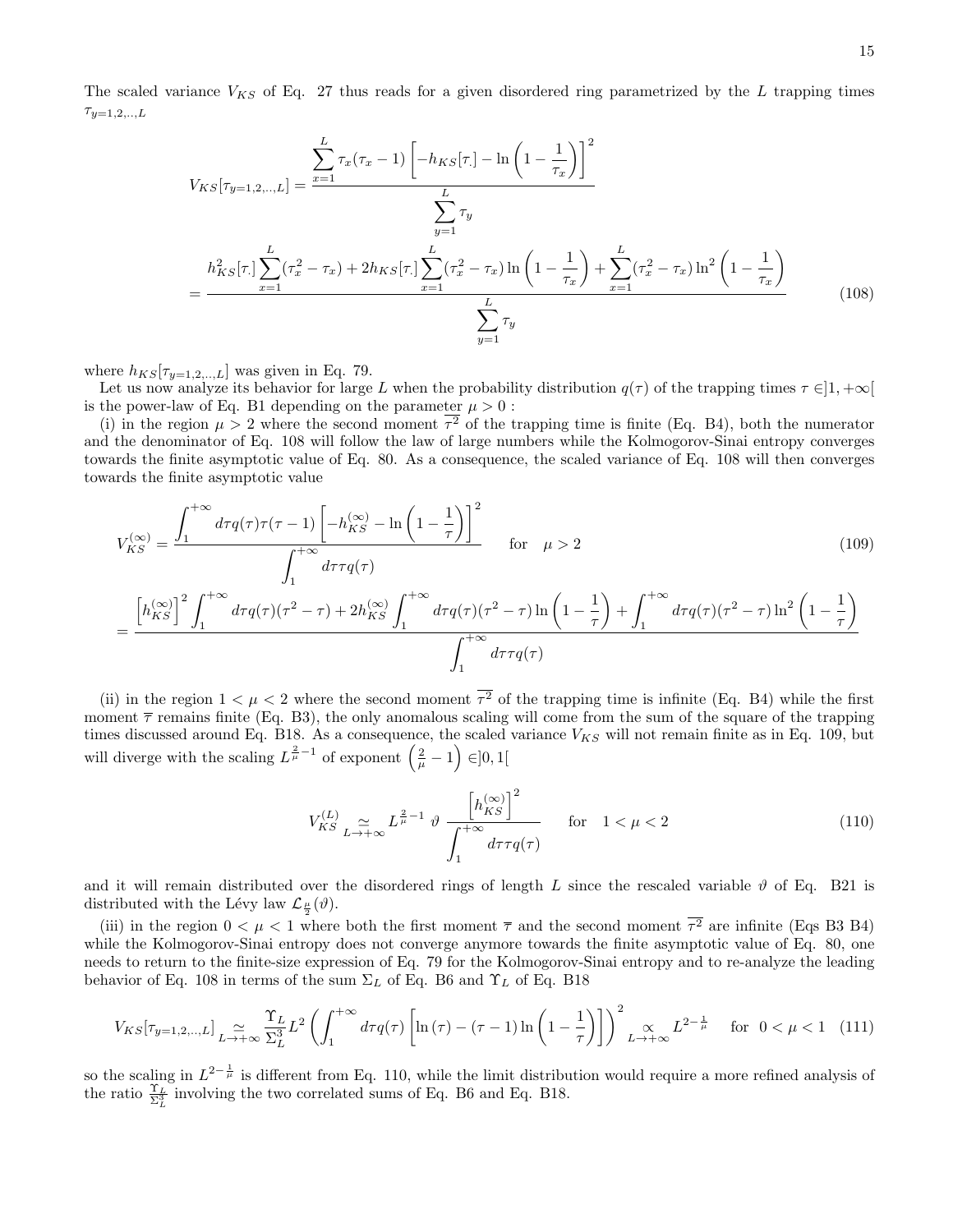The scaled variance $V_{KS}$ of Eq. 27 thus reads for a given disordered ring parametrized by the $L$ trapping times $\tau_{y=1,2,..,L}$

$$
\begin{aligned}
V_{KS}[\tau_{y=1,2,..,L}] &= \frac{\displaystyle\sum_{x=1}^{L} \tau_x(\tau_x - 1)\left[-h_{KS}[\tau_.] - \ln\left(1 - \frac{1}{\tau_x}\right)\right]^2}{\displaystyle\sum_{y=1}^{L} \tau_y} \\
&= \frac{h_{KS}^2[\tau_.]\displaystyle\sum_{x=1}^{L}(\tau_x^2 - \tau_x) + 2h_{KS}[\tau_.]\sum_{x=1}^{L}(\tau_x^2 - \tau_x)\ln\left(1 - \frac{1}{\tau_x}\right) + \sum_{x=1}^{L}(\tau_x^2 - \tau_x)\ln^2\left(1 - \frac{1}{\tau_x}\right)}{\displaystyle\sum_{y=1}^{L} \tau_y}
\end{aligned}
\tag{108}
$$

where $h_{KS}[\tau_{y=1,2,..,L}]$ was given in Eq. 79.

Let us now analyze its behavior for large $L$ when the probability distribution $q(\tau)$ of the trapping times $\tau \in ]1, +\infty[$ is the power-law of Eq. B1 depending on the parameter $\mu > 0$ :

(i) in the region $\mu > 2$ where the second moment $\overline{\tau^2}$ of the trapping time is finite (Eq. B4), both the numerator and the denominator of Eq. 108 will follow the law of large numbers while the Kolmogorov-Sinai entropy converges towards the finite asymptotic value of Eq. 80. As a consequence, the scaled variance of Eq. 108 will then converges towards the finite asymptotic value

$$
\begin{aligned}
V_{KS}^{(\infty)} &= \frac{\displaystyle\int_1^{+\infty} d\tau q(\tau)\tau(\tau - 1)\left[-h_{KS}^{(\infty)} - \ln\left(1 - \frac{1}{\tau}\right)\right]^2}{\displaystyle\int_1^{+\infty} d\tau \tau q(\tau)} \qquad \text{for} \quad \mu > 2 \\
&= \frac{\left[h_{KS}^{(\infty)}\right]^2\displaystyle\int_1^{+\infty} d\tau q(\tau)(\tau^2 - \tau) + 2h_{KS}^{(\infty)}\int_1^{+\infty} d\tau q(\tau)(\tau^2 - \tau)\ln\left(1 - \frac{1}{\tau}\right) + \int_1^{+\infty} d\tau q(\tau)(\tau^2 - \tau)\ln^2\left(1 - \frac{1}{\tau}\right)}{\displaystyle\int_1^{+\infty} d\tau \tau q(\tau)}
\end{aligned}
\tag{109}
$$

(ii) in the region $1 < \mu < 2$ where the second moment $\overline{\tau^2}$ of the trapping time is infinite (Eq. B4) while the first moment $\overline{\tau}$ remains finite (Eq. B3), the only anomalous scaling will come from the sum of the square of the trapping times discussed around Eq. B18. As a consequence, the scaled variance $V_{KS}$ will not remain finite as in Eq. 109, but will diverge with the scaling $L^{\frac{2}{\mu}-1}$ of exponent $\left(\frac{2}{\mu} - 1\right) \in ]0, 1[$

$$
V_{KS}^{(L)} \underset{L\to+\infty}{\simeq} L^{\frac{2}{\mu}-1} \, \vartheta \, \frac{\left[h_{KS}^{(\infty)}\right]^2}{\displaystyle\int_1^{+\infty} d\tau \tau q(\tau)} \qquad \text{for} \quad 1 < \mu < 2
\tag{110}
$$

and it will remain distributed over the disordered rings of length $L$ since the rescaled variable $\vartheta$ of Eq. B21 is distributed with the Lévy law $\mathcal{L}_{\frac{\mu}{2}}(\vartheta)$.

(iii) in the region $0 < \mu < 1$ where both the first moment $\overline{\tau}$ and the second moment $\overline{\tau^2}$ are infinite (Eqs B3 B4) while the Kolmogorov-Sinai entropy does not converge anymore towards the finite asymptotic value of Eq. 80, one needs to return to the finite-size expression of Eq. 79 for the Kolmogorov-Sinai entropy and to re-analyze the leading behavior of Eq. 108 in terms of the sum $\Sigma_L$ of Eq. B6 and $\Upsilon_L$ of Eq. B18

$$
V_{KS}[\tau_{y=1,2,..,L}] \underset{L\to+\infty}{\simeq} \frac{\Upsilon_L}{\Sigma_L^3} L^2 \left(\int_1^{+\infty} d\tau q(\tau)\left[\ln(\tau) - (\tau - 1)\ln\left(1 - \frac{1}{\tau}\right)\right]\right)^2 \underset{L\to+\infty}{\propto} L^{2-\frac{1}{\mu}} \quad \text{for} \quad 0 < \mu < 1
\tag{111}
$$

so the scaling in $L^{2-\frac{1}{\mu}}$ is different from Eq. 110, while the limit distribution would require a more refined analysis of the ratio $\frac{\Upsilon_L}{\Sigma_L^3}$ involving the two correlated sums of Eq. B6 and Eq. B18.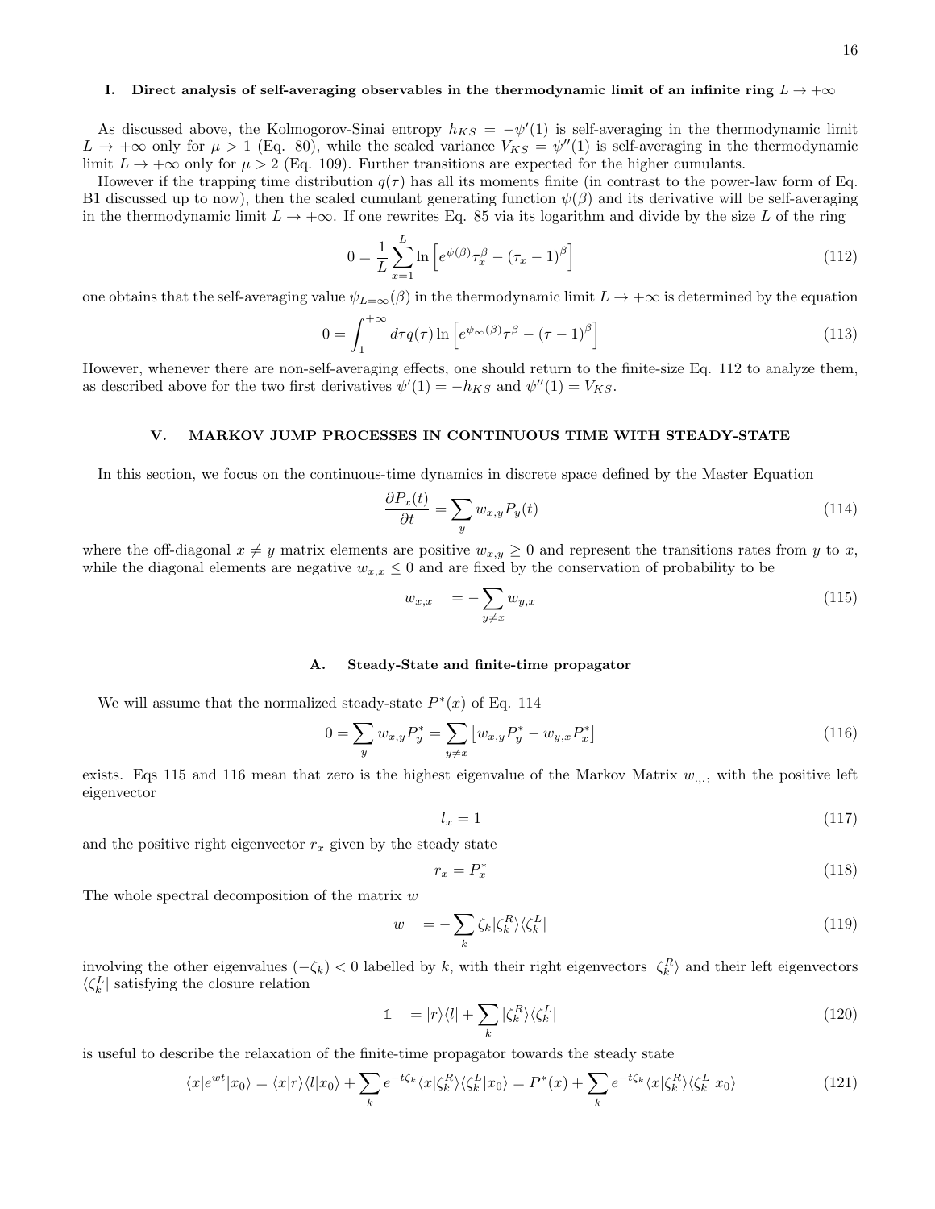### I. Direct analysis of self-averaging observables in the thermodynamic limit of an infinite ring $L \to +\infty$

As discussed above, the Kolmogorov-Sinai entropy $h_{KS} = -\psi'(1)$ is self-averaging in the thermodynamic limit $L \to +\infty$ only for $\mu > 1$ (Eq. 80), while the scaled variance $V_{KS} = \psi''(1)$ is self-averaging in the thermodynamic limit $L \to +\infty$ only for $\mu > 2$ (Eq. 109). Further transitions are expected for the higher cumulants.

However if the trapping time distribution $q(\tau)$ has all its moments finite (in contrast to the power-law form of Eq. B1 discussed up to now), then the scaled cumulant generating function $\psi(\beta)$ and its derivative will be self-averaging in the thermodynamic limit $L \to +\infty$. If one rewrites Eq. 85 via its logarithm and divide by the size $L$ of the ring

$$0 = \frac{1}{L} \sum_{x=1}^{L} \ln \left[ e^{\psi(\beta)} \tau_x^{\beta} - (\tau_x - 1)^{\beta} \right] \tag{112}$$

one obtains that the self-averaging value $\psi_{L=\infty}(\beta)$ in the thermodynamic limit $L \to +\infty$ is determined by the equation

$$0 = \int_{1}^{+\infty} d\tau q(\tau) \ln \left[ e^{\psi_{\infty}(\beta)} \tau^{\beta} - (\tau - 1)^{\beta} \right] \tag{113}$$

However, whenever there are non-self-averaging effects, one should return to the finite-size Eq. 112 to analyze them, as described above for the two first derivatives $\psi'(1) = -h_{KS}$ and $\psi''(1) = V_{KS}$.

## V. MARKOV JUMP PROCESSES IN CONTINUOUS TIME WITH STEADY-STATE

In this section, we focus on the continuous-time dynamics in discrete space defined by the Master Equation

$$\frac{\partial P_x(t)}{\partial t} = \sum_{y} w_{x,y} P_y(t) \tag{114}$$

where the off-diagonal $x \neq y$ matrix elements are positive $w_{x,y} \geq 0$ and represent the transitions rates from $y$ to $x$, while the diagonal elements are negative $w_{x,x} \leq 0$ and are fixed by the conservation of probability to be

$$w_{x,x} = -\sum_{y \neq x} w_{y,x} \tag{115}$$

### A. Steady-State and finite-time propagator

We will assume that the normalized steady-state $P^*(x)$ of Eq. 114

$$0 = \sum_{y} w_{x,y} P_y^* = \sum_{y \neq x} \left[ w_{x,y} P_y^* - w_{y,x} P_x^* \right] \tag{116}$$

exists. Eqs 115 and 116 mean that zero is the highest eigenvalue of the Markov Matrix $w_{.,.}$, with the positive left eigenvector

$$l_x = 1 \tag{117}$$

and the positive right eigenvector $r_x$ given by the steady state

$$r_x = P_x^* \tag{118}$$

The whole spectral decomposition of the matrix $w$

$$w = -\sum_{k} \zeta_k |\zeta_k^R\rangle\langle\zeta_k^L| \tag{119}$$

involving the other eigenvalues $(-\zeta_k) < 0$ labelled by $k$, with their right eigenvectors $|\zeta_k^R\rangle$ and their left eigenvectors $\langle\zeta_k^L|$ satisfying the closure relation

$$\mathbb{1} = |r\rangle\langle l| + \sum_{k} |\zeta_k^R\rangle\langle\zeta_k^L| \tag{120}$$

is useful to describe the relaxation of the finite-time propagator towards the steady state

$$\langle x|e^{wt}|x_0\rangle = \langle x|r\rangle\langle l|x_0\rangle + \sum_{k} e^{-t\zeta_k} \langle x|\zeta_k^R\rangle\langle\zeta_k^L|x_0\rangle = P^*(x) + \sum_{k} e^{-t\zeta_k} \langle x|\zeta_k^R\rangle\langle\zeta_k^L|x_0\rangle \tag{121}$$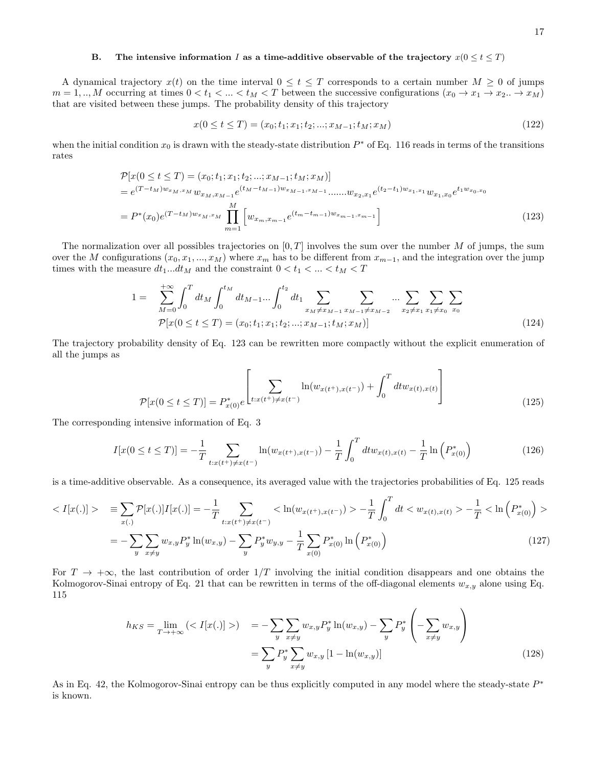### B. The intensive information $I$ as a time-additive observable of the trajectory $x(0 \leq t \leq T)$

A dynamical trajectory $x(t)$ on the time interval $0 \leq t \leq T$ corresponds to a certain number $M \geq 0$ of jumps $m = 1, .., M$ occurring at times $0 < t_1 < ... < t_M < T$ between the successive configurations $(x_0 \to x_1 \to x_2 .. \to x_M)$ that are visited between these jumps. The probability density of this trajectory

$$
x(0 \leq t \leq T) = (x_0; t_1; x_1; t_2; ...; x_{M-1}; t_M; x_M) \tag{122}
$$

when the initial condition $x_0$ is drawn with the steady-state distribution $P^*$ of Eq. 116 reads in terms of the transitions rates

$$
\begin{aligned}
&\mathcal{P}[x(0 \leq t \leq T) = (x_0; t_1; x_1; t_2; ...; x_{M-1}; t_M; x_M)] \\
&= e^{(T-t_M)w_{x_M,x_M}} w_{x_M,x_{M-1}} e^{(t_M - t_{M-1})w_{x_{M-1},x_{M-1}}} .......w_{x_2,x_1} e^{(t_2-t_1)w_{x_1,x_1}} w_{x_1,x_0} e^{t_1 w_{x_0,x_0}} \\
&= P^*(x_0) e^{(T-t_M)w_{x_M,x_M}} \prod_{m=1}^{M} \left[ w_{x_m,x_{m-1}} e^{(t_m - t_{m-1})w_{x_{m-1},x_{m-1}}} \right]
\end{aligned} \tag{123}
$$

The normalization over all possibles trajectories on $[0, T]$ involves the sum over the number $M$ of jumps, the sum over the $M$ configurations $(x_0, x_1, ..., x_M)$ where $x_m$ has to be different from $x_{m-1}$, and the integration over the jump times with the measure $dt_1...dt_M$ and the constraint $0 < t_1 < ... < t_M < T$

$$
\begin{aligned}
1 = & \sum_{M=0}^{+\infty} \int_0^T dt_M \int_0^{t_M} dt_{M-1} ... \int_0^{t_2} dt_1 \sum_{x_M \neq x_{M-1}} \sum_{x_{M-1} \neq x_{M-2}} ... \sum_{x_2 \neq x_1} \sum_{x_1 \neq x_0} \sum_{x_0} \\
& \mathcal{P}[x(0 \leq t \leq T) = (x_0; t_1; x_1; t_2; ...; x_{M-1}; t_M; x_M)]
\end{aligned} \tag{124}
$$

The trajectory probability density of Eq. 123 can be rewritten more compactly without the explicit enumeration of all the jumps as

$$
\mathcal{P}[x(0 \leq t \leq T)] = P^*_{x(0)} e^{\left[ \sum\limits_{t: x(t^+) \neq x(t^-)} \ln(w_{x(t^+),x(t^-)}) + \int_0^T dt w_{x(t),x(t)} \right]} \tag{125}
$$

The corresponding intensive information of Eq. 3

$$
I[x(0 \leq t \leq T)] = -\frac{1}{T} \sum_{t: x(t^+) \neq x(t^-)} \ln(w_{x(t^+),x(t^-)}) - \frac{1}{T} \int_0^T dt w_{x(t),x(t)} - \frac{1}{T} \ln \left( P^*_{x(0)} \right) \tag{126}
$$

is a time-additive observable. As a consequence, its averaged value with the trajectories probabilities of Eq. 125 reads

$$
\begin{aligned}
< I[x(.)] > \quad & \equiv \sum_{x(.)} \mathcal{P}[x(.)] I[x(.)] = -\frac{1}{T} \sum_{t: x(t^+) \neq x(t^-)} < \ln(w_{x(t^+),x(t^-)}) > -\frac{1}{T} \int_0^T dt < w_{x(t),x(t)} > -\frac{1}{T} < \ln \left( P^*_{x(0)} \right) > \\
&= -\sum_y \sum_{x \neq y} w_{x,y} P^*_y \ln(w_{x,y}) - \sum_y P^*_y w_{y,y} - \frac{1}{T} \sum_{x(0)} P^*_{x(0)} \ln \left( P^*_{x(0)} \right)
\end{aligned} \tag{127}
$$

For $T \to +\infty$, the last contribution of order $1/T$ involving the initial condition disappears and one obtains the Kolmogorov-Sinai entropy of Eq. 21 that can be rewritten in terms of the off-diagonal elements $w_{x,y}$ alone using Eq. 115

$$
\begin{aligned}
h_{KS} = \lim_{T \to +\infty} (< I[x(.)] >) \quad &= -\sum_y \sum_{x \neq y} w_{x,y} P^*_y \ln(w_{x,y}) - \sum_y P^*_y \left( -\sum_{x \neq y} w_{x,y} \right) \\
&= \sum_y P^*_y \sum_{x \neq y} w_{x,y} \left[ 1 - \ln(w_{x,y}) \right]
\end{aligned} \tag{128}
$$

As in Eq. 42, the Kolmogorov-Sinai entropy can be thus explicitly computed in any model where the steady-state $P^*$ is known.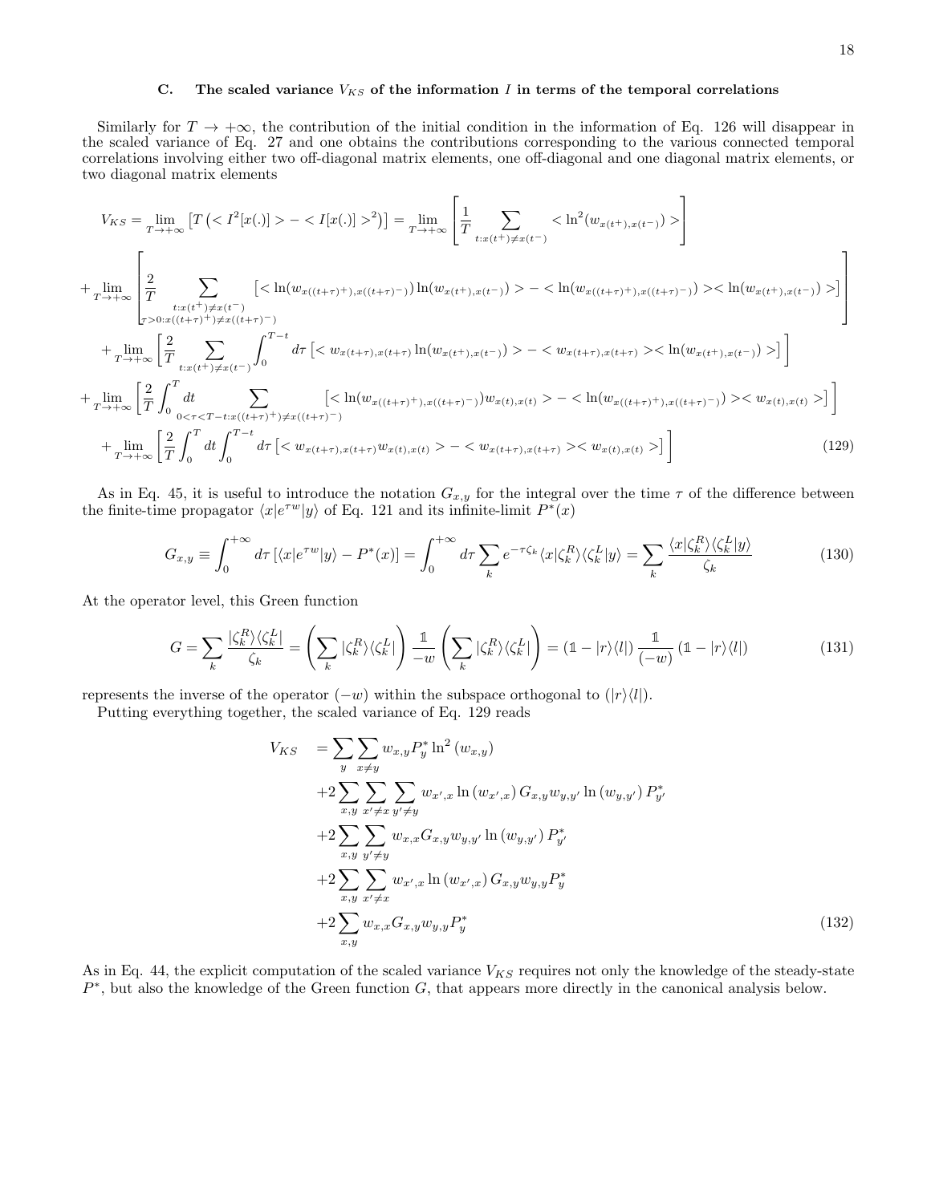### C. The scaled variance $V_{KS}$ of the information $I$ in terms of the temporal correlations

Similarly for $T \to +\infty$, the contribution of the initial condition in the information of Eq. 126 will disappear in the scaled variance of Eq. 27 and one obtains the contributions corresponding to the various connected temporal correlations involving either two off-diagonal matrix elements, one off-diagonal and one diagonal matrix elements, or two diagonal matrix elements

$$
\begin{aligned}
V_{KS} &= \lim_{T\to+\infty} \left[ T \left( < I^2[x(.)] > - < I[x(.)] >^2 \right) \right] = \lim_{T\to+\infty} \left[ \frac{1}{T} \sum_{t: x(t^+) \neq x(t^-)} < \ln^2 (w_{x(t^+),x(t^-)}) > \right] \\
&+ \lim_{T\to+\infty} \left[ \frac{2}{T} \sum_{\substack{t: x(t^+) \neq x(t^-) \\ \tau>0: x((t+\tau)^+) \neq x((t+\tau)^-)}} \left[ < \ln(w_{x((t+\tau)^+),x((t+\tau)^-)}) \ln(w_{x(t^+),x(t^-)}) > - < \ln(w_{x((t+\tau)^+),x((t+\tau)^-)}) >< \ln(w_{x(t^+),x(t^-)}) > \right] \right] \\
&+ \lim_{T\to+\infty} \left[ \frac{2}{T} \sum_{t: x(t^+) \neq x(t^-)} \int_0^{T-t} d\tau \left[ < w_{x(t+\tau),x(t+\tau)} \ln(w_{x(t^+),x(t^-)}) > - < w_{x(t+\tau),x(t+\tau)} >< \ln(w_{x(t^+),x(t^-)}) > \right] \right] \\
&+ \lim_{T\to+\infty} \left[ \frac{2}{T} \int_0^T dt \sum_{0<\tau<T-t: x((t+\tau)^+) \neq x((t+\tau)^-)} \left[ < \ln(w_{x((t+\tau)^+),x((t+\tau)^-)}) w_{x(t),x(t)} > - < \ln(w_{x((t+\tau)^+),x((t+\tau)^-)}) >< w_{x(t),x(t)} > \right] \right] \\
&+ \lim_{T\to+\infty} \left[ \frac{2}{T} \int_0^T dt \int_0^{T-t} d\tau \left[ < w_{x(t+\tau),x(t+\tau)} w_{x(t),x(t)} > - < w_{x(t+\tau),x(t+\tau)} >< w_{x(t),x(t)} > \right] \right]
\end{aligned}
\tag{129}
$$

As in Eq. 45, it is useful to introduce the notation $G_{x,y}$ for the integral over the time $\tau$ of the difference between the finite-time propagator $\langle x | e^{\tau w} | y \rangle$ of Eq. 121 and its infinite-limit $P^*(x)$

$$
G_{x,y} \equiv \int_0^{+\infty} d\tau \left[ \langle x | e^{\tau w} | y \rangle - P^*(x) \right] = \int_0^{+\infty} d\tau \sum_k e^{-\tau \zeta_k} \langle x | \zeta_k^R \rangle \langle \zeta_k^L | y \rangle = \sum_k \frac{\langle x | \zeta_k^R \rangle \langle \zeta_k^L | y \rangle}{\zeta_k}
\tag{130}
$$

At the operator level, this Green function

$$
G = \sum_k \frac{|\zeta_k^R\rangle \langle \zeta_k^L|}{\zeta_k} = \left( \sum_k |\zeta_k^R\rangle \langle \zeta_k^L| \right) \frac{\mathbb{1}}{-w} \left( \sum_k |\zeta_k^R\rangle \langle \zeta_k^L| \right) = \left( \mathbb{1} - |r\rangle \langle l| \right) \frac{\mathbb{1}}{(-w)} \left( \mathbb{1} - |r\rangle \langle l| \right)
\tag{131}
$$

represents the inverse of the operator $(-w)$ within the subspace orthogonal to $(|r\rangle\langle l|)$.

Putting everything together, the scaled variance of Eq. 129 reads

$$
\begin{aligned}
V_{KS} &= \sum_y \sum_{x \neq y} w_{x,y} P_y^* \ln^2 (w_{x,y}) \\
&+2 \sum_{x,y} \sum_{x' \neq x} \sum_{y' \neq y} w_{x',x} \ln (w_{x',x}) G_{x,y} w_{y,y'} \ln (w_{y,y'}) P_{y'}^* \\
&+2 \sum_{x,y} \sum_{y' \neq y} w_{x,x} G_{x,y} w_{y,y'} \ln (w_{y,y'}) P_{y'}^* \\
&+2 \sum_{x,y} \sum_{x' \neq x} w_{x',x} \ln (w_{x',x}) G_{x,y} w_{y,y} P_y^* \\
&+2 \sum_{x,y} w_{x,x} G_{x,y} w_{y,y} P_y^*
\end{aligned}
\tag{132}
$$

As in Eq. 44, the explicit computation of the scaled variance $V_{KS}$ requires not only the knowledge of the steady-state $P^*$, but also the knowledge of the Green function $G$, that appears more directly in the canonical analysis below.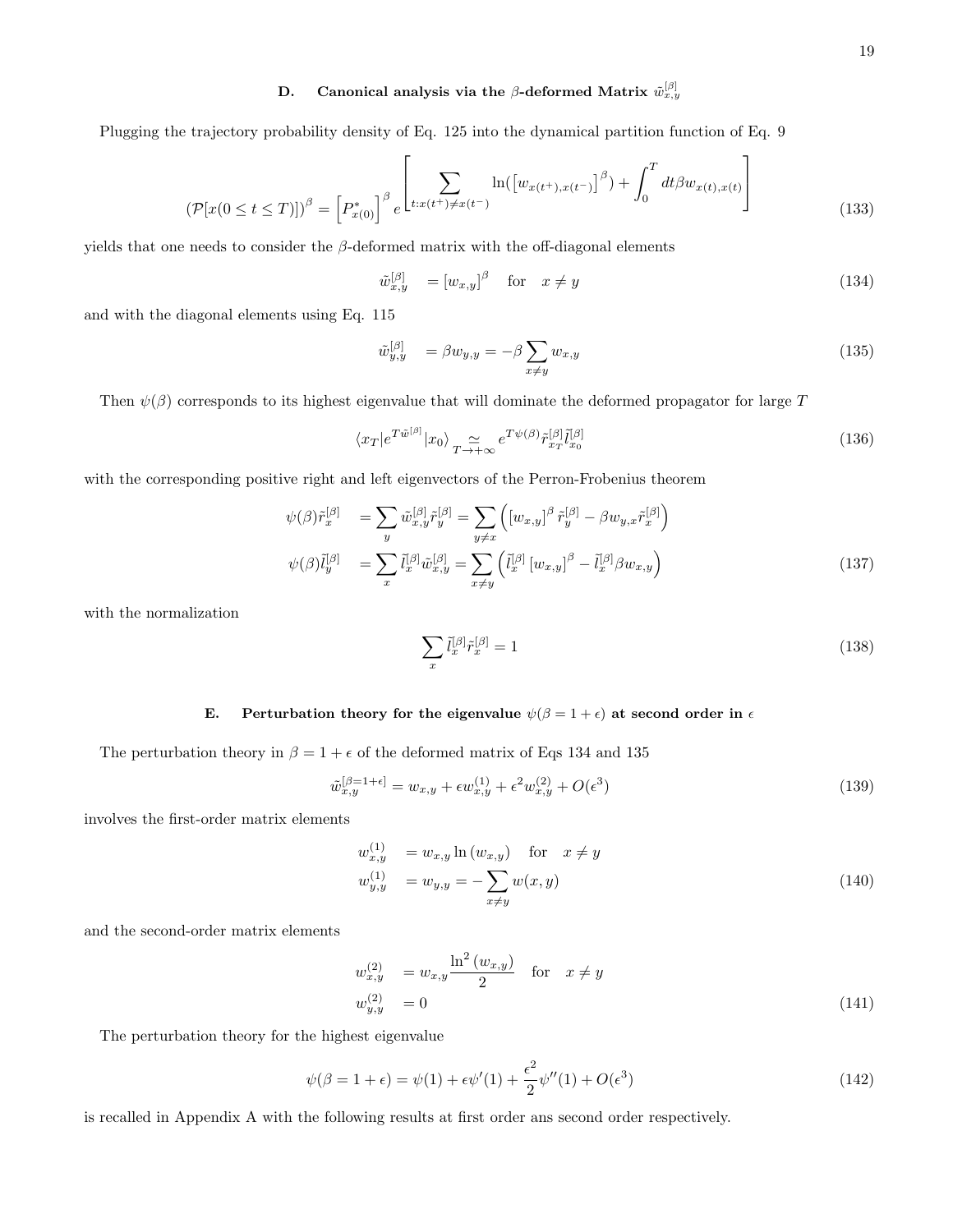### D. Canonical analysis via the $\beta$-deformed Matrix $\tilde{w}^{[\beta]}_{x,y}$

Plugging the trajectory probability density of Eq. 125 into the dynamical partition function of Eq. 9

$$
\left(\mathcal{P}[x(0 \leq t \leq T)]\right)^{\beta} = \left[P^{*}_{x(0)}\right]^{\beta} e^{\left[ \sum_{t:x(t^{+}) \neq x(t^{-})} \ln\left( \left[w_{x(t^{+}),x(t^{-})}\right]^{\beta} \right) + \int_0^T dt \beta w_{x(t),x(t)} \right]} \tag{133}
$$

yields that one needs to consider the $\beta$-deformed matrix with the off-diagonal elements

$$
\tilde{w}^{[\beta]}_{x,y} = \left[w_{x,y}\right]^{\beta} \quad \text{for} \quad x \neq y \tag{134}
$$

and with the diagonal elements using Eq. 115

$$
\tilde{w}^{[\beta]}_{y,y} = \beta w_{y,y} = -\beta \sum_{x \neq y} w_{x,y} \tag{135}
$$

Then $\psi(\beta)$ corresponds to its highest eigenvalue that will dominate the deformed propagator for large $T$

$$
\langle x_T | e^{T \tilde{w}^{[\beta]}} | x_0 \rangle \underset{T \to +\infty}{\simeq} e^{T\psi(\beta)} \tilde{r}^{[\beta]}_{x_T} \tilde{l}^{[\beta]}_{x_0} \tag{136}
$$

with the corresponding positive right and left eigenvectors of the Perron-Frobenius theorem

$$
\begin{aligned}
\psi(\beta)\tilde{r}^{[\beta]}_{x} &= \sum_{y} \tilde{w}^{[\beta]}_{x,y} \tilde{r}^{[\beta]}_{y} = \sum_{y \neq x} \left( \left[w_{x,y}\right]^{\beta} \tilde{r}^{[\beta]}_{y} - \beta w_{y,x} \tilde{r}^{[\beta]}_{x} \right) \\
\psi(\beta)\tilde{l}^{[\beta]}_{y} &= \sum_{x} \tilde{l}^{[\beta]}_{x} \tilde{w}^{[\beta]}_{x,y} = \sum_{x \neq y} \left( \tilde{l}^{[\beta]}_{x} \left[w_{x,y}\right]^{\beta} - \tilde{l}^{[\beta]}_{x} \beta w_{x,y} \right)
\end{aligned} \tag{137}
$$

with the normalization

$$
\sum_{x} \tilde{l}^{[\beta]}_{x} \tilde{r}^{[\beta]}_{x} = 1 \tag{138}
$$

### E. Perturbation theory for the eigenvalue $\psi(\beta = 1 + \epsilon)$ at second order in $\epsilon$

The perturbation theory in $\beta = 1 + \epsilon$ of the deformed matrix of Eqs 134 and 135

$$
\tilde{w}^{[\beta=1+\epsilon]}_{x,y} = w_{x,y} + \epsilon w^{(1)}_{x,y} + \epsilon^2 w^{(2)}_{x,y} + O(\epsilon^3) \tag{139}
$$

involves the first-order matrix elements

$$
\begin{aligned}
w^{(1)}_{x,y} &= w_{x,y} \ln\left(w_{x,y}\right) \quad \text{for} \quad x \neq y \\
w^{(1)}_{y,y} &= w_{y,y} = -\sum_{x \neq y} w(x,y)
\end{aligned} \tag{140}
$$

and the second-order matrix elements

$$
\begin{aligned}
w^{(2)}_{x,y} &= w_{x,y} \frac{\ln^2\left(w_{x,y}\right)}{2} \quad \text{for} \quad x \neq y \\
w^{(2)}_{y,y} &= 0
\end{aligned} \tag{141}
$$

The perturbation theory for the highest eigenvalue

$$
\psi(\beta = 1 + \epsilon) = \psi(1) + \epsilon \psi'(1) + \frac{\epsilon^2}{2} \psi''(1) + O(\epsilon^3) \tag{142}
$$

is recalled in Appendix A with the following results at first order ans second order respectively.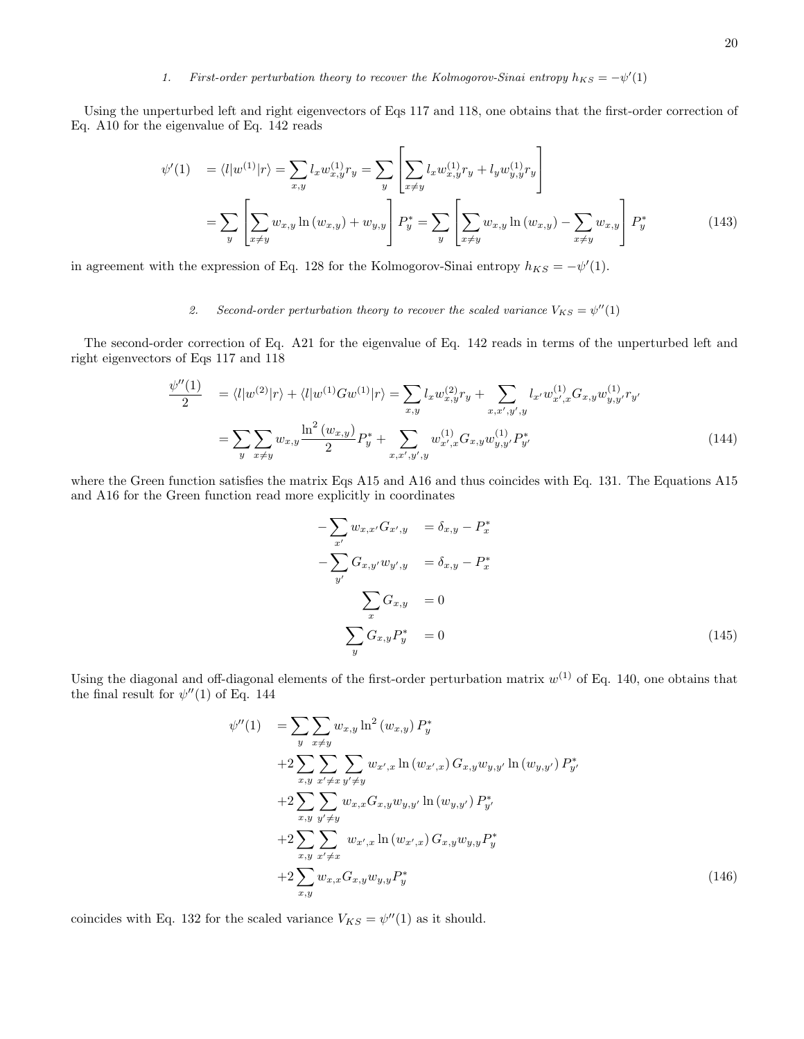### 1. First-order perturbation theory to recover the Kolmogorov-Sinai entropy $h_{KS} = -\psi'(1)$

Using the unperturbed left and right eigenvectors of Eqs 117 and 118, one obtains that the first-order correction of Eq. A10 for the eigenvalue of Eq. 142 reads

$$
\begin{aligned}
\psi'(1) &= \langle l | w^{(1)} | r \rangle = \sum_{x,y} l_x w^{(1)}_{x,y} r_y = \sum_y \left[ \sum_{x \neq y} l_x w^{(1)}_{x,y} r_y + l_y w^{(1)}_{y,y} r_y \right] \\
&= \sum_y \left[ \sum_{x \neq y} w_{x,y} \ln(w_{x,y}) + w_{y,y} \right] P^*_y = \sum_y \left[ \sum_{x \neq y} w_{x,y} \ln(w_{x,y}) - \sum_{x \neq y} w_{x,y} \right] P^*_y
\end{aligned}
\tag{143}
$$

in agreement with the expression of Eq. 128 for the Kolmogorov-Sinai entropy $h_{KS} = -\psi'(1)$.

### 2. Second-order perturbation theory to recover the scaled variance $V_{KS} = \psi''(1)$

The second-order correction of Eq. A21 for the eigenvalue of Eq. 142 reads in terms of the unperturbed left and right eigenvectors of Eqs 117 and 118

$$
\begin{aligned}
\frac{\psi''(1)}{2} &= \langle l | w^{(2)} | r \rangle + \langle l | w^{(1)} G w^{(1)} | r \rangle = \sum_{x,y} l_x w^{(2)}_{x,y} r_y + \sum_{x,x',y',y} l_{x'} w^{(1)}_{x',x} G_{x,y} w^{(1)}_{y,y'} r_{y'} \\
&= \sum_y \sum_{x \neq y} w_{x,y} \frac{\ln^2(w_{x,y})}{2} P^*_y + \sum_{x,x',y',y} w^{(1)}_{x',x} G_{x,y} w^{(1)}_{y,y'} P^*_{y'}
\end{aligned}
\tag{144}
$$

where the Green function satisfies the matrix Eqs A15 and A16 and thus coincides with Eq. 131. The Equations A15 and A16 for the Green function read more explicitly in coordinates

$$
\begin{aligned}
-\sum_{x'} w_{x,x'} G_{x',y} &= \delta_{x,y} - P^*_x \\
-\sum_{y'} G_{x,y'} w_{y',y} &= \delta_{x,y} - P^*_x \\
\sum_x G_{x,y} &= 0 \\
\sum_y G_{x,y} P^*_y &= 0
\end{aligned}
\tag{145}
$$

Using the diagonal and off-diagonal elements of the first-order perturbation matrix $w^{(1)}$ of Eq. 140, one obtains that the final result for $\psi''(1)$ of Eq. 144

$$
\begin{aligned}
\psi''(1) &= \sum_y \sum_{x \neq y} w_{x,y} \ln^2(w_{x,y}) P^*_y \\
&+ 2 \sum_{x,y} \sum_{x' \neq x} \sum_{y' \neq y} w_{x',x} \ln(w_{x',x}) G_{x,y} w_{y,y'} \ln(w_{y,y'}) P^*_{y'} \\
&+ 2 \sum_{x,y} \sum_{y' \neq y} w_{x,x} G_{x,y} w_{y,y'} \ln(w_{y,y'}) P^*_{y'} \\
&+ 2 \sum_{x,y} \sum_{x' \neq x} w_{x',x} \ln(w_{x',x}) G_{x,y} w_{y,y} P^*_y \\
&+ 2 \sum_{x,y} w_{x,x} G_{x,y} w_{y,y} P^*_y
\end{aligned}
\tag{146}
$$

coincides with Eq. 132 for the scaled variance $V_{KS} = \psi''(1)$ as it should.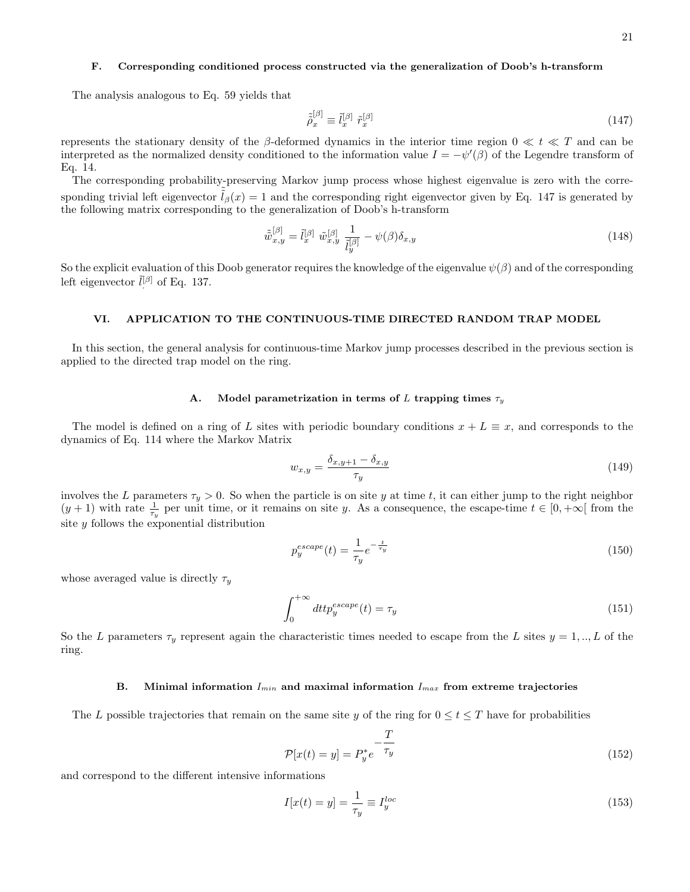### F. Corresponding conditioned process constructed via the generalization of Doob's h-transform

The analysis analogous to Eq. 59 yields that

$$\tilde{\tilde{\rho}}_x^{[\beta]} \equiv \tilde{l}_x^{[\beta]} \ \tilde{r}_x^{[\beta]} \tag{147}$$

represents the stationary density of the $\beta$-deformed dynamics in the interior time region $0 \ll t \ll T$ and can be interpreted as the normalized density conditioned to the information value $I = -\psi'(\beta)$ of the Legendre transform of Eq. 14.

The corresponding probability-preserving Markov jump process whose highest eigenvalue is zero with the corresponding trivial left eigenvector $\tilde{\tilde{l}}_\beta(x) = 1$ and the corresponding right eigenvector given by Eq. 147 is generated by the following matrix corresponding to the generalization of Doob's h-transform

$$\tilde{\tilde{w}}_{x,y}^{[\beta]} = \tilde{l}_x^{[\beta]} \ \tilde{w}_{x,y}^{[\beta]} \ \frac{1}{\tilde{l}_y^{[\beta]}} - \psi(\beta)\delta_{x,y} \tag{148}$$

So the explicit evaluation of this Doob generator requires the knowledge of the eigenvalue $\psi(\beta)$ and of the corresponding left eigenvector $\tilde{l}_.^{[\beta]}$ of Eq. 137.

## VI. APPLICATION TO THE CONTINUOUS-TIME DIRECTED RANDOM TRAP MODEL

In this section, the general analysis for continuous-time Markov jump processes described in the previous section is applied to the directed trap model on the ring.

### A. Model parametrization in terms of $L$ trapping times $\tau_y$

The model is defined on a ring of $L$ sites with periodic boundary conditions $x + L \equiv x$, and corresponds to the dynamics of Eq. 114 where the Markov Matrix

$$w_{x,y} = \frac{\delta_{x,y+1} - \delta_{x,y}}{\tau_y} \tag{149}$$

involves the $L$ parameters $\tau_y > 0$. So when the particle is on site $y$ at time $t$, it can either jump to the right neighbor $(y+1)$ with rate $\frac{1}{\tau_y}$ per unit time, or it remains on site $y$. As a consequence, the escape-time $t \in [0, +\infty[$ from the site $y$ follows the exponential distribution

$$p_y^{escape}(t) = \frac{1}{\tau_y} e^{-\frac{t}{\tau_y}} \tag{150}$$

whose averaged value is directly $\tau_y$

$$\int_0^{+\infty} dt t p_y^{escape}(t) = \tau_y \tag{151}$$

So the $L$ parameters $\tau_y$ represent again the characteristic times needed to escape from the $L$ sites $y = 1, .., L$ of the ring.

### B. Minimal information $I_{min}$ and maximal information $I_{max}$ from extreme trajectories

The $L$ possible trajectories that remain on the same site $y$ of the ring for $0 \leq t \leq T$ have for probabilities

$$\mathcal{P}[x(t) = y] = P_y^* e^{-\frac{T}{\tau_y}} \tag{152}$$

and correspond to the different intensive informations

$$I[x(t) = y] = \frac{1}{\tau_y} \equiv I_y^{loc} \tag{153}$$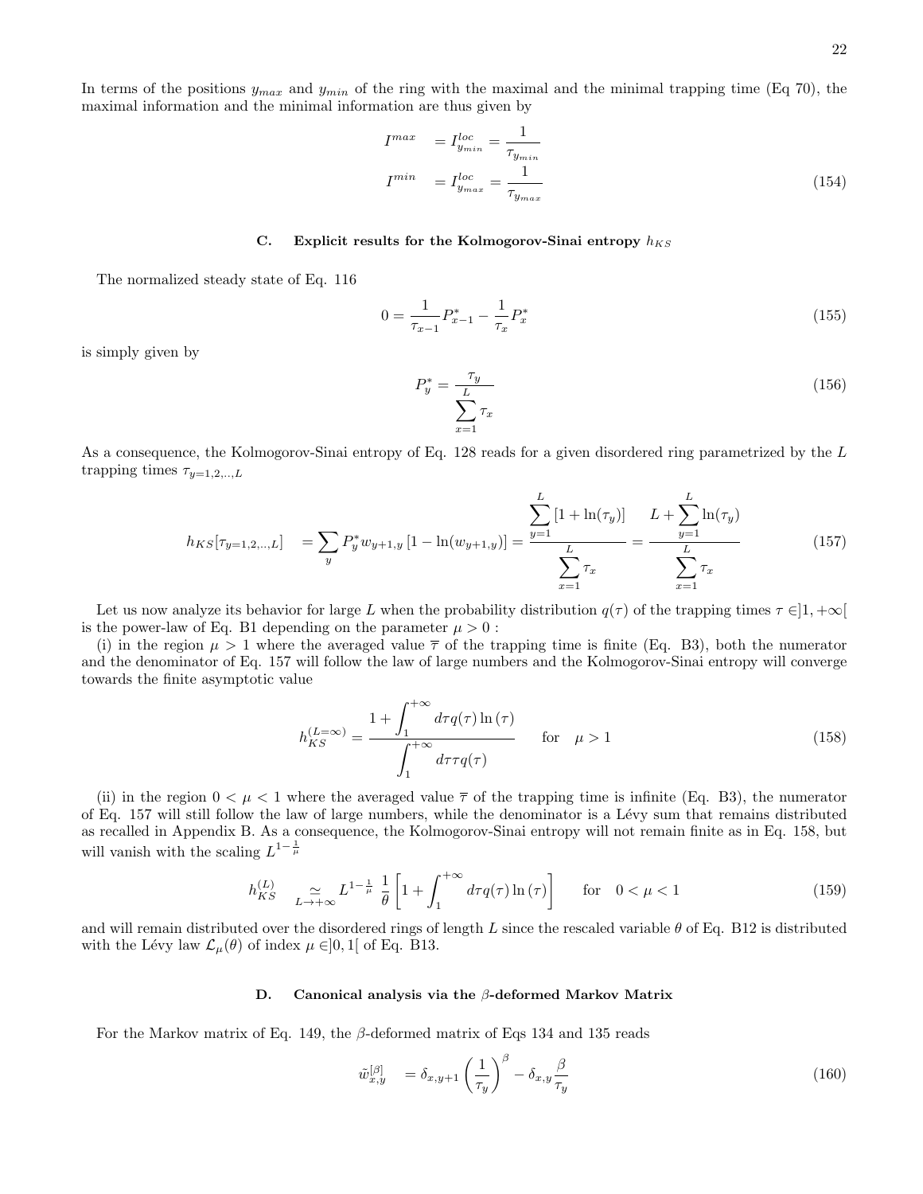In terms of the positions $y_{max}$ and $y_{min}$ of the ring with the maximal and the minimal trapping time (Eq 70), the maximal information and the minimal information are thus given by

$$
\begin{aligned}
I^{max} &= I^{loc}_{y_{min}} = \frac{1}{\tau_{y_{min}}} \\
I^{min} &= I^{loc}_{y_{max}} = \frac{1}{\tau_{y_{max}}}
\end{aligned}
\tag{154}
$$

### C. Explicit results for the Kolmogorov-Sinai entropy $h_{KS}$

The normalized steady state of Eq. 116

$$
0 = \frac{1}{\tau_{x-1}} P^*_{x-1} - \frac{1}{\tau_x} P^*_x \tag{155}
$$

is simply given by

$$
P^*_y = \frac{\tau_y}{\sum_{x=1}^{L} \tau_x} \tag{156}
$$

As a consequence, the Kolmogorov-Sinai entropy of Eq. 128 reads for a given disordered ring parametrized by the $L$ trapping times $\tau_{y=1,2,..,L}$

$$
h_{KS}[\tau_{y=1,2,..,L}] = \sum_y P^*_y w_{y+1,y} \left[1 - \ln(w_{y+1,y})\right] = \frac{\sum_{y=1}^{L} [1 + \ln(\tau_y)]}{\sum_{x=1}^{L} \tau_x} = \frac{L + \sum_{y=1}^{L} \ln(\tau_y)}{\sum_{x=1}^{L} \tau_x} \tag{157}
$$

Let us now analyze its behavior for large $L$ when the probability distribution $q(\tau)$ of the trapping times $\tau \in ]1, +\infty[$ is the power-law of Eq. B1 depending on the parameter $\mu > 0$ :

(i) in the region $\mu > 1$ where the averaged value $\overline{\tau}$ of the trapping time is finite (Eq. B3), both the numerator and the denominator of Eq. 157 will follow the law of large numbers and the Kolmogorov-Sinai entropy will converge towards the finite asymptotic value

$$
h^{(L=\infty)}_{KS} = \frac{1 + \int_1^{+\infty} d\tau q(\tau) \ln(\tau)}{\int_1^{+\infty} d\tau \tau q(\tau)} \qquad \text{for} \quad \mu > 1 \tag{158}
$$

(ii) in the region $0 < \mu < 1$ where the averaged value $\overline{\tau}$ of the trapping time is infinite (Eq. B3), the numerator of Eq. 157 will still follow the law of large numbers, while the denominator is a Lévy sum that remains distributed as recalled in Appendix B. As a consequence, the Kolmogorov-Sinai entropy will not remain finite as in Eq. 158, but will vanish with the scaling $L^{1-\frac{1}{\mu}}$

$$
h^{(L)}_{KS} \underset{L \to +\infty}{\simeq} L^{1-\frac{1}{\mu}} \, \frac{1}{\theta} \left[1 + \int_1^{+\infty} d\tau q(\tau) \ln(\tau)\right] \qquad \text{for} \quad 0 < \mu < 1 \tag{159}
$$

and will remain distributed over the disordered rings of length $L$ since the rescaled variable $\theta$ of Eq. B12 is distributed with the Lévy law $\mathcal{L}_\mu(\theta)$ of index $\mu \in ]0, 1[$ of Eq. B13.

### D. Canonical analysis via the $\beta$-deformed Markov Matrix

For the Markov matrix of Eq. 149, the $\beta$-deformed matrix of Eqs 134 and 135 reads

$$
\tilde{w}^{[\beta]}_{x,y} = \delta_{x,y+1} \left(\frac{1}{\tau_y}\right)^{\beta} - \delta_{x,y} \frac{\beta}{\tau_y} \tag{160}
$$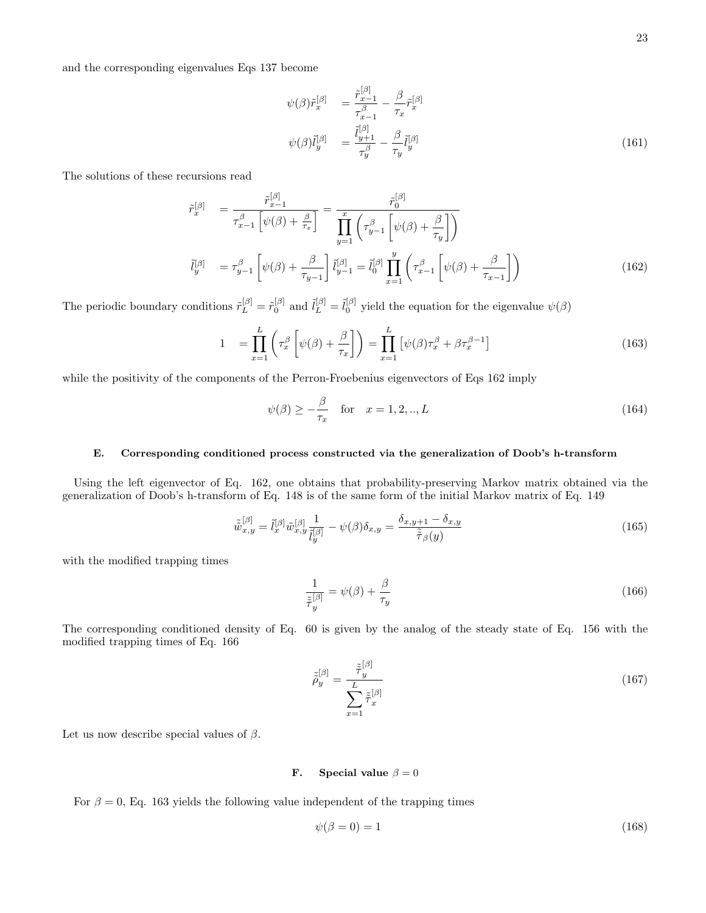and the corresponding eigenvalues Eqs 137 become

$$
\begin{aligned}
\psi(\beta)\tilde{r}_x^{[\beta]} &= \frac{\tilde{r}_{x-1}^{[\beta]}}{\tau_{x-1}^{\beta}} - \frac{\beta}{\tau_x}\tilde{r}_x^{[\beta]} \\
\psi(\beta)\tilde{l}_y^{[\beta]} &= \frac{\tilde{l}_{y+1}^{[\beta]}}{\tau_y^{\beta}} - \frac{\beta}{\tau_y}\tilde{l}_y^{[\beta]}
\end{aligned}
\tag{161}
$$

The solutions of these recursions read

$$
\begin{aligned}
\tilde{r}_x^{[\beta]} &= \frac{\tilde{r}_{x-1}^{[\beta]}}{\tau_{x-1}^{\beta}\left[\psi(\beta) + \frac{\beta}{\tau_x}\right]} = \frac{\tilde{r}_0^{[\beta]}}{\prod_{y=1}^{x}\left(\tau_{y-1}^{\beta}\left[\psi(\beta) + \frac{\beta}{\tau_y}\right]\right)} \\
\tilde{l}_y^{[\beta]} &= \tau_{y-1}^{\beta}\left[\psi(\beta) + \frac{\beta}{\tau_{y-1}}\right]\tilde{l}_{y-1}^{[\beta]} = \tilde{l}_0^{[\beta]}\prod_{x=1}^{y}\left(\tau_{x-1}^{\beta}\left[\psi(\beta) + \frac{\beta}{\tau_{x-1}}\right]\right)
\end{aligned}
\tag{162}
$$

The periodic boundary conditions $\tilde{r}_L^{[\beta]} = \tilde{r}_0^{[\beta]}$ and $\tilde{l}_L^{[\beta]} = \tilde{l}_0^{[\beta]}$ yield the equation for the eigenvalue $\psi(\beta)$

$$
1 = \prod_{x=1}^{L}\left(\tau_x^{\beta}\left[\psi(\beta) + \frac{\beta}{\tau_x}\right]\right) = \prod_{x=1}^{L}\left[\psi(\beta)\tau_x^{\beta} + \beta\tau_x^{\beta-1}\right]
\tag{163}
$$

while the positivity of the components of the Perron-Froebenius eigenvectors of Eqs 162 imply

$$
\psi(\beta) \geq -\frac{\beta}{\tau_x} \quad \text{for} \quad x = 1, 2, .., L
\tag{164}
$$

### E. Corresponding conditioned process constructed via the generalization of Doob's h-transform

Using the left eigenvector of Eq. 162, one obtains that probability-preserving Markov matrix obtained via the generalization of Doob's h-transform of Eq. 148 is of the same form of the initial Markov matrix of Eq. 149

$$
\tilde{\tilde{w}}_{x,y}^{[\beta]} = \tilde{l}_x^{[\beta]}\tilde{w}_{x,y}^{[\beta]}\frac{1}{\tilde{l}_y^{[\beta]}} - \psi(\beta)\delta_{x,y} = \frac{\delta_{x,y+1} - \delta_{x,y}}{\tilde{\tilde{\tau}}_{\beta}(y)}
\tag{165}
$$

with the modified trapping times

$$
\frac{1}{\tilde{\tilde{\tau}}_y^{[\beta]}} = \psi(\beta) + \frac{\beta}{\tau_y}
\tag{166}
$$

The corresponding conditioned density of Eq. 60 is given by the analog of the steady state of Eq. 156 with the modified trapping times of Eq. 166

$$
\tilde{\tilde{\rho}}_y^{[\beta]} = \frac{\tilde{\tilde{\tau}}_y^{[\beta]}}{\sum_{x=1}^{L}\tilde{\tilde{\tau}}_x^{[\beta]}}
\tag{167}
$$

Let us now describe special values of $\beta$.

### F. Special value $\beta = 0$

For $\beta = 0$, Eq. 163 yields the following value independent of the trapping times

$$
\psi(\beta = 0) = 1
\tag{168}
$$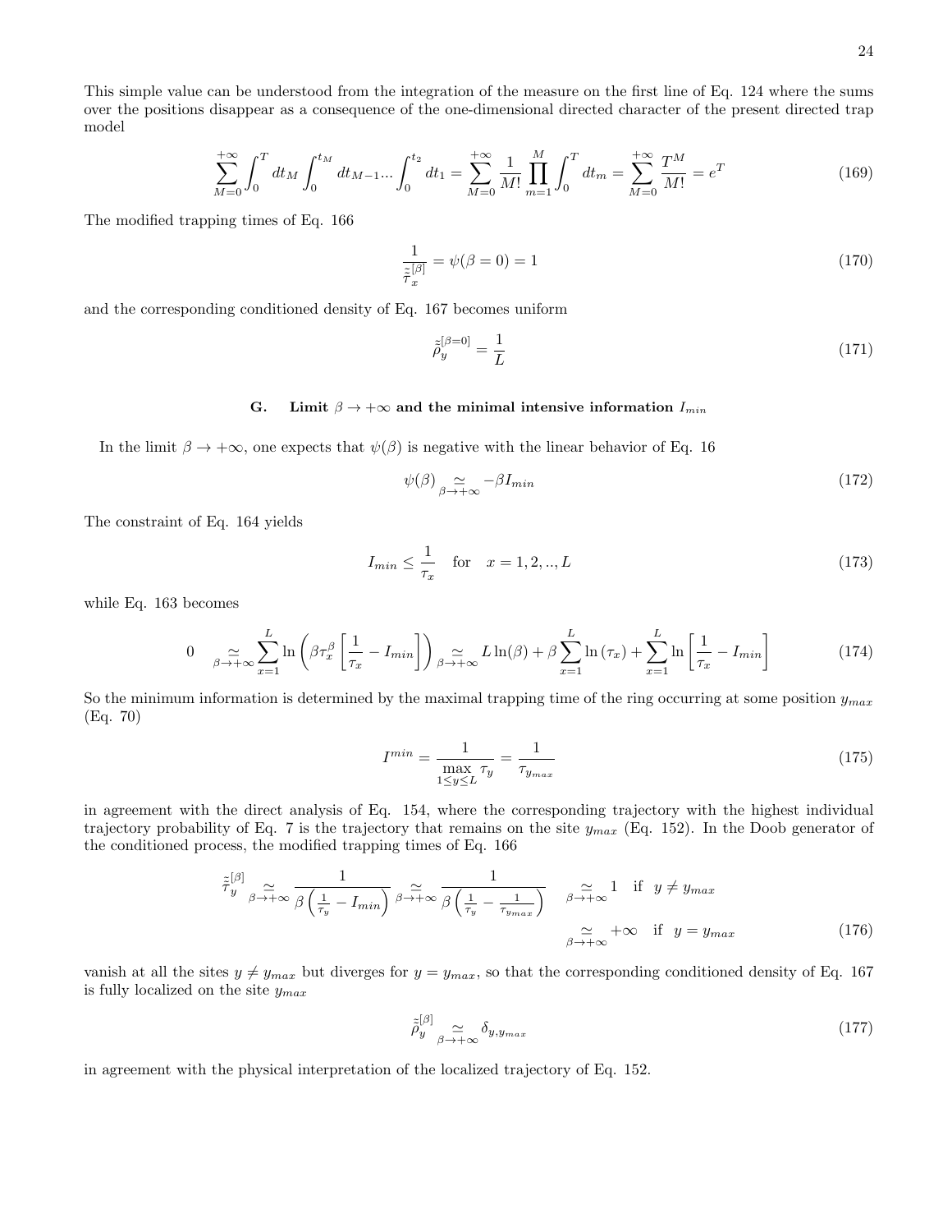This simple value can be understood from the integration of the measure on the first line of Eq. 124 where the sums over the positions disappear as a consequence of the one-dimensional directed character of the present directed trap model

$$\sum_{M=0}^{+\infty} \int_0^T dt_M \int_0^{t_M} dt_{M-1} ... \int_0^{t_2} dt_1 = \sum_{M=0}^{+\infty} \frac{1}{M!} \prod_{m=1}^{M} \int_0^T dt_m = \sum_{M=0}^{+\infty} \frac{T^M}{M!} = e^T \tag{169}$$

The modified trapping times of Eq. 166

$$\frac{1}{\tilde{\tilde{\tau}}_x^{[\beta]}} = \psi(\beta = 0) = 1 \tag{170}$$

and the corresponding conditioned density of Eq. 167 becomes uniform

$$\tilde{\tilde{\rho}}_y^{[\beta=0]} = \frac{1}{L} \tag{171}$$

### G. Limit $\beta \to +\infty$ and the minimal intensive information $I_{min}$

In the limit $\beta \to +\infty$, one expects that $\psi(\beta)$ is negative with the linear behavior of Eq. 16

$$\psi(\beta) \underset{\beta \to +\infty}{\simeq} -\beta I_{min} \tag{172}$$

The constraint of Eq. 164 yields

$$I_{min} \leq \frac{1}{\tau_x} \quad \text{for} \quad x = 1, 2, .., L \tag{173}$$

while Eq. 163 becomes

$$0 \underset{\beta \to +\infty}{\simeq} \sum_{x=1}^{L} \ln \left( \beta \tau_x^{\beta} \left[ \frac{1}{\tau_x} - I_{min} \right] \right) \underset{\beta \to +\infty}{\simeq} L \ln(\beta) + \beta \sum_{x=1}^{L} \ln(\tau_x) + \sum_{x=1}^{L} \ln \left[ \frac{1}{\tau_x} - I_{min} \right] \tag{174}$$

So the minimum information is determined by the maximal trapping time of the ring occurring at some position $y_{max}$ (Eq. 70)

$$I^{min} = \frac{1}{\underset{1 \leq y \leq L}{\max} \tau_y} = \frac{1}{\tau_{y_{max}}} \tag{175}$$

in agreement with the direct analysis of Eq. 154, where the corresponding trajectory with the highest individual trajectory probability of Eq. 7 is the trajectory that remains on the site $y_{max}$ (Eq. 152). In the Doob generator of the conditioned process, the modified trapping times of Eq. 166

$$\begin{aligned}
\tilde{\tilde{\tau}}_y^{[\beta]} \underset{\beta \to +\infty}{\simeq} \frac{1}{\beta \left( \frac{1}{\tau_y} - I_{min} \right)} \underset{\beta \to +\infty}{\simeq} \frac{1}{\beta \left( \frac{1}{\tau_y} - \frac{1}{\tau_{y_{max}}} \right)} \quad & \underset{\beta \to +\infty}{\simeq} 1 \quad \text{if} \quad y \neq y_{max} \\
& \underset{\beta \to +\infty}{\simeq} +\infty \quad \text{if} \quad y = y_{max}
\end{aligned} \tag{176}$$

vanish at all the sites $y \neq y_{max}$ but diverges for $y = y_{max}$, so that the corresponding conditioned density of Eq. 167 is fully localized on the site $y_{max}$

$$\tilde{\tilde{\rho}}_y^{[\beta]} \underset{\beta \to +\infty}{\simeq} \delta_{y, y_{max}} \tag{177}$$

in agreement with the physical interpretation of the localized trajectory of Eq. 152.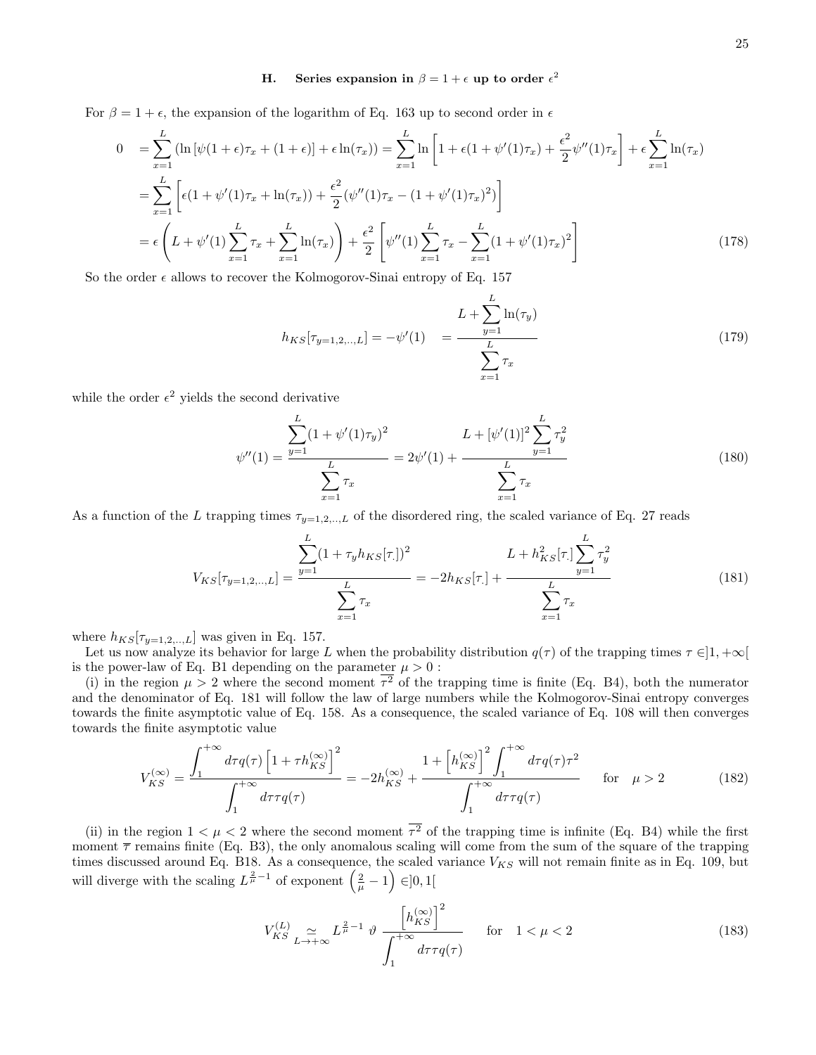### H. Series expansion in $\beta = 1 + \epsilon$ up to order $\epsilon^2$

For $\beta = 1 + \epsilon$, the expansion of the logarithm of Eq. 163 up to second order in $\epsilon$

$$
\begin{aligned}
0 &= \sum_{x=1}^{L} \left( \ln \left[ \psi(1+\epsilon)\tau_x + (1+\epsilon) \right] + \epsilon \ln(\tau_x) \right) = \sum_{x=1}^{L} \ln \left[ 1 + \epsilon(1 + \psi'(1)\tau_x) + \frac{\epsilon^2}{2}\psi''(1)\tau_x \right] + \epsilon \sum_{x=1}^{L} \ln(\tau_x) \\
&= \sum_{x=1}^{L} \left[ \epsilon(1 + \psi'(1)\tau_x + \ln(\tau_x)) + \frac{\epsilon^2}{2}(\psi''(1)\tau_x - (1+\psi'(1)\tau_x)^2) \right] \\
&= \epsilon \left( L + \psi'(1) \sum_{x=1}^{L} \tau_x + \sum_{x=1}^{L} \ln(\tau_x) \right) + \frac{\epsilon^2}{2} \left[ \psi''(1) \sum_{x=1}^{L} \tau_x - \sum_{x=1}^{L} (1 + \psi'(1)\tau_x)^2 \right]
\end{aligned}
\tag{178}
$$

So the order $\epsilon$ allows to recover the Kolmogorov-Sinai entropy of Eq. 157

$$
h_{KS}[\tau_{y=1,2,..,L}] = -\psi'(1) \quad = \frac{L + \sum_{y=1}^{L} \ln(\tau_y)}{\sum_{x=1}^{L} \tau_x}
\tag{179}
$$

while the order $\epsilon^2$ yields the second derivative

$$
\psi''(1) = \frac{\sum_{y=1}^{L} (1 + \psi'(1)\tau_y)^2}{\sum_{x=1}^{L} \tau_x} = 2\psi'(1) + \frac{L + [\psi'(1)]^2 \sum_{y=1}^{L} \tau_y^2}{\sum_{x=1}^{L} \tau_x}
\tag{180}
$$

As a function of the $L$ trapping times $\tau_{y=1,2,..,L}$ of the disordered ring, the scaled variance of Eq. 27 reads

$$
V_{KS}[\tau_{y=1,2,..,L}] = \frac{\sum_{y=1}^{L} (1 + \tau_y h_{KS}[\tau_.])^2}{\sum_{x=1}^{L} \tau_x} = -2h_{KS}[\tau_.] + \frac{L + h_{KS}^2[\tau_.] \sum_{y=1}^{L} \tau_y^2}{\sum_{x=1}^{L} \tau_x}
\tag{181}
$$

where $h_{KS}[\tau_{y=1,2,..,L}]$ was given in Eq. 157.

Let us now analyze its behavior for large $L$ when the probability distribution $q(\tau)$ of the trapping times $\tau \in ]1, +\infty[$ is the power-law of Eq. B1 depending on the parameter $\mu > 0$ :

(i) in the region $\mu > 2$ where the second moment $\overline{\tau^2}$ of the trapping time is finite (Eq. B4), both the numerator and the denominator of Eq. 181 will follow the law of large numbers while the Kolmogorov-Sinai entropy converges towards the finite asymptotic value of Eq. 158. As a consequence, the scaled variance of Eq. 108 will then converges towards the finite asymptotic value

$$
V_{KS}^{(\infty)} = \frac{\int_1^{+\infty} d\tau q(\tau) \left[ 1 + \tau h_{KS}^{(\infty)} \right]^2}{\int_1^{+\infty} d\tau \tau q(\tau)} = -2h_{KS}^{(\infty)} + \frac{1 + \left[ h_{KS}^{(\infty)} \right]^2 \int_1^{+\infty} d\tau q(\tau) \tau^2}{\int_1^{+\infty} d\tau \tau q(\tau)} \qquad \text{for} \quad \mu > 2
\tag{182}
$$

(ii) in the region $1 < \mu < 2$ where the second moment $\overline{\tau^2}$ of the trapping time is infinite (Eq. B4) while the first moment $\overline{\tau}$ remains finite (Eq. B3), the only anomalous scaling will come from the sum of the square of the trapping times discussed around Eq. B18. As a consequence, the scaled variance $V_{KS}$ will not remain finite as in Eq. 109, but will diverge with the scaling $L^{\frac{2}{\mu}-1}$ of exponent $\left( \frac{2}{\mu} - 1 \right) \in ]0, 1[$

$$
V_{KS}^{(L)} \underset{L \to +\infty}{\simeq} L^{\frac{2}{\mu}-1} \, \vartheta \, \frac{\left[ h_{KS}^{(\infty)} \right]^2}{\int_1^{+\infty} d\tau \tau q(\tau)} \qquad \text{for} \quad 1 < \mu < 2
\tag{183}
$$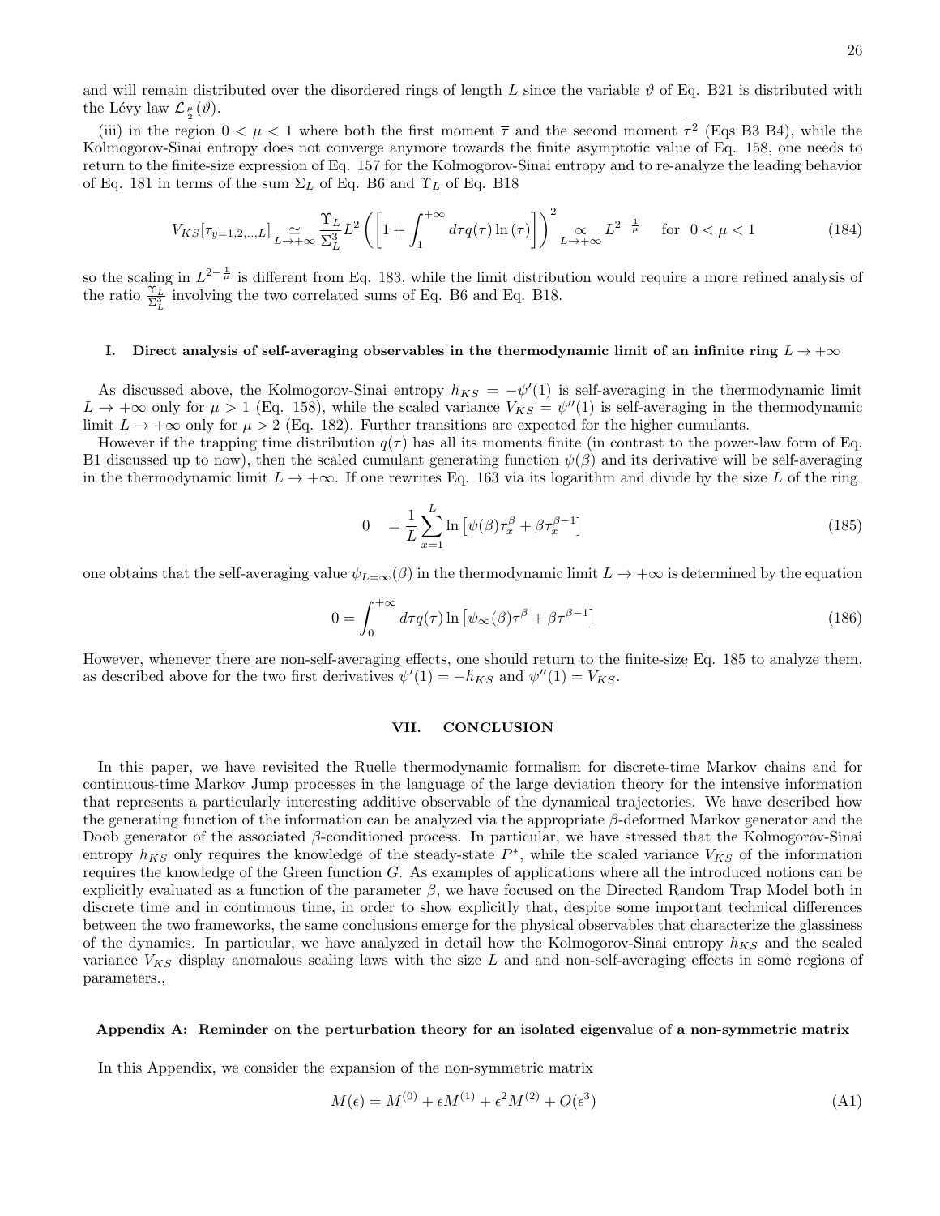and will remain distributed over the disordered rings of length $L$ since the variable $\vartheta$ of Eq. B21 is distributed with the Lévy law $\mathcal{L}_{\frac{\mu}{2}}(\vartheta)$.

(iii) in the region $0 < \mu < 1$ where both the first moment $\overline{\tau}$ and the second moment $\overline{\tau^2}$ (Eqs B3 B4), while the Kolmogorov-Sinai entropy does not converge anymore towards the finite asymptotic value of Eq. 158, one needs to return to the finite-size expression of Eq. 157 for the Kolmogorov-Sinai entropy and to re-analyze the leading behavior of Eq. 181 in terms of the sum $\Sigma_L$ of Eq. B6 and $\Upsilon_L$ of Eq. B18

$$V_{KS}[\tau_{y=1,2,..,L}] \underset{L\to+\infty}{\simeq} \frac{\Upsilon_L}{\Sigma_L^3} L^2 \left( \left[ 1 + \int_1^{+\infty} d\tau q(\tau) \ln(\tau) \right] \right)^2 \underset{L\to+\infty}{\propto} L^{2-\frac{1}{\mu}} \quad \text{for } 0 < \mu < 1 \tag{184}$$

so the scaling in $L^{2-\frac{1}{\mu}}$ is different from Eq. 183, while the limit distribution would require a more refined analysis of the ratio $\frac{\Upsilon_L}{\Sigma_L^3}$ involving the two correlated sums of Eq. B6 and Eq. B18.

### I. Direct analysis of self-averaging observables in the thermodynamic limit of an infinite ring $L \to +\infty$

As discussed above, the Kolmogorov-Sinai entropy $h_{KS} = -\psi'(1)$ is self-averaging in the thermodynamic limit $L \to +\infty$ only for $\mu > 1$ (Eq. 158), while the scaled variance $V_{KS} = \psi''(1)$ is self-averaging in the thermodynamic limit $L \to +\infty$ only for $\mu > 2$ (Eq. 182). Further transitions are expected for the higher cumulants.

However if the trapping time distribution $q(\tau)$ has all its moments finite (in contrast to the power-law form of Eq. B1 discussed up to now), then the scaled cumulant generating function $\psi(\beta)$ and its derivative will be self-averaging in the thermodynamic limit $L \to +\infty$. If one rewrites Eq. 163 via its logarithm and divide by the size $L$ of the ring

$$0 \quad = \frac{1}{L} \sum_{x=1}^{L} \ln \left[ \psi(\beta) \tau_x^{\beta} + \beta \tau_x^{\beta-1} \right] \tag{185}$$

one obtains that the self-averaging value $\psi_{L=\infty}(\beta)$ in the thermodynamic limit $L \to +\infty$ is determined by the equation

$$0 = \int_0^{+\infty} d\tau q(\tau) \ln \left[ \psi_\infty(\beta) \tau^{\beta} + \beta \tau^{\beta-1} \right] \tag{186}$$

However, whenever there are non-self-averaging effects, one should return to the finite-size Eq. 185 to analyze them, as described above for the two first derivatives $\psi'(1) = -h_{KS}$ and $\psi''(1) = V_{KS}$.

## VII. CONCLUSION

In this paper, we have revisited the Ruelle thermodynamic formalism for discrete-time Markov chains and for continuous-time Markov Jump processes in the language of the large deviation theory for the intensive information that represents a particularly interesting additive observable of the dynamical trajectories. We have described how the generating function of the information can be analyzed via the appropriate $\beta$-deformed Markov generator and the Doob generator of the associated $\beta$-conditioned process. In particular, we have stressed that the Kolmogorov-Sinai entropy $h_{KS}$ only requires the knowledge of the steady-state $P^*$, while the scaled variance $V_{KS}$ of the information requires the knowledge of the Green function $G$. As examples of applications where all the introduced notions can be explicitly evaluated as a function of the parameter $\beta$, we have focused on the Directed Random Trap Model both in discrete time and in continuous time, in order to show explicitly that, despite some important technical differences between the two frameworks, the same conclusions emerge for the physical observables that characterize the glassiness of the dynamics. In particular, we have analyzed in detail how the Kolmogorov-Sinai entropy $h_{KS}$ and the scaled variance $V_{KS}$ display anomalous scaling laws with the size $L$ and and non-self-averaging effects in some regions of parameters.,

### Appendix A: Reminder on the perturbation theory for an isolated eigenvalue of a non-symmetric matrix

In this Appendix, we consider the expansion of the non-symmetric matrix

$$M(\epsilon) = M^{(0)} + \epsilon M^{(1)} + \epsilon^2 M^{(2)} + O(\epsilon^3) \tag{A1}$$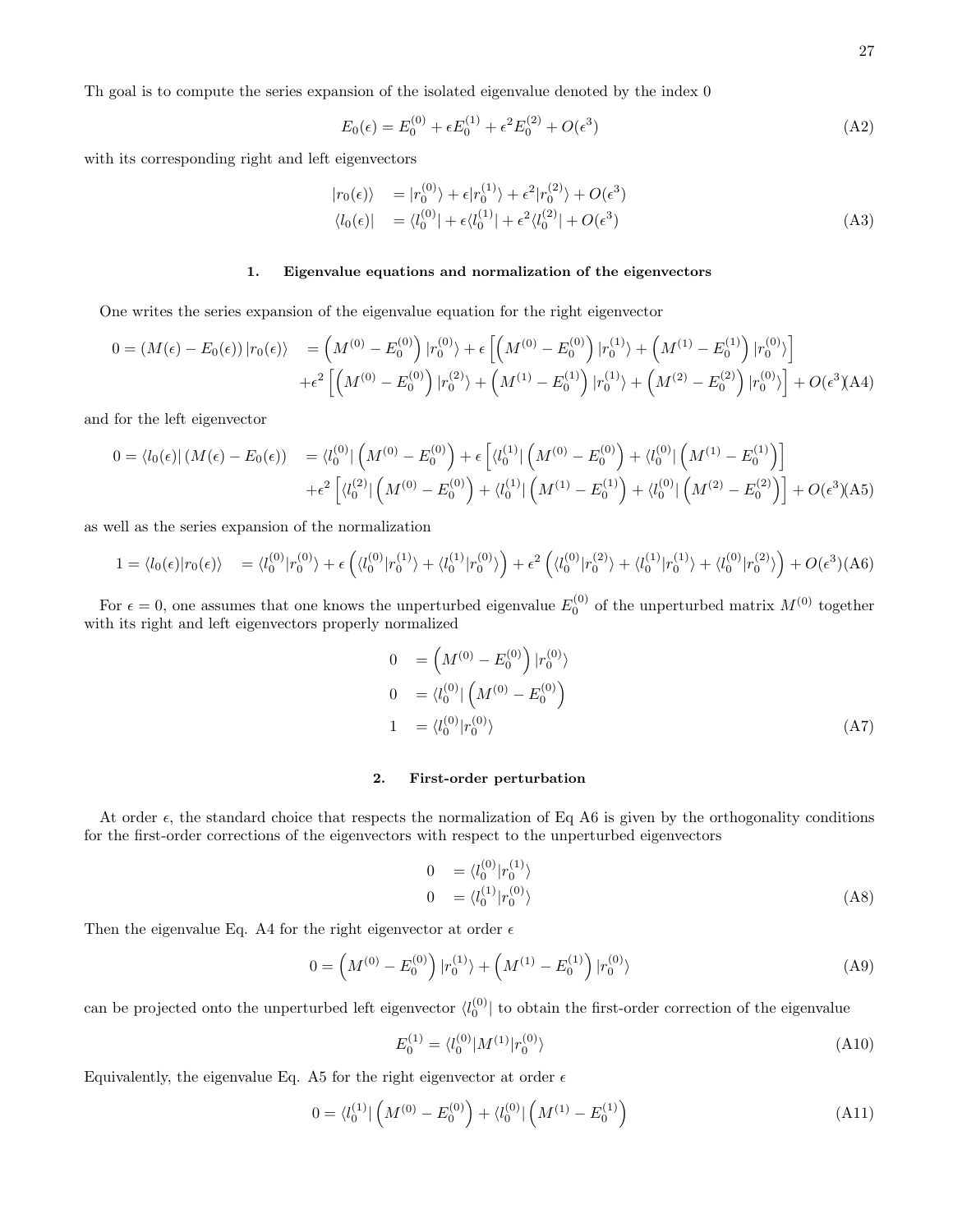Th goal is to compute the series expansion of the isolated eigenvalue denoted by the index 0

$$E_0(\epsilon) = E_0^{(0)} + \epsilon E_0^{(1)} + \epsilon^2 E_0^{(2)} + O(\epsilon^3) \tag{A2}$$

with its corresponding right and left eigenvectors

$$\begin{aligned} |r_0(\epsilon)\rangle &= |r_0^{(0)}\rangle + \epsilon |r_0^{(1)}\rangle + \epsilon^2 |r_0^{(2)}\rangle + O(\epsilon^3) \\ \langle l_0(\epsilon)| &= \langle l_0^{(0)}| + \epsilon \langle l_0^{(1)}| + \epsilon^2 \langle l_0^{(2)}| + O(\epsilon^3) \end{aligned} \tag{A3}$$

### 1. Eigenvalue equations and normalization of the eigenvectors

One writes the series expansion of the eigenvalue equation for the right eigenvector

$$\begin{aligned} 0 = (M(\epsilon) - E_0(\epsilon)) |r_0(\epsilon)\rangle &= \left(M^{(0)} - E_0^{(0)}\right) |r_0^{(0)}\rangle + \epsilon \left[ \left(M^{(0)} - E_0^{(0)}\right) |r_0^{(1)}\rangle + \left(M^{(1)} - E_0^{(1)}\right) |r_0^{(0)}\rangle \right] \\ &+ \epsilon^2 \left[ \left(M^{(0)} - E_0^{(0)}\right) |r_0^{(2)}\rangle + \left(M^{(1)} - E_0^{(1)}\right) |r_0^{(1)}\rangle + \left(M^{(2)} - E_0^{(2)}\right) |r_0^{(0)}\rangle \right] + O(\epsilon^3) \end{aligned} \tag{A4}$$

and for the left eigenvector

$$\begin{aligned} 0 = \langle l_0(\epsilon)| (M(\epsilon) - E_0(\epsilon)) &= \langle l_0^{(0)}| \left(M^{(0)} - E_0^{(0)}\right) + \epsilon \left[ \langle l_0^{(1)}| \left(M^{(0)} - E_0^{(0)}\right) + \langle l_0^{(0)}| \left(M^{(1)} - E_0^{(1)}\right) \right] \\ &+ \epsilon^2 \left[ \langle l_0^{(2)}| \left(M^{(0)} - E_0^{(0)}\right) + \langle l_0^{(1)}| \left(M^{(1)} - E_0^{(1)}\right) + \langle l_0^{(0)}| \left(M^{(2)} - E_0^{(2)}\right) \right] + O(\epsilon^3) \end{aligned} \tag{A5}$$

as well as the series expansion of the normalization

$$1 = \langle l_0(\epsilon)|r_0(\epsilon)\rangle = \langle l_0^{(0)}|r_0^{(0)}\rangle + \epsilon \left( \langle l_0^{(0)}|r_0^{(1)}\rangle + \langle l_0^{(1)}|r_0^{(0)}\rangle \right) + \epsilon^2 \left( \langle l_0^{(0)}|r_0^{(2)}\rangle + \langle l_0^{(1)}|r_0^{(1)}\rangle + \langle l_0^{(0)}|r_0^{(2)}\rangle \right) + O(\epsilon^3) \tag{A6}$$

For $\epsilon = 0$, one assumes that one knows the unperturbed eigenvalue $E_0^{(0)}$ of the unperturbed matrix $M^{(0)}$ together with its right and left eigenvectors properly normalized

$$\begin{aligned} 0 &= \left(M^{(0)} - E_0^{(0)}\right) |r_0^{(0)}\rangle \\ 0 &= \langle l_0^{(0)}| \left(M^{(0)} - E_0^{(0)}\right) \\ 1 &= \langle l_0^{(0)}|r_0^{(0)}\rangle \end{aligned} \tag{A7}$$

### 2. First-order perturbation

At order $\epsilon$, the standard choice that respects the normalization of Eq A6 is given by the orthogonality conditions for the first-order corrections of the eigenvectors with respect to the unperturbed eigenvectors

$$\begin{aligned} 0 &= \langle l_0^{(0)}|r_0^{(1)}\rangle \\ 0 &= \langle l_0^{(1)}|r_0^{(0)}\rangle \end{aligned} \tag{A8}$$

Then the eigenvalue Eq. A4 for the right eigenvector at order $\epsilon$

$$0 = \left(M^{(0)} - E_0^{(0)}\right) |r_0^{(1)}\rangle + \left(M^{(1)} - E_0^{(1)}\right) |r_0^{(0)}\rangle \tag{A9}$$

can be projected onto the unperturbed left eigenvector $\langle l_0^{(0)}|$ to obtain the first-order correction of the eigenvalue

$$E_0^{(1)} = \langle l_0^{(0)}|M^{(1)}|r_0^{(0)}\rangle \tag{A10}$$

Equivalently, the eigenvalue Eq. A5 for the right eigenvector at order $\epsilon$

$$0 = \langle l_0^{(1)}| \left(M^{(0)} - E_0^{(0)}\right) + \langle l_0^{(0)}| \left(M^{(1)} - E_0^{(1)}\right) \tag{A11}$$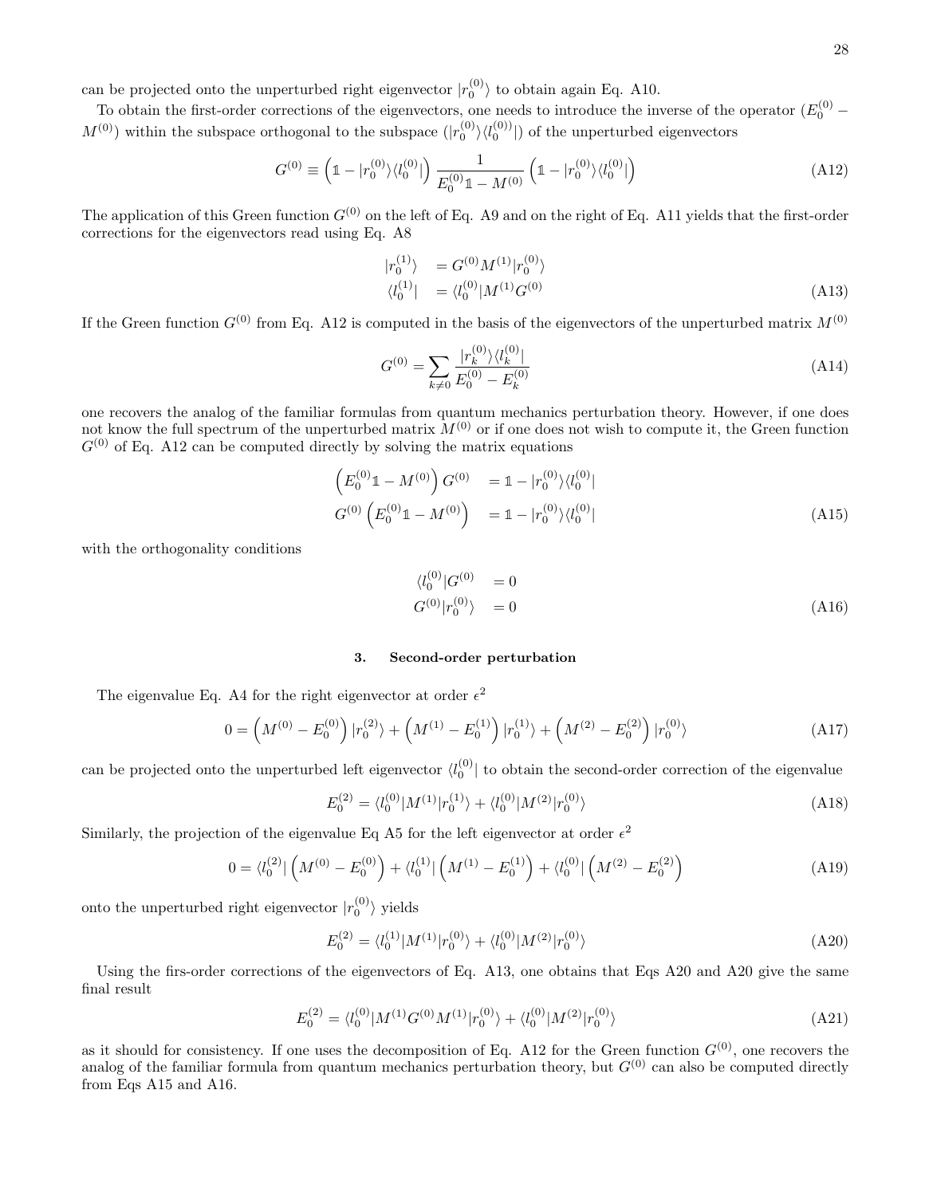can be projected onto the unperturbed right eigenvector $|r_0^{(0)}\rangle$ to obtain again Eq. A10.

To obtain the first-order corrections of the eigenvectors, one needs to introduce the inverse of the operator $(E_0^{(0)} - M^{(0)})$ within the subspace orthogonal to the subspace $(|r_0^{(0)}\rangle\langle l_0^{(0))}|)$ of the unperturbed eigenvectors

$$G^{(0)} \equiv \left(\mathbb{1} - |r_0^{(0)}\rangle\langle l_0^{(0)}|\right) \frac{1}{E_0^{(0)}\mathbb{1} - M^{(0)}} \left(\mathbb{1} - |r_0^{(0)}\rangle\langle l_0^{(0)}|\right) \tag{A12}$$

The application of this Green function $G^{(0)}$ on the left of Eq. A9 and on the right of Eq. A11 yields that the first-order corrections for the eigenvectors read using Eq. A8

$$\begin{aligned}
|r_0^{(1)}\rangle &= G^{(0)} M^{(1)} |r_0^{(0)}\rangle \\
\langle l_0^{(1)}| &= \langle l_0^{(0)}| M^{(1)} G^{(0)}
\end{aligned} \tag{A13}$$

If the Green function $G^{(0)}$ from Eq. A12 is computed in the basis of the eigenvectors of the unperturbed matrix $M^{(0)}$

$$G^{(0)} = \sum_{k \neq 0} \frac{|r_k^{(0)}\rangle\langle l_k^{(0)}|}{E_0^{(0)} - E_k^{(0)}} \tag{A14}$$

one recovers the analog of the familiar formulas from quantum mechanics perturbation theory. However, if one does not know the full spectrum of the unperturbed matrix $M^{(0)}$ or if one does not wish to compute it, the Green function $G^{(0)}$ of Eq. A12 can be computed directly by solving the matrix equations

$$\begin{aligned}
\left(E_0^{(0)}\mathbb{1} - M^{(0)}\right) G^{(0)} &= \mathbb{1} - |r_0^{(0)}\rangle\langle l_0^{(0)}| \\
G^{(0)} \left(E_0^{(0)}\mathbb{1} - M^{(0)}\right) &= \mathbb{1} - |r_0^{(0)}\rangle\langle l_0^{(0)}|
\end{aligned} \tag{A15}$$

with the orthogonality conditions

$$\begin{aligned}
\langle l_0^{(0)}| G^{(0)} &= 0 \\
G^{(0)} |r_0^{(0)}\rangle &= 0
\end{aligned} \tag{A16}$$

### 3. Second-order perturbation

The eigenvalue Eq. A4 for the right eigenvector at order $\epsilon^2$

$$0 = \left(M^{(0)} - E_0^{(0)}\right)|r_0^{(2)}\rangle + \left(M^{(1)} - E_0^{(1)}\right)|r_0^{(1)}\rangle + \left(M^{(2)} - E_0^{(2)}\right)|r_0^{(0)}\rangle \tag{A17}$$

can be projected onto the unperturbed left eigenvector $\langle l_0^{(0)}|$ to obtain the second-order correction of the eigenvalue

$$E_0^{(2)} = \langle l_0^{(0)}| M^{(1)} |r_0^{(1)}\rangle + \langle l_0^{(0)}| M^{(2)} |r_0^{(0)}\rangle \tag{A18}$$

Similarly, the projection of the eigenvalue Eq A5 for the left eigenvector at order $\epsilon^2$

$$0 = \langle l_0^{(2)}| \left(M^{(0)} - E_0^{(0)}\right) + \langle l_0^{(1)}| \left(M^{(1)} - E_0^{(1)}\right) + \langle l_0^{(0)}| \left(M^{(2)} - E_0^{(2)}\right) \tag{A19}$$

onto the unperturbed right eigenvector $|r_0^{(0)}\rangle$ yields

$$E_0^{(2)} = \langle l_0^{(1)}| M^{(1)} |r_0^{(0)}\rangle + \langle l_0^{(0)}| M^{(2)} |r_0^{(0)}\rangle \tag{A20}$$

Using the firs-order corrections of the eigenvectors of Eq. A13, one obtains that Eqs A20 and A20 give the same final result

$$E_0^{(2)} = \langle l_0^{(0)}| M^{(1)} G^{(0)} M^{(1)} |r_0^{(0)}\rangle + \langle l_0^{(0)}| M^{(2)} |r_0^{(0)}\rangle \tag{A21}$$

as it should for consistency. If one uses the decomposition of Eq. A12 for the Green function $G^{(0)}$, one recovers the analog of the familiar formula from quantum mechanics perturbation theory, but $G^{(0)}$ can also be computed directly from Eqs A15 and A16.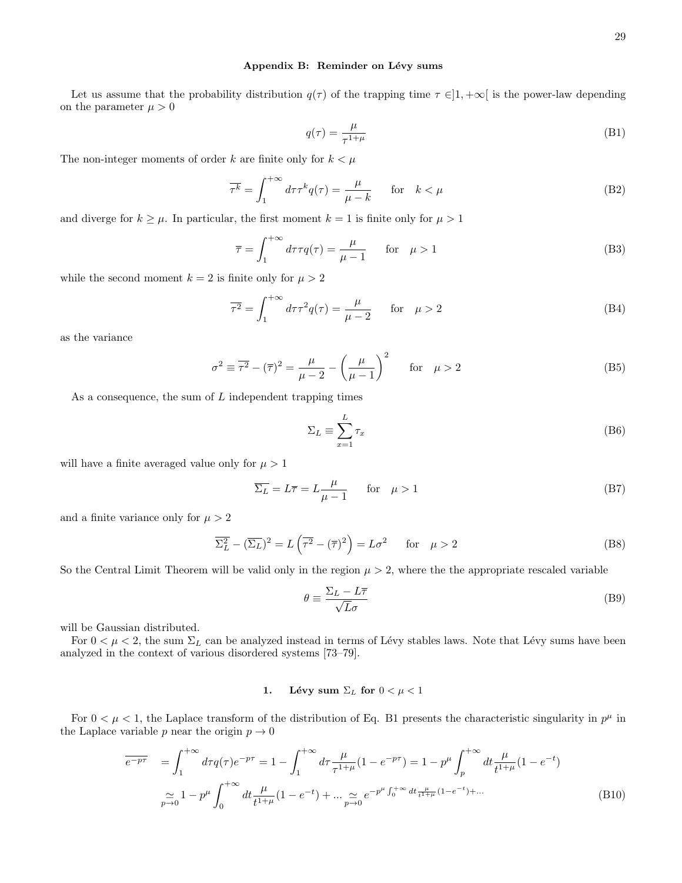### Appendix B: Reminder on Lévy sums

Let us assume that the probability distribution $q(\tau)$ of the trapping time $\tau \in ]1, +\infty[$ is the power-law depending on the parameter $\mu > 0$

$$q(\tau) = \frac{\mu}{\tau^{1+\mu}} \tag{B1}$$

The non-integer moments of order $k$ are finite only for $k < \mu$

$$\overline{\tau^k} = \int_1^{+\infty} d\tau \tau^k q(\tau) = \frac{\mu}{\mu - k} \qquad \text{for} \quad k < \mu \tag{B2}$$

and diverge for $k \geq \mu$. In particular, the first moment $k = 1$ is finite only for $\mu > 1$

$$\overline{\tau} = \int_1^{+\infty} d\tau \tau q(\tau) = \frac{\mu}{\mu - 1} \qquad \text{for} \quad \mu > 1 \tag{B3}$$

while the second moment $k = 2$ is finite only for $\mu > 2$

$$\overline{\tau^2} = \int_1^{+\infty} d\tau \tau^2 q(\tau) = \frac{\mu}{\mu - 2} \qquad \text{for} \quad \mu > 2 \tag{B4}$$

as the variance

$$\sigma^2 \equiv \overline{\tau^2} - (\overline{\tau})^2 = \frac{\mu}{\mu - 2} - \left(\frac{\mu}{\mu - 1}\right)^2 \qquad \text{for} \quad \mu > 2 \tag{B5}$$

As a consequence, the sum of $L$ independent trapping times

$$\Sigma_L \equiv \sum_{x=1}^{L} \tau_x \tag{B6}$$

will have a finite averaged value only for $\mu > 1$

$$\overline{\Sigma_L} = L\overline{\tau} = L\frac{\mu}{\mu - 1} \qquad \text{for} \quad \mu > 1 \tag{B7}$$

and a finite variance only for $\mu > 2$

$$\overline{\Sigma_L^2} - (\overline{\Sigma_L})^2 = L\left(\overline{\tau^2} - (\overline{\tau})^2\right) = L\sigma^2 \qquad \text{for} \quad \mu > 2 \tag{B8}$$

So the Central Limit Theorem will be valid only in the region $\mu > 2$, where the the appropriate rescaled variable

$$\theta \equiv \frac{\Sigma_L - L\overline{\tau}}{\sqrt{L}\sigma} \tag{B9}$$

will be Gaussian distributed.

For $0 < \mu < 2$, the sum $\Sigma_L$ can be analyzed instead in terms of Lévy stables laws. Note that Lévy sums have been analyzed in the context of various disordered systems [73–79].

#### 1. Lévy sum $\Sigma_L$ for $0 < \mu < 1$

For $0 < \mu < 1$, the Laplace transform of the distribution of Eq. B1 presents the characteristic singularity in $p^\mu$ in the Laplace variable $p$ near the origin $p \to 0$

$$\begin{aligned}
\overline{e^{-p\tau}} &= \int_1^{+\infty} d\tau q(\tau) e^{-p\tau} = 1 - \int_1^{+\infty} d\tau \frac{\mu}{\tau^{1+\mu}}(1 - e^{-p\tau}) = 1 - p^\mu \int_p^{+\infty} dt \frac{\mu}{t^{1+\mu}}(1 - e^{-t}) \\
&\underset{p \to 0}{\simeq} 1 - p^\mu \int_0^{+\infty} dt \frac{\mu}{t^{1+\mu}}(1 - e^{-t}) + ... \underset{p \to 0}{\simeq} e^{-p^\mu \int_0^{+\infty} dt \frac{\mu}{t^{1+\mu}}(1 - e^{-t}) + ...}
\end{aligned} \tag{B10}$$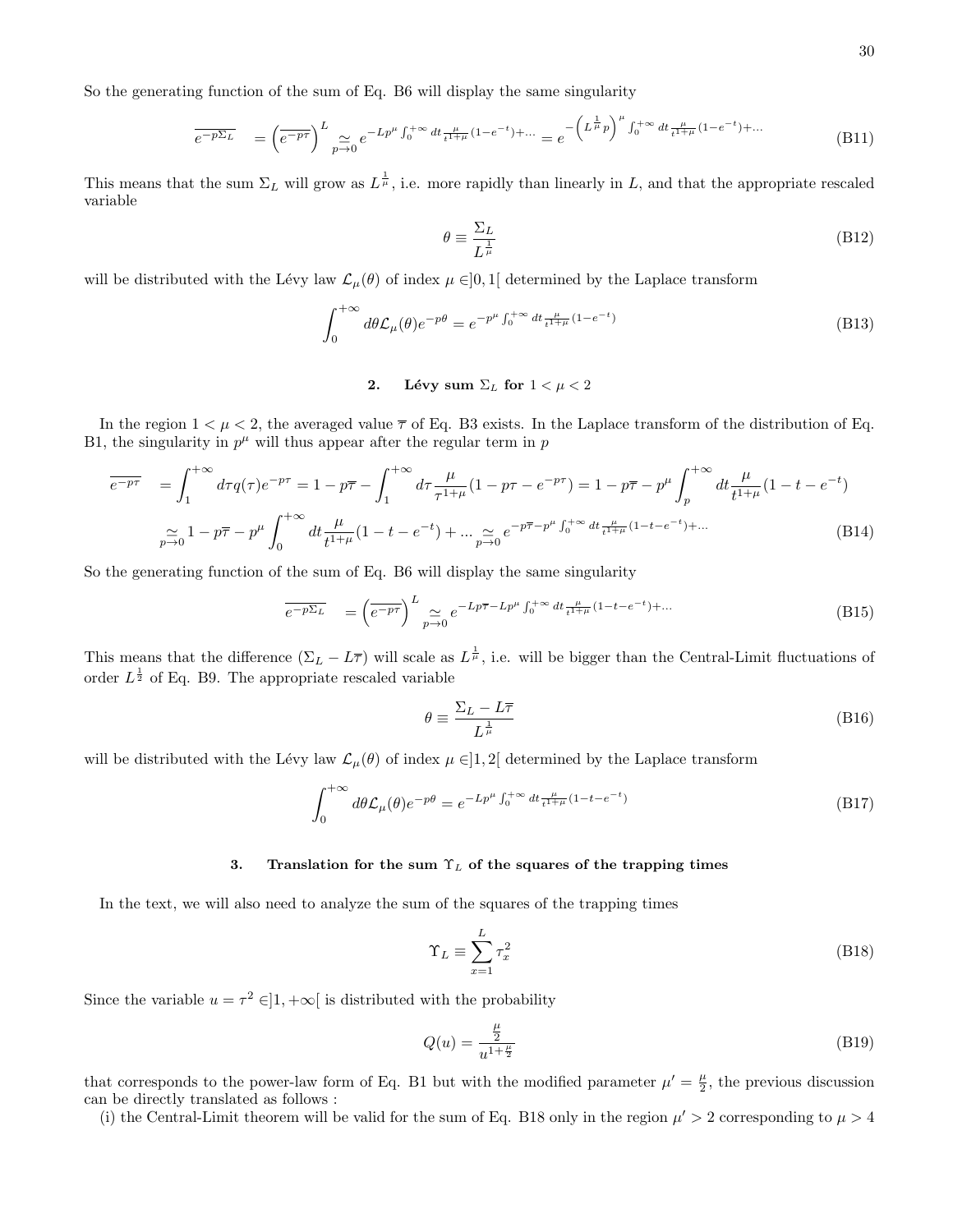So the generating function of the sum of Eq. B6 will display the same singularity

$$\overline{e^{-p\Sigma_L}} \quad = \left(\overline{e^{-p\tau}}\right)^L \underset{p\to 0}{\simeq} e^{-Lp^\mu \int_0^{+\infty} dt \frac{\mu}{t^{1+\mu}}(1-e^{-t})+...} = e^{-\left(L^{\frac{1}{\mu}}p\right)^\mu \int_0^{+\infty} dt \frac{\mu}{t^{1+\mu}}(1-e^{-t})+...} \tag{B11}$$

This means that the sum $\Sigma_L$ will grow as $L^{\frac{1}{\mu}}$, i.e. more rapidly than linearly in $L$, and that the appropriate rescaled variable

$$\theta \equiv \frac{\Sigma_L}{L^{\frac{1}{\mu}}} \tag{B12}$$

will be distributed with the Lévy law $\mathcal{L}_\mu(\theta)$ of index $\mu \in ]0,1[$ determined by the Laplace transform

$$\int_0^{+\infty} d\theta \mathcal{L}_\mu(\theta) e^{-p\theta} = e^{-p^\mu \int_0^{+\infty} dt \frac{\mu}{t^{1+\mu}}(1-e^{-t})} \tag{B13}$$

## 2. Lévy sum $\Sigma_L$ for $1 < \mu < 2$

In the region $1 < \mu < 2$, the averaged value $\overline{\tau}$ of Eq. B3 exists. In the Laplace transform of the distribution of Eq. B1, the singularity in $p^\mu$ will thus appear after the regular term in $p$

$$\begin{aligned}
\overline{e^{-p\tau}} \quad &= \int_1^{+\infty} d\tau q(\tau) e^{-p\tau} = 1 - p\overline{\tau} - \int_1^{+\infty} d\tau \frac{\mu}{\tau^{1+\mu}}(1 - p\tau - e^{-p\tau}) = 1 - p\overline{\tau} - p^\mu \int_p^{+\infty} dt \frac{\mu}{t^{1+\mu}}(1 - t - e^{-t}) \\
&\underset{p\to 0}{\simeq} 1 - p\overline{\tau} - p^\mu \int_0^{+\infty} dt \frac{\mu}{t^{1+\mu}}(1 - t - e^{-t}) + ... \underset{p\to 0}{\simeq} e^{-p\overline{\tau} - p^\mu \int_0^{+\infty} dt \frac{\mu}{t^{1+\mu}}(1-t-e^{-t})+...}
\end{aligned} \tag{B14}$$

So the generating function of the sum of Eq. B6 will display the same singularity

$$\overline{e^{-p\Sigma_L}} \quad = \left(\overline{e^{-p\tau}}\right)^L \underset{p\to 0}{\simeq} e^{-Lp\overline{\tau} - Lp^\mu \int_0^{+\infty} dt \frac{\mu}{t^{1+\mu}}(1-t-e^{-t})+...} \tag{B15}$$

This means that the difference $(\Sigma_L - L\overline{\tau})$ will scale as $L^{\frac{1}{\mu}}$, i.e. will be bigger than the Central-Limit fluctuations of order $L^{\frac{1}{2}}$ of Eq. B9. The appropriate rescaled variable

$$\theta \equiv \frac{\Sigma_L - L\overline{\tau}}{L^{\frac{1}{\mu}}} \tag{B16}$$

will be distributed with the Lévy law $\mathcal{L}_\mu(\theta)$ of index $\mu \in ]1,2[$ determined by the Laplace transform

$$\int_0^{+\infty} d\theta \mathcal{L}_\mu(\theta) e^{-p\theta} = e^{-Lp^\mu \int_0^{+\infty} dt \frac{\mu}{t^{1+\mu}}(1-t-e^{-t})} \tag{B17}$$

## 3. Translation for the sum $\Upsilon_L$ of the squares of the trapping times

In the text, we will also need to analyze the sum of the squares of the trapping times

$$\Upsilon_L \equiv \sum_{x=1}^{L} \tau_x^2 \tag{B18}$$

Since the variable $u = \tau^2 \in ]1, +\infty[$ is distributed with the probability

$$Q(u) = \frac{\frac{\mu}{2}}{u^{1+\frac{\mu}{2}}} \tag{B19}$$

that corresponds to the power-law form of Eq. B1 but with the modified parameter $\mu' = \frac{\mu}{2}$, the previous discussion can be directly translated as follows :

(i) the Central-Limit theorem will be valid for the sum of Eq. B18 only in the region $\mu' > 2$ corresponding to $\mu > 4$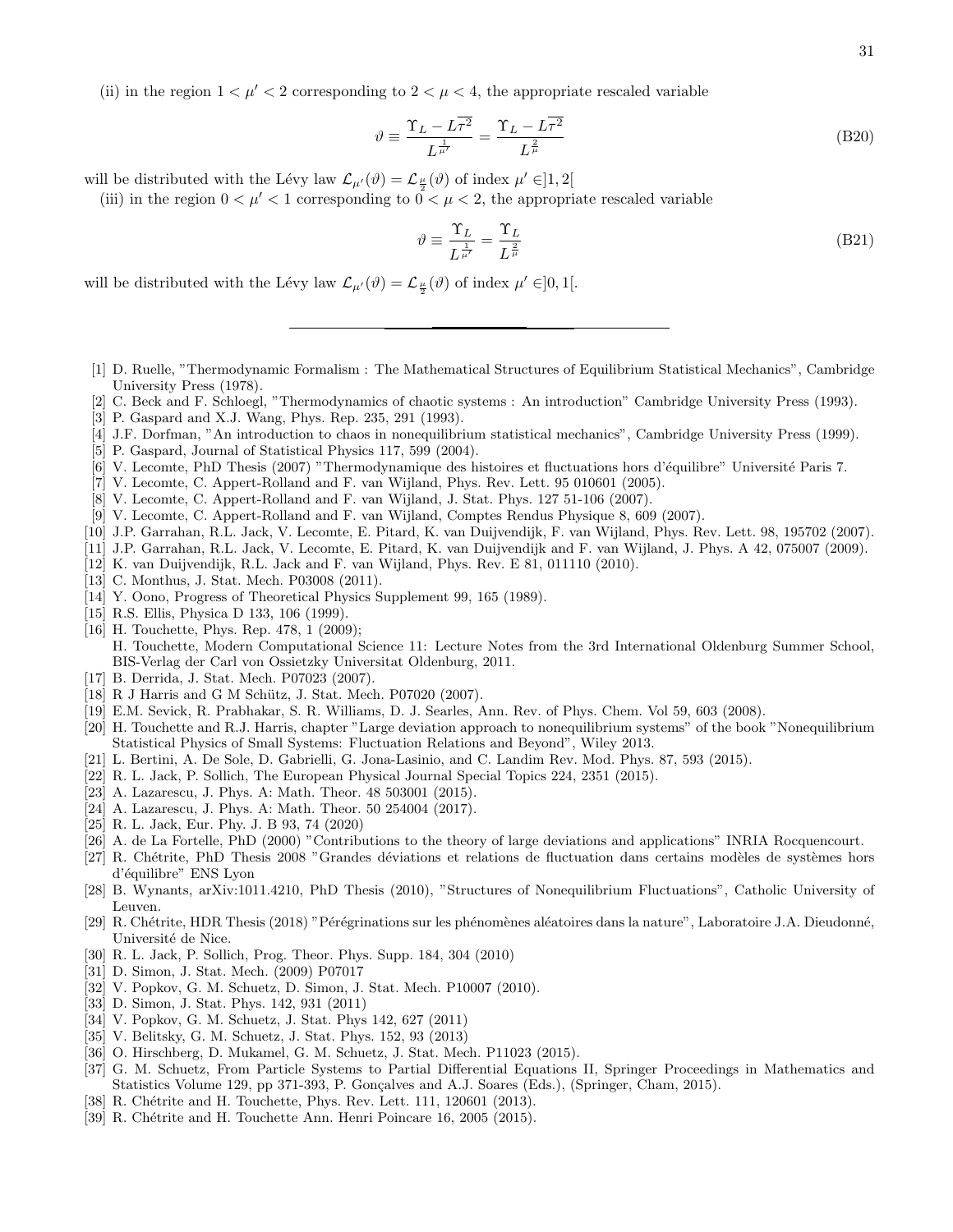(ii) in the region $1 < \mu' < 2$ corresponding to $2 < \mu < 4$, the appropriate rescaled variable

$$\vartheta \equiv \frac{\Upsilon_L - L\overline{\tau^2}}{L^{\frac{1}{\mu'}}} = \frac{\Upsilon_L - L\overline{\tau^2}}{L^{\frac{2}{\mu}}} \tag{B20}$$

will be distributed with the Lévy law $\mathcal{L}_{\mu'}(\vartheta) = \mathcal{L}_{\frac{\mu}{2}}(\vartheta)$ of index $\mu' \in ]1, 2[$

(iii) in the region $0 < \mu' < 1$ corresponding to $0 < \mu < 2$, the appropriate rescaled variable

$$\vartheta \equiv \frac{\Upsilon_L}{L^{\frac{1}{\mu'}}} = \frac{\Upsilon_L}{L^{\frac{2}{\mu}}} \tag{B21}$$

will be distributed with the Lévy law $\mathcal{L}_{\mu'}(\vartheta) = \mathcal{L}_{\frac{\mu}{2}}(\vartheta)$ of index $\mu' \in ]0, 1[$.

---

[1] D. Ruelle, "Thermodynamic Formalism : The Mathematical Structures of Equilibrium Statistical Mechanics", Cambridge University Press (1978).

[2] C. Beck and F. Schloegl, "Thermodynamics of chaotic systems : An introduction" Cambridge University Press (1993).

[3] P. Gaspard and X.J. Wang, Phys. Rep. 235, 291 (1993).

[4] J.F. Dorfman, "An introduction to chaos in nonequilibrium statistical mechanics", Cambridge University Press (1999).

[5] P. Gaspard, Journal of Statistical Physics 117, 599 (2004).

[6] V. Lecomte, PhD Thesis (2007) "Thermodynamique des histoires et fluctuations hors d'équilibre" Université Paris 7.

[7] V. Lecomte, C. Appert-Rolland and F. van Wijland, Phys. Rev. Lett. 95 010601 (2005).

[8] V. Lecomte, C. Appert-Rolland and F. van Wijland, J. Stat. Phys. 127 51-106 (2007).

[9] V. Lecomte, C. Appert-Rolland and F. van Wijland, Comptes Rendus Physique 8, 609 (2007).

[10] J.P. Garrahan, R.L. Jack, V. Lecomte, E. Pitard, K. van Duijvendijk, F. van Wijland, Phys. Rev. Lett. 98, 195702 (2007).

[11] J.P. Garrahan, R.L. Jack, V. Lecomte, E. Pitard, K. van Duijvendijk and F. van Wijland, J. Phys. A 42, 075007 (2009).

[12] K. van Duijvendijk, R.L. Jack and F. van Wijland, Phys. Rev. E 81, 011110 (2010).

[13] C. Monthus, J. Stat. Mech. P03008 (2011).

[14] Y. Oono, Progress of Theoretical Physics Supplement 99, 165 (1989).

[15] R.S. Ellis, Physica D 133, 106 (1999).

[16] H. Touchette, Phys. Rep. 478, 1 (2009);
H. Touchette, Modern Computational Science 11: Lecture Notes from the 3rd International Oldenburg Summer School, BIS-Verlag der Carl von Ossietzky Universitat Oldenburg, 2011.

[17] B. Derrida, J. Stat. Mech. P07023 (2007).

[18] R J Harris and G M Schütz, J. Stat. Mech. P07020 (2007).

[19] E.M. Sevick, R. Prabhakar, S. R. Williams, D. J. Searles, Ann. Rev. of Phys. Chem. Vol 59, 603 (2008).

[20] H. Touchette and R.J. Harris, chapter "Large deviation approach to nonequilibrium systems" of the book "Nonequilibrium Statistical Physics of Small Systems: Fluctuation Relations and Beyond", Wiley 2013.

[21] L. Bertini, A. De Sole, D. Gabrielli, G. Jona-Lasinio, and C. Landim Rev. Mod. Phys. 87, 593 (2015).

[22] R. L. Jack, P. Sollich, The European Physical Journal Special Topics 224, 2351 (2015).

[23] A. Lazarescu, J. Phys. A: Math. Theor. 48 503001 (2015).

[24] A. Lazarescu, J. Phys. A: Math. Theor. 50 254004 (2017).

[25] R. L. Jack, Eur. Phy. J. B 93, 74 (2020)

[26] A. de La Fortelle, PhD (2000) "Contributions to the theory of large deviations and applications" INRIA Rocquencourt.

[27] R. Chétrite, PhD Thesis 2008 "Grandes déviations et relations de fluctuation dans certains modèles de systèmes hors d'équilibre" ENS Lyon

[28] B. Wynants, arXiv:1011.4210, PhD Thesis (2010), "Structures of Nonequilibrium Fluctuations", Catholic University of Leuven.

[29] R. Chétrite, HDR Thesis (2018) "Pérégrinations sur les phénomènes aléatoires dans la nature", Laboratoire J.A. Dieudonné, Université de Nice.

[30] R. L. Jack, P. Sollich, Prog. Theor. Phys. Supp. 184, 304 (2010)

[31] D. Simon, J. Stat. Mech. (2009) P07017

[32] V. Popkov, G. M. Schuetz, D. Simon, J. Stat. Mech. P10007 (2010).

[33] D. Simon, J. Stat. Phys. 142, 931 (2011)

[34] V. Popkov, G. M. Schuetz, J. Stat. Phys 142, 627 (2011)

[35] V. Belitsky, G. M. Schuetz, J. Stat. Phys. 152, 93 (2013)

[36] O. Hirschberg, D. Mukamel, G. M. Schuetz, J. Stat. Mech. P11023 (2015).

[37] G. M. Schuetz, From Particle Systems to Partial Differential Equations II, Springer Proceedings in Mathematics and Statistics Volume 129, pp 371-393, P. Gonçalves and A.J. Soares (Eds.), (Springer, Cham, 2015).

[38] R. Chétrite and H. Touchette, Phys. Rev. Lett. 111, 120601 (2013).

[39] R. Chétrite and H. Touchette Ann. Henri Poincare 16, 2005 (2015).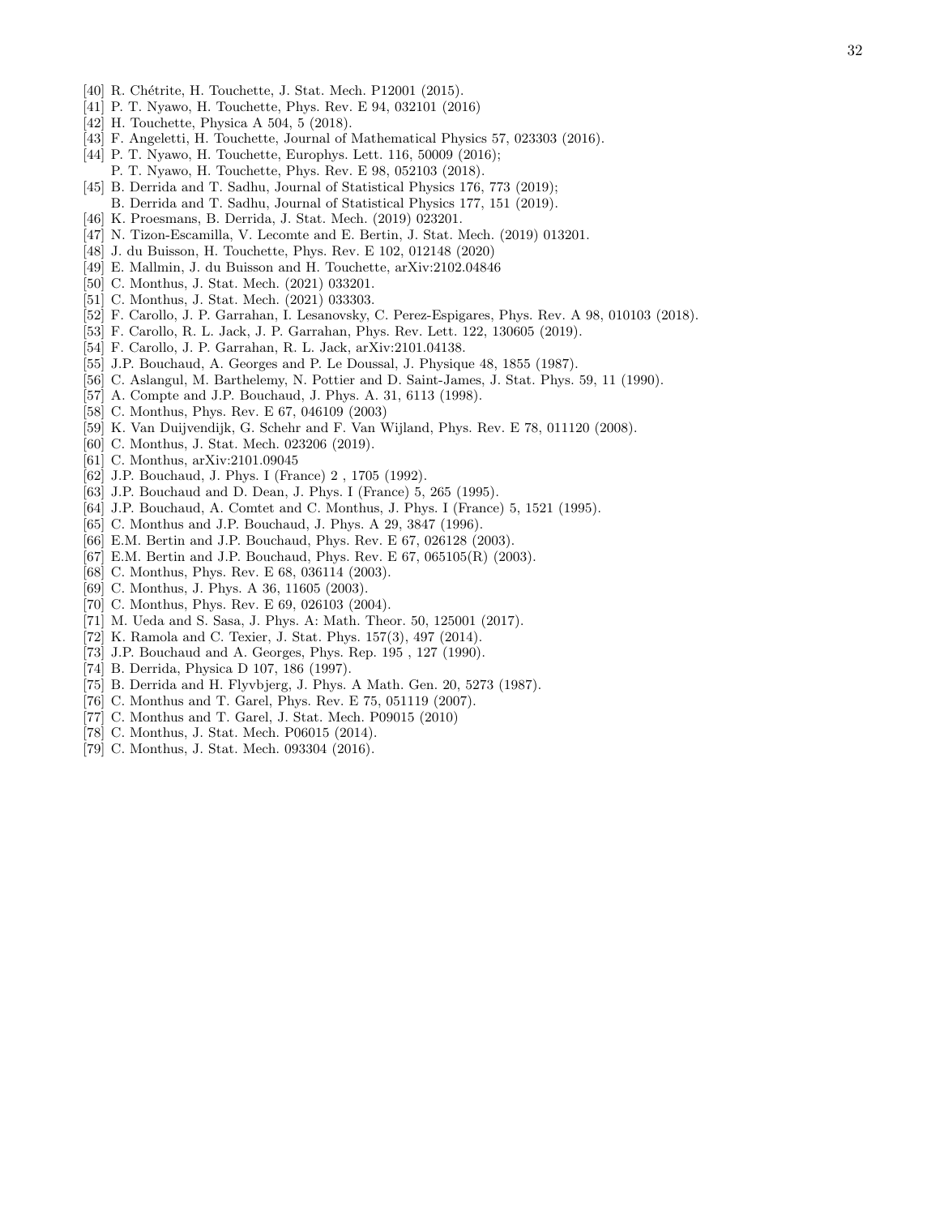[40] R. Chétrite, H. Touchette, J. Stat. Mech. P12001 (2015).
[41] P. T. Nyawo, H. Touchette, Phys. Rev. E 94, 032101 (2016)
[42] H. Touchette, Physica A 504, 5 (2018).
[43] F. Angeletti, H. Touchette, Journal of Mathematical Physics 57, 023303 (2016).
[44] P. T. Nyawo, H. Touchette, Europhys. Lett. 116, 50009 (2016);
P. T. Nyawo, H. Touchette, Phys. Rev. E 98, 052103 (2018).
[45] B. Derrida and T. Sadhu, Journal of Statistical Physics 176, 773 (2019);
B. Derrida and T. Sadhu, Journal of Statistical Physics 177, 151 (2019).
[46] K. Proesmans, B. Derrida, J. Stat. Mech. (2019) 023201.
[47] N. Tizon-Escamilla, V. Lecomte and E. Bertin, J. Stat. Mech. (2019) 013201.
[48] J. du Buisson, H. Touchette, Phys. Rev. E 102, 012148 (2020)
[49] E. Mallmin, J. du Buisson and H. Touchette, arXiv:2102.04846
[50] C. Monthus, J. Stat. Mech. (2021) 033201.
[51] C. Monthus, J. Stat. Mech. (2021) 033303.
[52] F. Carollo, J. P. Garrahan, I. Lesanovsky, C. Perez-Espigares, Phys. Rev. A 98, 010103 (2018).
[53] F. Carollo, R. L. Jack, J. P. Garrahan, Phys. Rev. Lett. 122, 130605 (2019).
[54] F. Carollo, J. P. Garrahan, R. L. Jack, arXiv:2101.04138.
[55] J.P. Bouchaud, A. Georges and P. Le Doussal, J. Physique 48, 1855 (1987).
[56] C. Aslangul, M. Barthelemy, N. Pottier and D. Saint-James, J. Stat. Phys. 59, 11 (1990).
[57] A. Compte and J.P. Bouchaud, J. Phys. A. 31, 6113 (1998).
[58] C. Monthus, Phys. Rev. E 67, 046109 (2003)
[59] K. Van Duijvendijk, G. Schehr and F. Van Wijland, Phys. Rev. E 78, 011120 (2008).
[60] C. Monthus, J. Stat. Mech. 023206 (2019).
[61] C. Monthus, arXiv:2101.09045
[62] J.P. Bouchaud, J. Phys. I (France) 2 , 1705 (1992).
[63] J.P. Bouchaud and D. Dean, J. Phys. I (France) 5, 265 (1995).
[64] J.P. Bouchaud, A. Comtet and C. Monthus, J. Phys. I (France) 5, 1521 (1995).
[65] C. Monthus and J.P. Bouchaud, J. Phys. A 29, 3847 (1996).
[66] E.M. Bertin and J.P. Bouchaud, Phys. Rev. E 67, 026128 (2003).
[67] E.M. Bertin and J.P. Bouchaud, Phys. Rev. E 67, 065105(R) (2003).
[68] C. Monthus, Phys. Rev. E 68, 036114 (2003).
[69] C. Monthus, J. Phys. A 36, 11605 (2003).
[70] C. Monthus, Phys. Rev. E 69, 026103 (2004).
[71] M. Ueda and S. Sasa, J. Phys. A: Math. Theor. 50, 125001 (2017).
[72] K. Ramola and C. Texier, J. Stat. Phys. 157(3), 497 (2014).
[73] J.P. Bouchaud and A. Georges, Phys. Rep. 195 , 127 (1990).
[74] B. Derrida, Physica D 107, 186 (1997).
[75] B. Derrida and H. Flyvbjerg, J. Phys. A Math. Gen. 20, 5273 (1987).
[76] C. Monthus and T. Garel, Phys. Rev. E 75, 051119 (2007).
[77] C. Monthus and T. Garel, J. Stat. Mech. P09015 (2010)
[78] C. Monthus, J. Stat. Mech. P06015 (2014).
[79] C. Monthus, J. Stat. Mech. 093304 (2016).